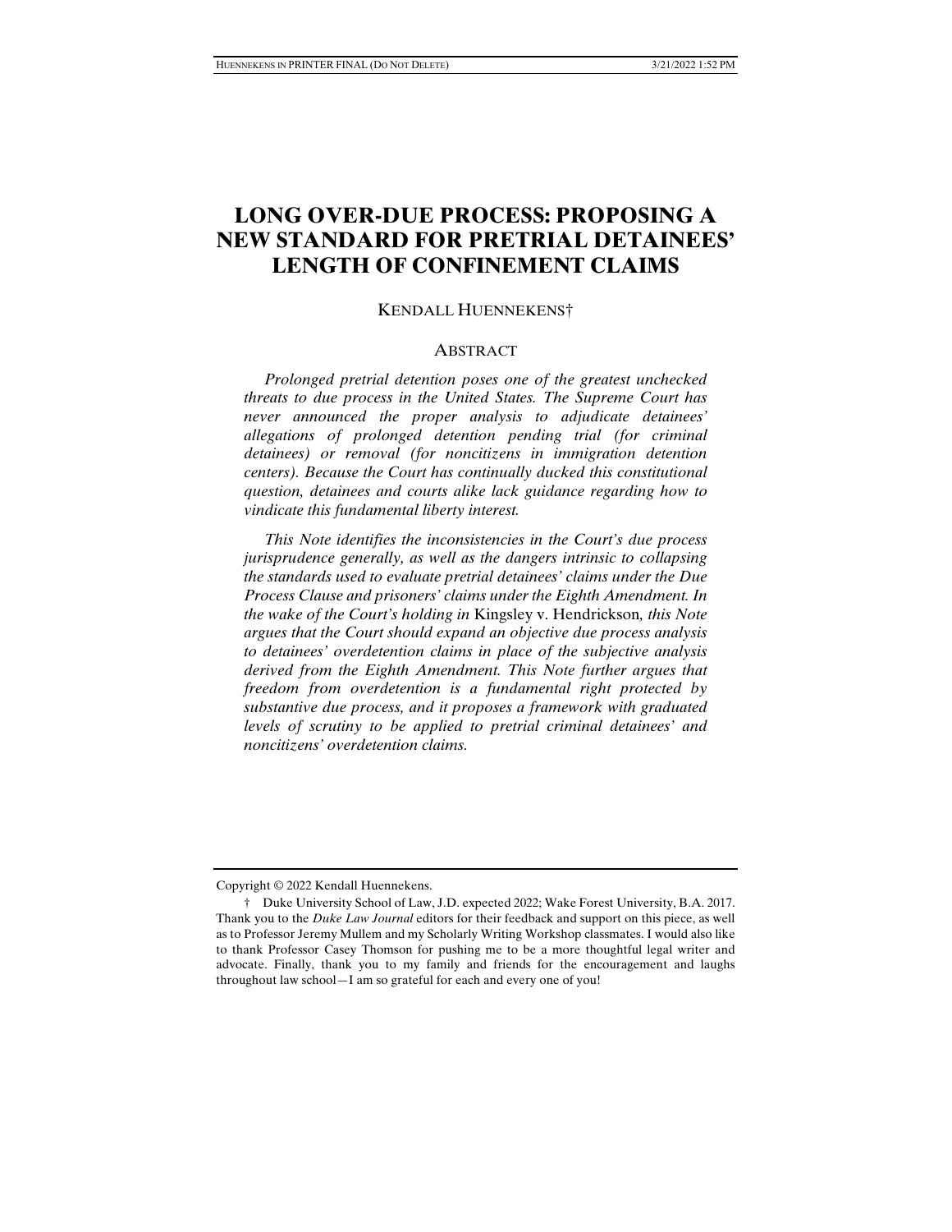# LONG OVER-DUE PROCESS: PROPOSING A NEW STANDARD FOR PRETRIAL DETAINEES' LENGTH OF CONFINEMENT CLAIMS

KENDALL HUENNEKENS†

## ABSTRACT

*Prolonged pretrial detention poses one of the greatest unchecked threats to due process in the United States. The Supreme Court has never announced the proper analysis to adjudicate detainees' allegations of prolonged detention pending trial (for criminal detainees) or removal (for noncitizens in immigration detention centers). Because the Court has continually ducked this constitutional question, detainees and courts alike lack guidance regarding how to vindicate this fundamental liberty interest.*

*This Note identifies the inconsistencies in the Court's due process jurisprudence generally, as well as the dangers intrinsic to collapsing the standards used to evaluate pretrial detainees' claims under the Due Process Clause and prisoners' claims under the Eighth Amendment. In the wake of the Court's holding in* Kingsley v. Hendrickson*, this Note argues that the Court should expand an objective due process analysis to detainees' overdetention claims in place of the subjective analysis derived from the Eighth Amendment. This Note further argues that freedom from overdetention is a fundamental right protected by substantive due process, and it proposes a framework with graduated levels of scrutiny to be applied to pretrial criminal detainees' and noncitizens' overdetention claims.*

---

Copyright © 2022 Kendall Huennekens.

† Duke University School of Law, J.D. expected 2022; Wake Forest University, B.A. 2017. Thank you to the *Duke Law Journal* editors for their feedback and support on this piece, as well as to Professor Jeremy Mullem and my Scholarly Writing Workshop classmates. I would also like to thank Professor Casey Thomson for pushing me to be a more thoughtful legal writer and advocate. Finally, thank you to my family and friends for the encouragement and laughs throughout law school—I am so grateful for each and every one of you!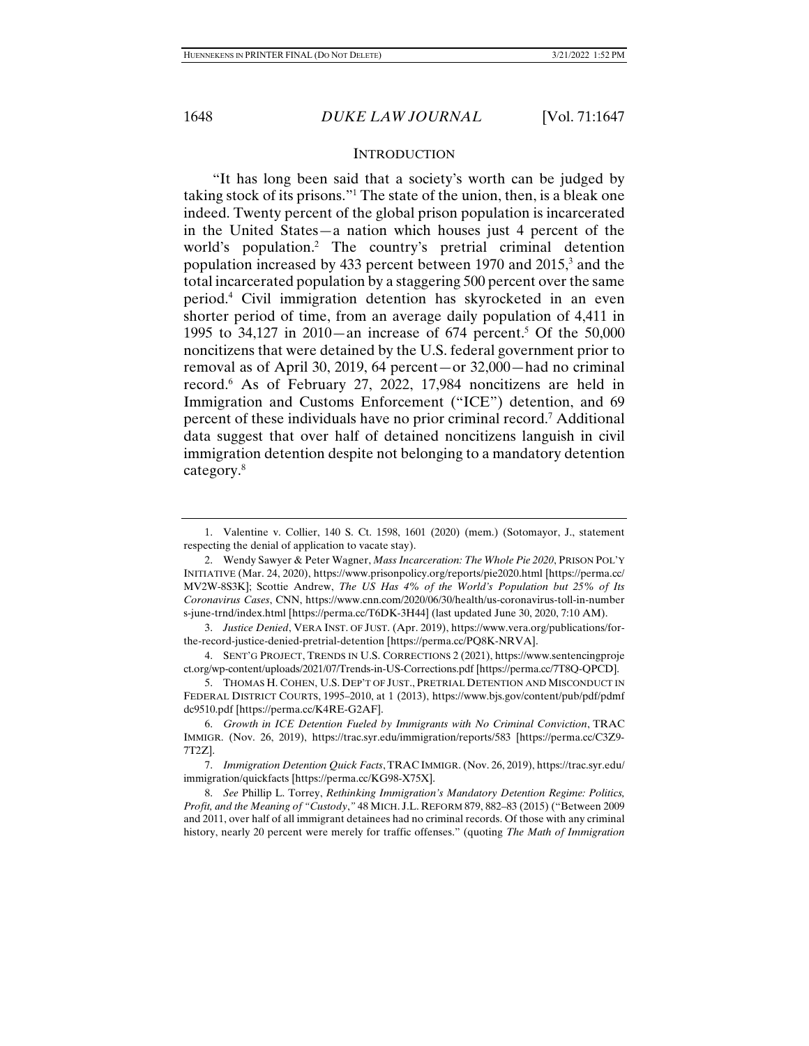## INTRODUCTION

"It has long been said that a society's worth can be judged by taking stock of its prisons."[1] The state of the union, then, is a bleak one indeed. Twenty percent of the global prison population is incarcerated in the United States—a nation which houses just 4 percent of the world's population.[2] The country's pretrial criminal detention population increased by 433 percent between 1970 and 2015,[3] and the total incarcerated population by a staggering 500 percent over the same period.[4] Civil immigration detention has skyrocketed in an even shorter period of time, from an average daily population of 4,411 in 1995 to 34,127 in 2010—an increase of 674 percent.[5] Of the 50,000 noncitizens that were detained by the U.S. federal government prior to removal as of April 30, 2019, 64 percent—or 32,000—had no criminal record.[6] As of February 27, 2022, 17,984 noncitizens are held in Immigration and Customs Enforcement ("ICE") detention, and 69 percent of these individuals have no prior criminal record.[7] Additional data suggest that over half of detained noncitizens languish in civil immigration detention despite not belonging to a mandatory detention category.[8]

---

1. Valentine v. Collier, 140 S. Ct. 1598, 1601 (2020) (mem.) (Sotomayor, J., statement respecting the denial of application to vacate stay).

2. Wendy Sawyer & Peter Wagner, *Mass Incarceration: The Whole Pie 2020*, PRISON POL'Y INITIATIVE (Mar. 24, 2020), https://www.prisonpolicy.org/reports/pie2020.html [https://perma.cc/MV2W-8S3K]; Scottie Andrew, *The US Has 4% of the World's Population but 25% of Its Coronavirus Cases*, CNN, https://www.cnn.com/2020/06/30/health/us-coronavirus-toll-in-numbers-june-trnd/index.html [https://perma.cc/T6DK-3H44] (last updated June 30, 2020, 7:10 AM).

3. *Justice Denied*, VERA INST. OF JUST. (Apr. 2019), https://www.vera.org/publications/for-the-record-justice-denied-pretrial-detention [https://perma.cc/PQ8K-NRVA].

4. SENT'G PROJECT, TRENDS IN U.S. CORRECTIONS 2 (2021), https://www.sentencingproject.org/wp-content/uploads/2021/07/Trends-in-US-Corrections.pdf [https://perma.cc/7T8Q-QPCD].

5. THOMAS H. COHEN, U.S. DEP'T OF JUST., PRETRIAL DETENTION AND MISCONDUCT IN FEDERAL DISTRICT COURTS, 1995–2010, at 1 (2013), https://www.bjs.gov/content/pub/pdf/pdmfdc9510.pdf [https://perma.cc/K4RE-G2AF].

6. *Growth in ICE Detention Fueled by Immigrants with No Criminal Conviction*, TRAC IMMIGR. (Nov. 26, 2019), https://trac.syr.edu/immigration/reports/583 [https://perma.cc/C3Z9-7T2Z].

7. *Immigration Detention Quick Facts*, TRAC IMMIGR. (Nov. 26, 2019), https://trac.syr.edu/immigration/quickfacts [https://perma.cc/KG98-X75X].

8. *See* Phillip L. Torrey, *Rethinking Immigration's Mandatory Detention Regime: Politics, Profit, and the Meaning of "Custody*,*"* 48 MICH. J.L. REFORM 879, 882–83 (2015) ("Between 2009 and 2011, over half of all immigrant detainees had no criminal records. Of those with any criminal history, nearly 20 percent were merely for traffic offenses." (quoting *The Math of Immigration*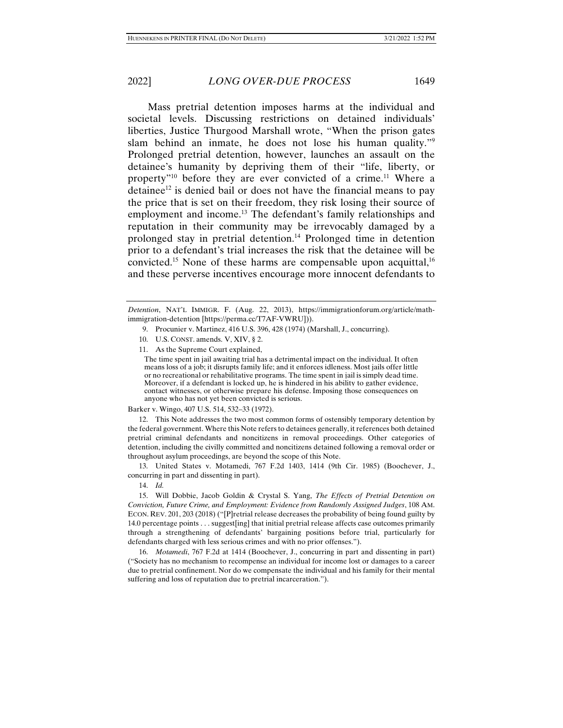Mass pretrial detention imposes harms at the individual and societal levels. Discussing restrictions on detained individuals' liberties, Justice Thurgood Marshall wrote, "When the prison gates slam behind an inmate, he does not lose his human quality."[9] Prolonged pretrial detention, however, launches an assault on the detainee's humanity by depriving them of their "life, liberty, or property"[10] before they are ever convicted of a crime.[11] Where a detainee[12] is denied bail or does not have the financial means to pay the price that is set on their freedom, they risk losing their source of employment and income.[13] The defendant's family relationships and reputation in their community may be irrevocably damaged by a prolonged stay in pretrial detention.[14] Prolonged time in detention prior to a defendant's trial increases the risk that the detainee will be convicted.[15] None of these harms are compensable upon acquittal,[16] and these perverse incentives encourage more innocent defendants to

---

*Detention*, NAT'L IMMIGR. F. (Aug. 22, 2013), https://immigrationforum.org/article/math-immigration-detention [https://perma.cc/T7AF-VWRU])).

9. Procunier v. Martinez, 416 U.S. 396, 428 (1974) (Marshall, J., concurring).

10. U.S. CONST. amends. V, XIV, § 2.

11. As the Supreme Court explained,

> The time spent in jail awaiting trial has a detrimental impact on the individual. It often means loss of a job; it disrupts family life; and it enforces idleness. Most jails offer little or no recreational or rehabilitative programs. The time spent in jail is simply dead time. Moreover, if a defendant is locked up, he is hindered in his ability to gather evidence, contact witnesses, or otherwise prepare his defense. Imposing those consequences on anyone who has not yet been convicted is serious.

Barker v. Wingo, 407 U.S. 514, 532–33 (1972).

12. This Note addresses the two most common forms of ostensibly temporary detention by the federal government. Where this Note refers to detainees generally, it references both detained pretrial criminal defendants and noncitizens in removal proceedings. Other categories of detention, including the civilly committed and noncitizens detained following a removal order or throughout asylum proceedings, are beyond the scope of this Note.

13. United States v. Motamedi, 767 F.2d 1403, 1414 (9th Cir. 1985) (Boochever, J., concurring in part and dissenting in part).

14. *Id.*

15. Will Dobbie, Jacob Goldin & Crystal S. Yang, *The Effects of Pretrial Detention on Conviction, Future Crime, and Employment: Evidence from Randomly Assigned Judges*, 108 AM. ECON. REV. 201, 203 (2018) ("[P]retrial release decreases the probability of being found guilty by 14.0 percentage points . . . suggest[ing] that initial pretrial release affects case outcomes primarily through a strengthening of defendants' bargaining positions before trial, particularly for defendants charged with less serious crimes and with no prior offenses.").

16. *Motamedi*, 767 F.2d at 1414 (Boochever, J., concurring in part and dissenting in part) ("Society has no mechanism to recompense an individual for income lost or damages to a career due to pretrial confinement. Nor do we compensate the individual and his family for their mental suffering and loss of reputation due to pretrial incarceration.").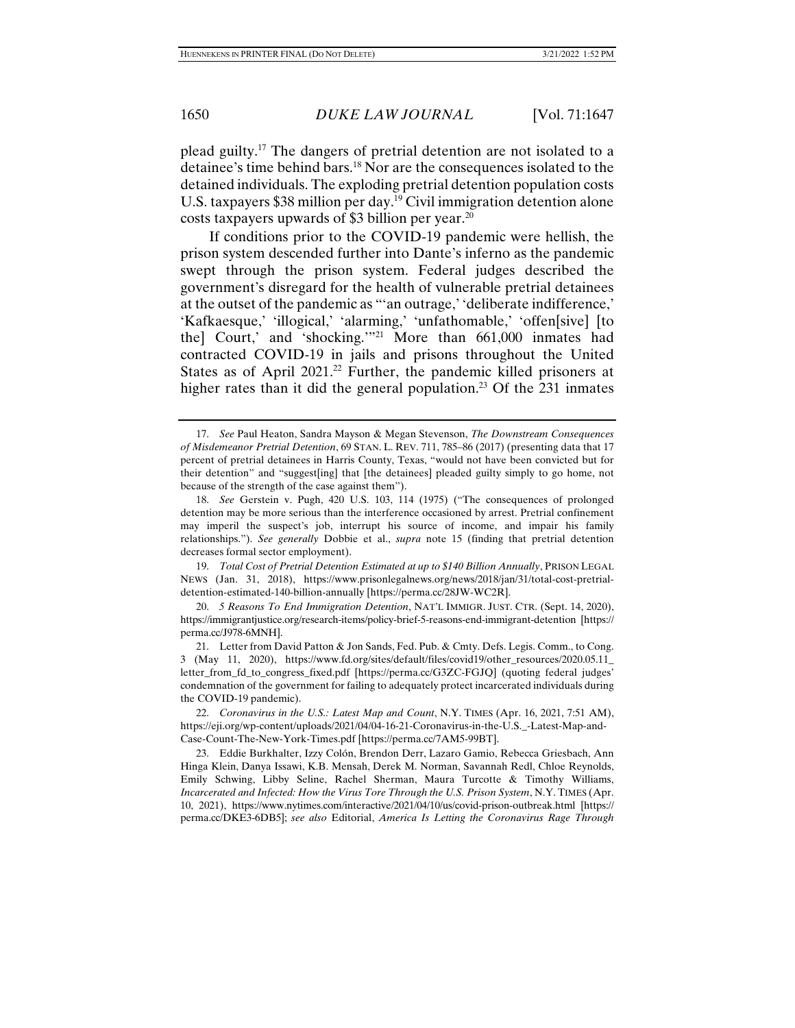plead guilty.[17] The dangers of pretrial detention are not isolated to a detainee's time behind bars.[18] Nor are the consequences isolated to the detained individuals. The exploding pretrial detention population costs U.S. taxpayers $38 million per day.[19] Civil immigration detention alone costs taxpayers upwards of $3 billion per year.[20]

If conditions prior to the COVID-19 pandemic were hellish, the prison system descended further into Dante's inferno as the pandemic swept through the prison system. Federal judges described the government's disregard for the health of vulnerable pretrial detainees at the outset of the pandemic as "'an outrage,' 'deliberate indifference,' 'Kafkaesque,' 'illogical,' 'alarming,' 'unfathomable,' 'offen[sive] [to the] Court,' and 'shocking.'"[21] More than 661,000 inmates had contracted COVID-19 in jails and prisons throughout the United States as of April 2021.[22] Further, the pandemic killed prisoners at higher rates than it did the general population.[23] Of the 231 inmates

---

17. *See* Paul Heaton, Sandra Mayson & Megan Stevenson, *The Downstream Consequences of Misdemeanor Pretrial Detention*, 69 STAN. L. REV. 711, 785–86 (2017) (presenting data that 17 percent of pretrial detainees in Harris County, Texas, "would not have been convicted but for their detention" and "suggest[ing] that [the detainees] pleaded guilty simply to go home, not because of the strength of the case against them").

18. *See* Gerstein v. Pugh, 420 U.S. 103, 114 (1975) ("The consequences of prolonged detention may be more serious than the interference occasioned by arrest. Pretrial confinement may imperil the suspect's job, interrupt his source of income, and impair his family relationships."). *See generally* Dobbie et al., *supra* note 15 (finding that pretrial detention decreases formal sector employment).

19. *Total Cost of Pretrial Detention Estimated at up to $140 Billion Annually*, PRISON LEGAL NEWS (Jan. 31, 2018), https://www.prisonlegalnews.org/news/2018/jan/31/total-cost-pretrial-detention-estimated-140-billion-annually [https://perma.cc/28JW-WC2R].

20. *5 Reasons To End Immigration Detention*, NAT'L IMMIGR. JUST. CTR. (Sept. 14, 2020), https://immigrantjustice.org/research-items/policy-brief-5-reasons-end-immigrant-detention [https://perma.cc/J978-6MNH].

21. Letter from David Patton & Jon Sands, Fed. Pub. & Cmty. Defs. Legis. Comm., to Cong. 3 (May 11, 2020), https://www.fd.org/sites/default/files/covid19/other_resources/2020.05.11_letter_from_fd_to_congress_fixed.pdf [https://perma.cc/G3ZC-FGJQ] (quoting federal judges' condemnation of the government for failing to adequately protect incarcerated individuals during the COVID-19 pandemic).

22. *Coronavirus in the U.S.: Latest Map and Count*, N.Y. TIMES (Apr. 16, 2021, 7:51 AM), https://eji.org/wp-content/uploads/2021/04/04-16-21-Coronavirus-in-the-U.S._-Latest-Map-and-Case-Count-The-New-York-Times.pdf [https://perma.cc/7AM5-99BT].

23. Eddie Burkhalter, Izzy Colón, Brendon Derr, Lazaro Gamio, Rebecca Griesbach, Ann Hinga Klein, Danya Issawi, K.B. Mensah, Derek M. Norman, Savannah Redl, Chloe Reynolds, Emily Schwing, Libby Seline, Rachel Sherman, Maura Turcotte & Timothy Williams, *Incarcerated and Infected: How the Virus Tore Through the U.S. Prison System*, N.Y. TIMES (Apr. 10, 2021), https://www.nytimes.com/interactive/2021/04/10/us/covid-prison-outbreak.html [https://perma.cc/DKE3-6DB5]; *see also* Editorial, *America Is Letting the Coronavirus Rage Through*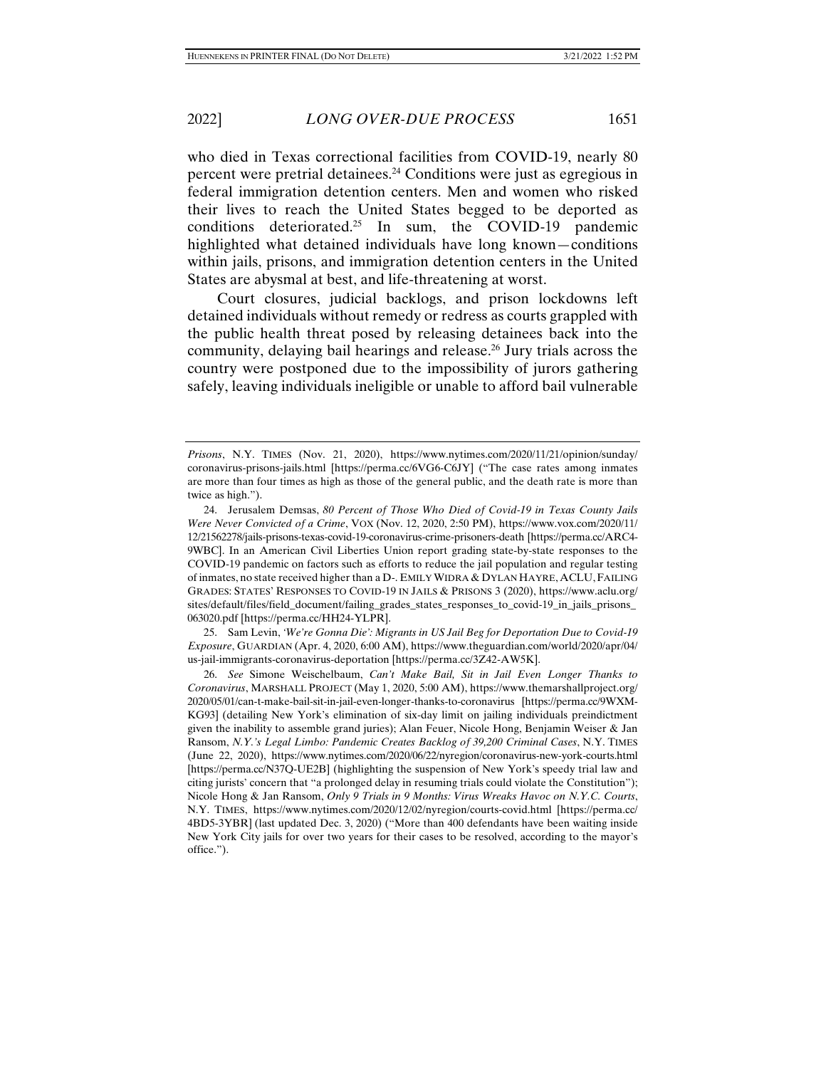who died in Texas correctional facilities from COVID-19, nearly 80 percent were pretrial detainees.[24] Conditions were just as egregious in federal immigration detention centers. Men and women who risked their lives to reach the United States begged to be deported as conditions deteriorated.[25] In sum, the COVID-19 pandemic highlighted what detained individuals have long known—conditions within jails, prisons, and immigration detention centers in the United States are abysmal at best, and life-threatening at worst.

Court closures, judicial backlogs, and prison lockdowns left detained individuals without remedy or redress as courts grappled with the public health threat posed by releasing detainees back into the community, delaying bail hearings and release.[26] Jury trials across the country were postponed due to the impossibility of jurors gathering safely, leaving individuals ineligible or unable to afford bail vulnerable

---

*Prisons*, N.Y. TIMES (Nov. 21, 2020), https://www.nytimes.com/2020/11/21/opinion/sunday/coronavirus-prisons-jails.html [https://perma.cc/6VG6-C6JY] ("The case rates among inmates are more than four times as high as those of the general public, and the death rate is more than twice as high.").

24. Jerusalem Demsas, *80 Percent of Those Who Died of Covid-19 in Texas County Jails Were Never Convicted of a Crime*, VOX (Nov. 12, 2020, 2:50 PM), https://www.vox.com/2020/11/12/21562278/jails-prisons-texas-covid-19-coronavirus-crime-prisoners-death [https://perma.cc/ARC4-9WBC]. In an American Civil Liberties Union report grading state-by-state responses to the COVID-19 pandemic on factors such as efforts to reduce the jail population and regular testing of inmates, no state received higher than a D-. EMILY WIDRA & DYLAN HAYRE, ACLU, FAILING GRADES: STATES' RESPONSES TO COVID-19 IN JAILS & PRISONS 3 (2020), https://www.aclu.org/sites/default/files/field_document/failing_grades_states_responses_to_covid-19_in_jails_prisons_063020.pdf [https://perma.cc/HH24-YLPR].

25. Sam Levin, *'We're Gonna Die': Migrants in US Jail Beg for Deportation Due to Covid-19 Exposure*, GUARDIAN (Apr. 4, 2020, 6:00 AM), https://www.theguardian.com/world/2020/apr/04/us-jail-immigrants-coronavirus-deportation [https://perma.cc/3Z42-AW5K].

26. *See* Simone Weischelbaum, *Can't Make Bail, Sit in Jail Even Longer Thanks to Coronavirus*, MARSHALL PROJECT (May 1, 2020, 5:00 AM), https://www.themarshallproject.org/2020/05/01/can-t-make-bail-sit-in-jail-even-longer-thanks-to-coronavirus [https://perma.cc/9WXM-KG93] (detailing New York's elimination of six-day limit on jailing individuals preindictment given the inability to assemble grand juries); Alan Feuer, Nicole Hong, Benjamin Weiser & Jan Ransom, *N.Y.'s Legal Limbo: Pandemic Creates Backlog of 39,200 Criminal Cases*, N.Y. TIMES (June 22, 2020), https://www.nytimes.com/2020/06/22/nyregion/coronavirus-new-york-courts.html [https://perma.cc/N37Q-UE2B] (highlighting the suspension of New York's speedy trial law and citing jurists' concern that "a prolonged delay in resuming trials could violate the Constitution"); Nicole Hong & Jan Ransom, *Only 9 Trials in 9 Months: Virus Wreaks Havoc on N.Y.C. Courts*, N.Y. TIMES, https://www.nytimes.com/2020/12/02/nyregion/courts-covid.html [https://perma.cc/4BD5-3YBR] (last updated Dec. 3, 2020) ("More than 400 defendants have been waiting inside New York City jails for over two years for their cases to be resolved, according to the mayor's office.").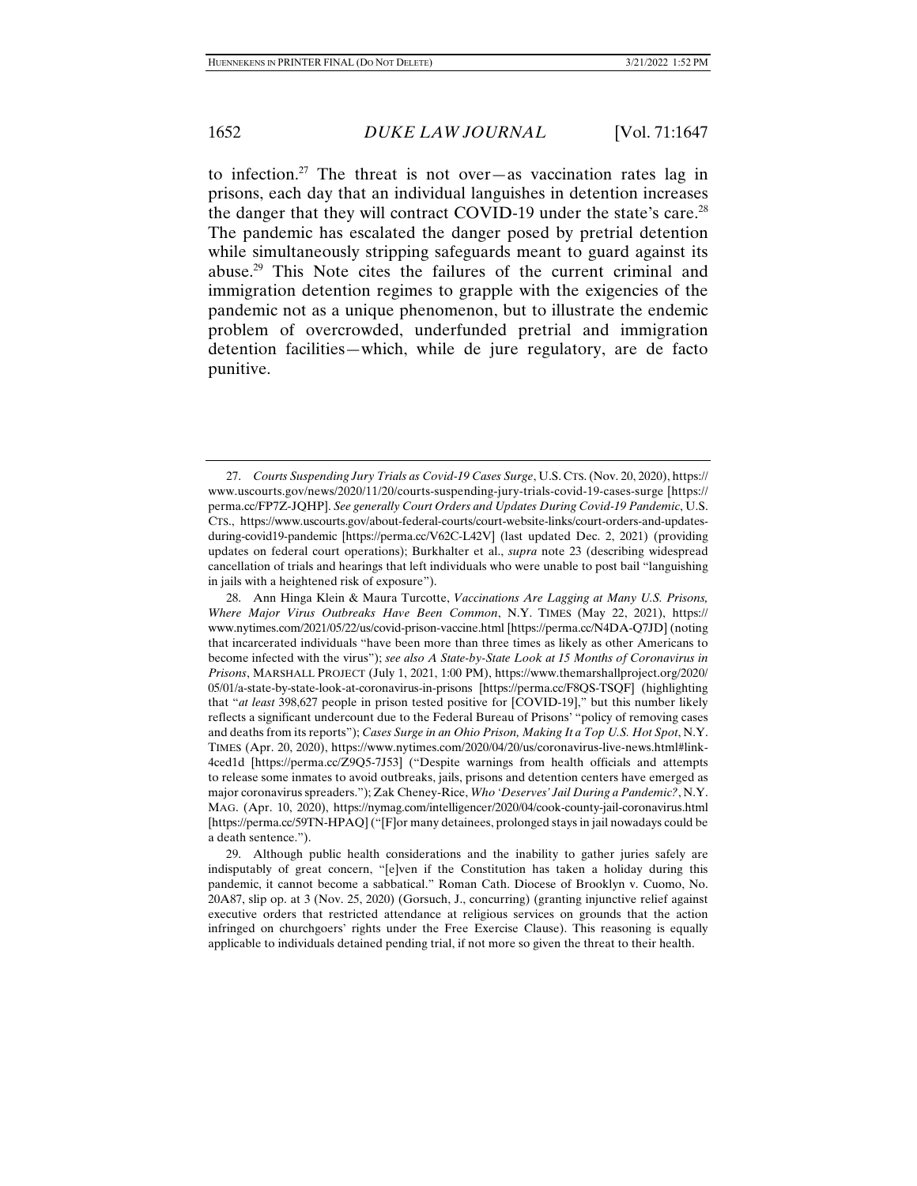to infection.[27] The threat is not over—as vaccination rates lag in prisons, each day that an individual languishes in detention increases the danger that they will contract COVID-19 under the state's care.[28] The pandemic has escalated the danger posed by pretrial detention while simultaneously stripping safeguards meant to guard against its abuse.[29] This Note cites the failures of the current criminal and immigration detention regimes to grapple with the exigencies of the pandemic not as a unique phenomenon, but to illustrate the endemic problem of overcrowded, underfunded pretrial and immigration detention facilities—which, while de jure regulatory, are de facto punitive.

---

27. *Courts Suspending Jury Trials as Covid-19 Cases Surge*, U.S. CTS. (Nov. 20, 2020), https://www.uscourts.gov/news/2020/11/20/courts-suspending-jury-trials-covid-19-cases-surge [https://perma.cc/FP7Z-JQHP]. *See generally Court Orders and Updates During Covid-19 Pandemic*, U.S. CTS., https://www.uscourts.gov/about-federal-courts/court-website-links/court-orders-and-updates-during-covid19-pandemic [https://perma.cc/V62C-L42V] (last updated Dec. 2, 2021) (providing updates on federal court operations); Burkhalter et al., *supra* note 23 (describing widespread cancellation of trials and hearings that left individuals who were unable to post bail "languishing in jails with a heightened risk of exposure").

28. Ann Hinga Klein & Maura Turcotte, *Vaccinations Are Lagging at Many U.S. Prisons, Where Major Virus Outbreaks Have Been Common*, N.Y. TIMES (May 22, 2021), https://www.nytimes.com/2021/05/22/us/covid-prison-vaccine.html [https://perma.cc/N4DA-Q7JD] (noting that incarcerated individuals "have been more than three times as likely as other Americans to become infected with the virus"); *see also A State-by-State Look at 15 Months of Coronavirus in Prisons*, MARSHALL PROJECT (July 1, 2021, 1:00 PM), https://www.themarshallproject.org/2020/05/01/a-state-by-state-look-at-coronavirus-in-prisons [https://perma.cc/F8QS-TSQF] (highlighting that "*at least* 398,627 people in prison tested positive for [COVID-19]," but this number likely reflects a significant undercount due to the Federal Bureau of Prisons' "policy of removing cases and deaths from its reports"); *Cases Surge in an Ohio Prison, Making It a Top U.S. Hot Spot*, N.Y. TIMES (Apr. 20, 2020), https://www.nytimes.com/2020/04/20/us/coronavirus-live-news.html#link-4ced1d [https://perma.cc/Z9Q5-7J53] ("Despite warnings from health officials and attempts to release some inmates to avoid outbreaks, jails, prisons and detention centers have emerged as major coronavirus spreaders."); Zak Cheney-Rice, *Who 'Deserves' Jail During a Pandemic?*, N.Y. MAG. (Apr. 10, 2020), https://nymag.com/intelligencer/2020/04/cook-county-jail-coronavirus.html [https://perma.cc/59TN-HPAQ] ("[F]or many detainees, prolonged stays in jail nowadays could be a death sentence.").

29. Although public health considerations and the inability to gather juries safely are indisputably of great concern, "[e]ven if the Constitution has taken a holiday during this pandemic, it cannot become a sabbatical." Roman Cath. Diocese of Brooklyn v. Cuomo, No. 20A87, slip op. at 3 (Nov. 25, 2020) (Gorsuch, J., concurring) (granting injunctive relief against executive orders that restricted attendance at religious services on grounds that the action infringed on churchgoers' rights under the Free Exercise Clause). This reasoning is equally applicable to individuals detained pending trial, if not more so given the threat to their health.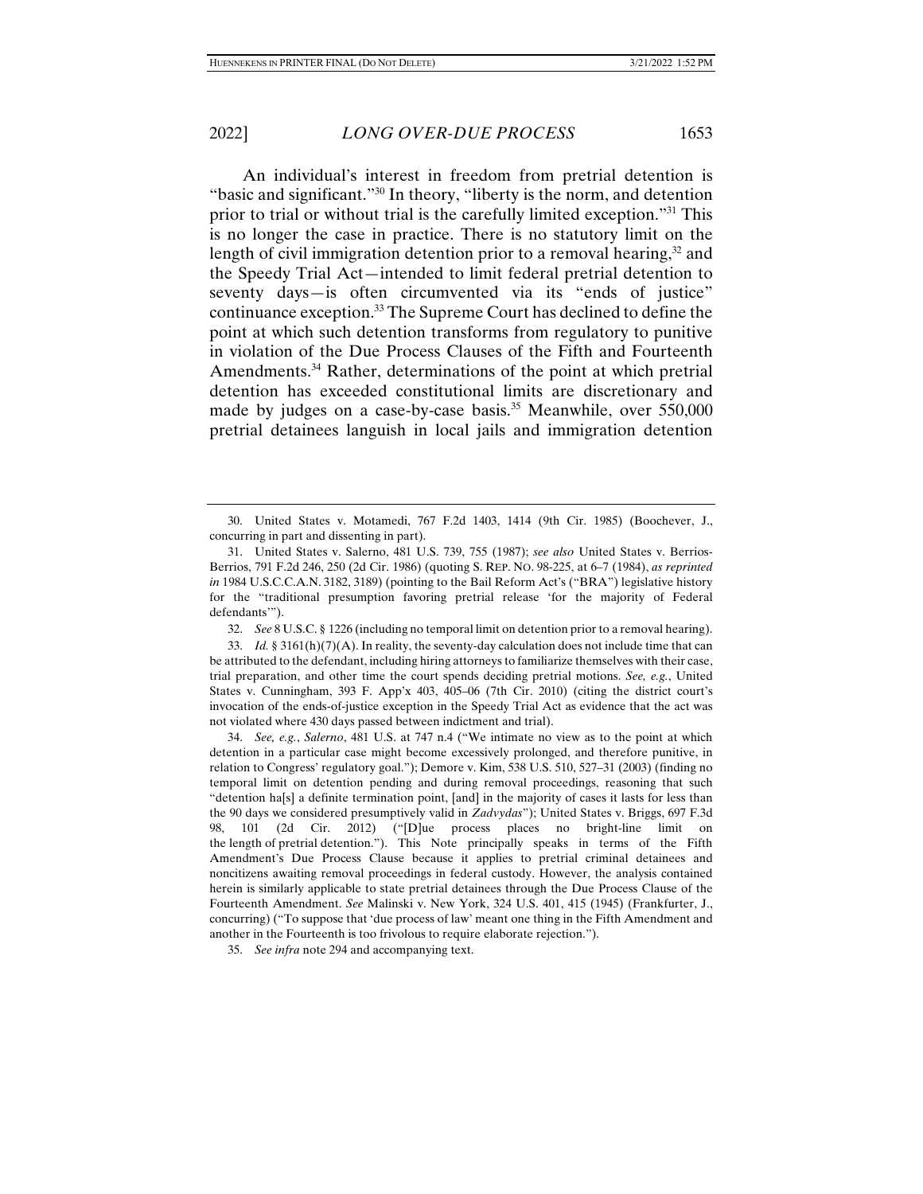An individual's interest in freedom from pretrial detention is "basic and significant."[30] In theory, "liberty is the norm, and detention prior to trial or without trial is the carefully limited exception."[31] This is no longer the case in practice. There is no statutory limit on the length of civil immigration detention prior to a removal hearing,[32] and the Speedy Trial Act—intended to limit federal pretrial detention to seventy days—is often circumvented via its "ends of justice" continuance exception.[33] The Supreme Court has declined to define the point at which such detention transforms from regulatory to punitive in violation of the Due Process Clauses of the Fifth and Fourteenth Amendments.[34] Rather, determinations of the point at which pretrial detention has exceeded constitutional limits are discretionary and made by judges on a case-by-case basis.[35] Meanwhile, over 550,000 pretrial detainees languish in local jails and immigration detention

---

30. United States v. Motamedi, 767 F.2d 1403, 1414 (9th Cir. 1985) (Boochever, J., concurring in part and dissenting in part).

31. United States v. Salerno, 481 U.S. 739, 755 (1987); *see also* United States v. Berrios-Berrios, 791 F.2d 246, 250 (2d Cir. 1986) (quoting S. REP. NO. 98-225, at 6–7 (1984), *as reprinted in* 1984 U.S.C.C.A.N. 3182, 3189) (pointing to the Bail Reform Act's ("BRA") legislative history for the "traditional presumption favoring pretrial release 'for the majority of Federal defendants'").

32. *See* 8 U.S.C. § 1226 (including no temporal limit on detention prior to a removal hearing).

33. *Id.* § 3161(h)(7)(A). In reality, the seventy-day calculation does not include time that can be attributed to the defendant, including hiring attorneys to familiarize themselves with their case, trial preparation, and other time the court spends deciding pretrial motions. *See, e.g.*, United States v. Cunningham, 393 F. App'x 403, 405–06 (7th Cir. 2010) (citing the district court's invocation of the ends-of-justice exception in the Speedy Trial Act as evidence that the act was not violated where 430 days passed between indictment and trial).

34. *See, e.g.*, *Salerno*, 481 U.S. at 747 n.4 ("We intimate no view as to the point at which detention in a particular case might become excessively prolonged, and therefore punitive, in relation to Congress' regulatory goal."); Demore v. Kim, 538 U.S. 510, 527–31 (2003) (finding no temporal limit on detention pending and during removal proceedings, reasoning that such "detention ha[s] a definite termination point, [and] in the majority of cases it lasts for less than the 90 days we considered presumptively valid in *Zadvydas*"); United States v. Briggs, 697 F.3d 98, 101 (2d Cir. 2012) ("[D]ue process places no bright-line limit on the length of pretrial detention."). This Note principally speaks in terms of the Fifth Amendment's Due Process Clause because it applies to pretrial criminal detainees and noncitizens awaiting removal proceedings in federal custody. However, the analysis contained herein is similarly applicable to state pretrial detainees through the Due Process Clause of the Fourteenth Amendment. *See* Malinski v. New York, 324 U.S. 401, 415 (1945) (Frankfurter, J., concurring) ("To suppose that 'due process of law' meant one thing in the Fifth Amendment and another in the Fourteenth is too frivolous to require elaborate rejection.").

35. *See infra* note 294 and accompanying text.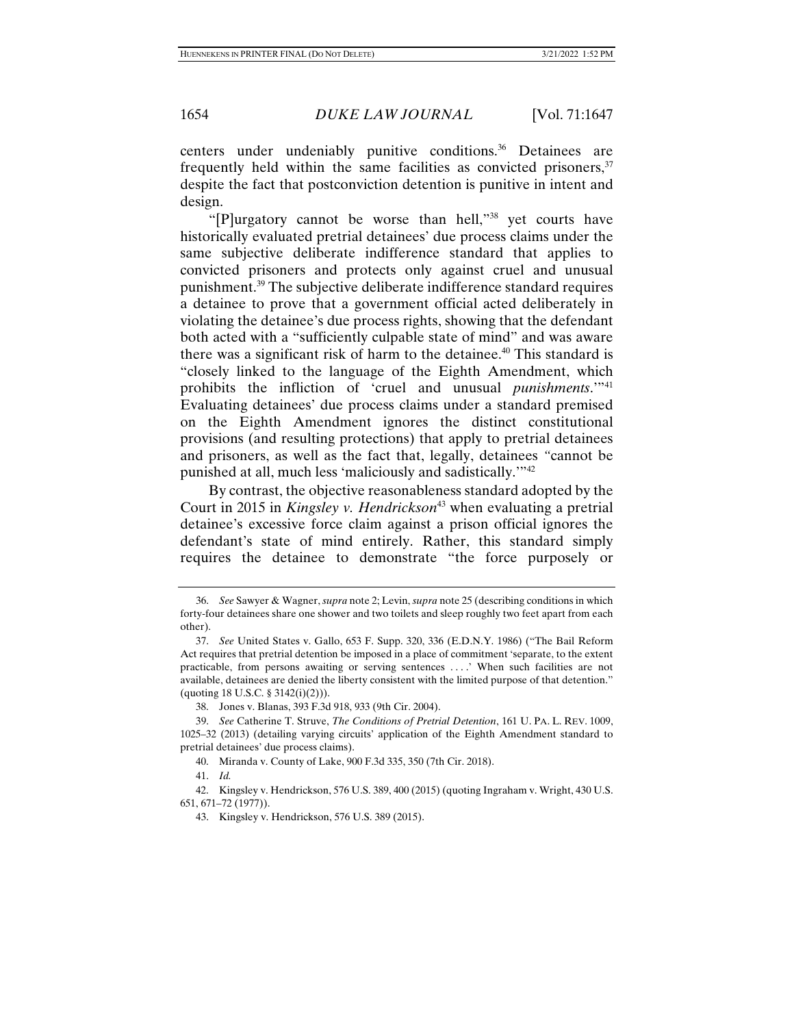centers under undeniably punitive conditions.[36] Detainees are frequently held within the same facilities as convicted prisoners,[37] despite the fact that postconviction detention is punitive in intent and design.

"[P]urgatory cannot be worse than hell,"[38] yet courts have historically evaluated pretrial detainees' due process claims under the same subjective deliberate indifference standard that applies to convicted prisoners and protects only against cruel and unusual punishment.[39] The subjective deliberate indifference standard requires a detainee to prove that a government official acted deliberately in violating the detainee's due process rights, showing that the defendant both acted with a "sufficiently culpable state of mind" and was aware there was a significant risk of harm to the detainee.[40] This standard is "closely linked to the language of the Eighth Amendment, which prohibits the infliction of 'cruel and unusual *punishments*.'"[41] Evaluating detainees' due process claims under a standard premised on the Eighth Amendment ignores the distinct constitutional provisions (and resulting protections) that apply to pretrial detainees and prisoners, as well as the fact that, legally, detainees "cannot be punished at all, much less 'maliciously and sadistically.'"[42]

By contrast, the objective reasonableness standard adopted by the Court in 2015 in *Kingsley v. Hendrickson*[43] when evaluating a pretrial detainee's excessive force claim against a prison official ignores the defendant's state of mind entirely. Rather, this standard simply requires the detainee to demonstrate "the force purposely or

---

36. *See* Sawyer & Wagner, *supra* note 2; Levin, *supra* note 25 (describing conditions in which forty-four detainees share one shower and two toilets and sleep roughly two feet apart from each other).

37. *See* United States v. Gallo, 653 F. Supp. 320, 336 (E.D.N.Y. 1986) ("The Bail Reform Act requires that pretrial detention be imposed in a place of commitment 'separate, to the extent practicable, from persons awaiting or serving sentences . . . .' When such facilities are not available, detainees are denied the liberty consistent with the limited purpose of that detention." (quoting 18 U.S.C. § 3142(i)(2))).

38. Jones v. Blanas, 393 F.3d 918, 933 (9th Cir. 2004).

39. *See* Catherine T. Struve, *The Conditions of Pretrial Detention*, 161 U. PA. L. REV. 1009, 1025–32 (2013) (detailing varying circuits' application of the Eighth Amendment standard to pretrial detainees' due process claims).

40. Miranda v. County of Lake, 900 F.3d 335, 350 (7th Cir. 2018).

41. *Id.*

42. Kingsley v. Hendrickson, 576 U.S. 389, 400 (2015) (quoting Ingraham v. Wright, 430 U.S. 651, 671–72 (1977)).

43. Kingsley v. Hendrickson, 576 U.S. 389 (2015).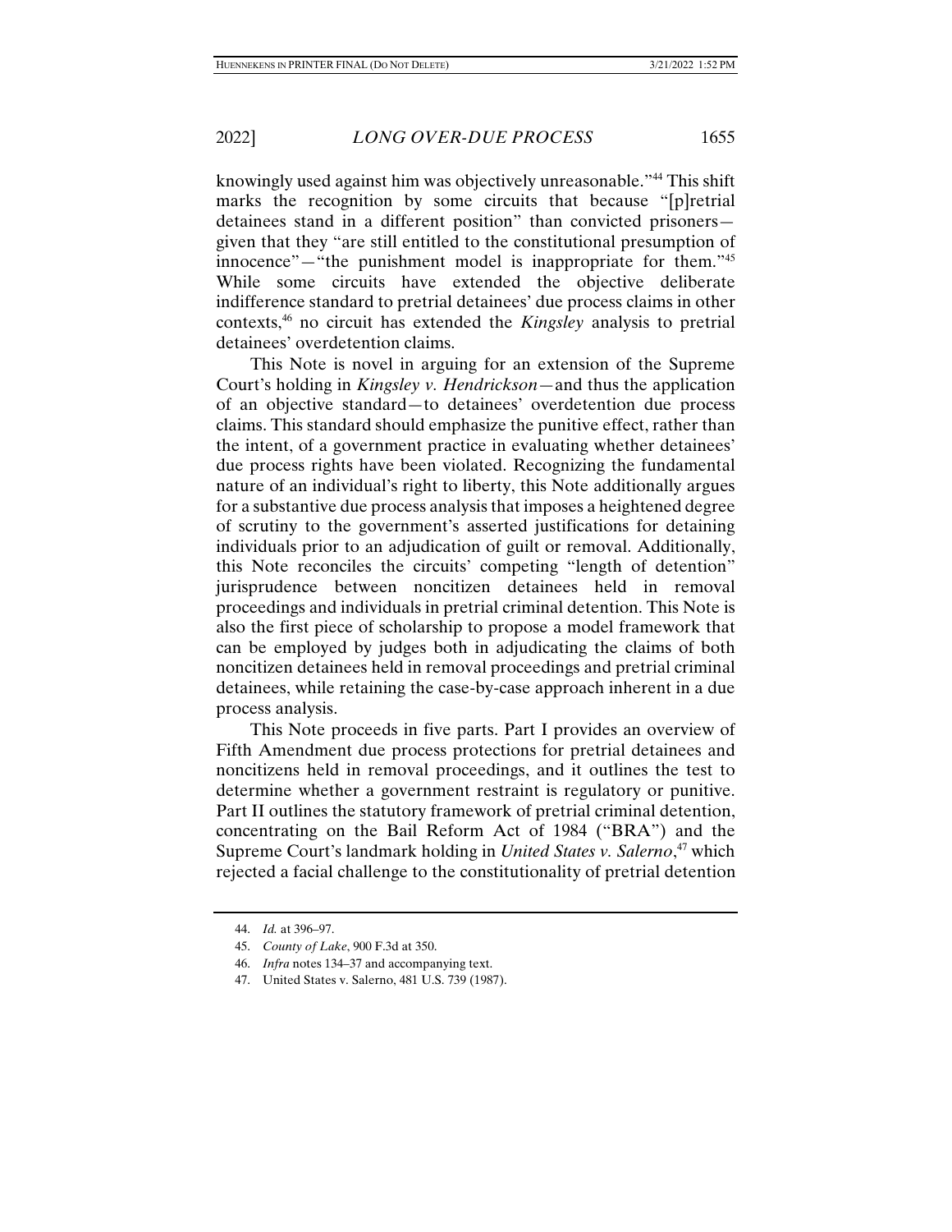knowingly used against him was objectively unreasonable."[44] This shift marks the recognition by some circuits that because "[p]retrial detainees stand in a different position" than convicted prisoners—given that they "are still entitled to the constitutional presumption of innocence"—"the punishment model is inappropriate for them."[45] While some circuits have extended the objective deliberate indifference standard to pretrial detainees' due process claims in other contexts,[46] no circuit has extended the *Kingsley* analysis to pretrial detainees' overdetention claims.

This Note is novel in arguing for an extension of the Supreme Court's holding in *Kingsley v. Hendrickson*—and thus the application of an objective standard—to detainees' overdetention due process claims. This standard should emphasize the punitive effect, rather than the intent, of a government practice in evaluating whether detainees' due process rights have been violated. Recognizing the fundamental nature of an individual's right to liberty, this Note additionally argues for a substantive due process analysis that imposes a heightened degree of scrutiny to the government's asserted justifications for detaining individuals prior to an adjudication of guilt or removal. Additionally, this Note reconciles the circuits' competing "length of detention" jurisprudence between noncitizen detainees held in removal proceedings and individuals in pretrial criminal detention. This Note is also the first piece of scholarship to propose a model framework that can be employed by judges both in adjudicating the claims of both noncitizen detainees held in removal proceedings and pretrial criminal detainees, while retaining the case-by-case approach inherent in a due process analysis.

This Note proceeds in five parts. Part I provides an overview of Fifth Amendment due process protections for pretrial detainees and noncitizens held in removal proceedings, and it outlines the test to determine whether a government restraint is regulatory or punitive. Part II outlines the statutory framework of pretrial criminal detention, concentrating on the Bail Reform Act of 1984 ("BRA") and the Supreme Court's landmark holding in *United States v. Salerno*,[47] which rejected a facial challenge to the constitutionality of pretrial detention

---

44. *Id.* at 396–97.

45. *County of Lake*, 900 F.3d at 350.

46. *Infra* notes 134–37 and accompanying text.

47. United States v. Salerno, 481 U.S. 739 (1987).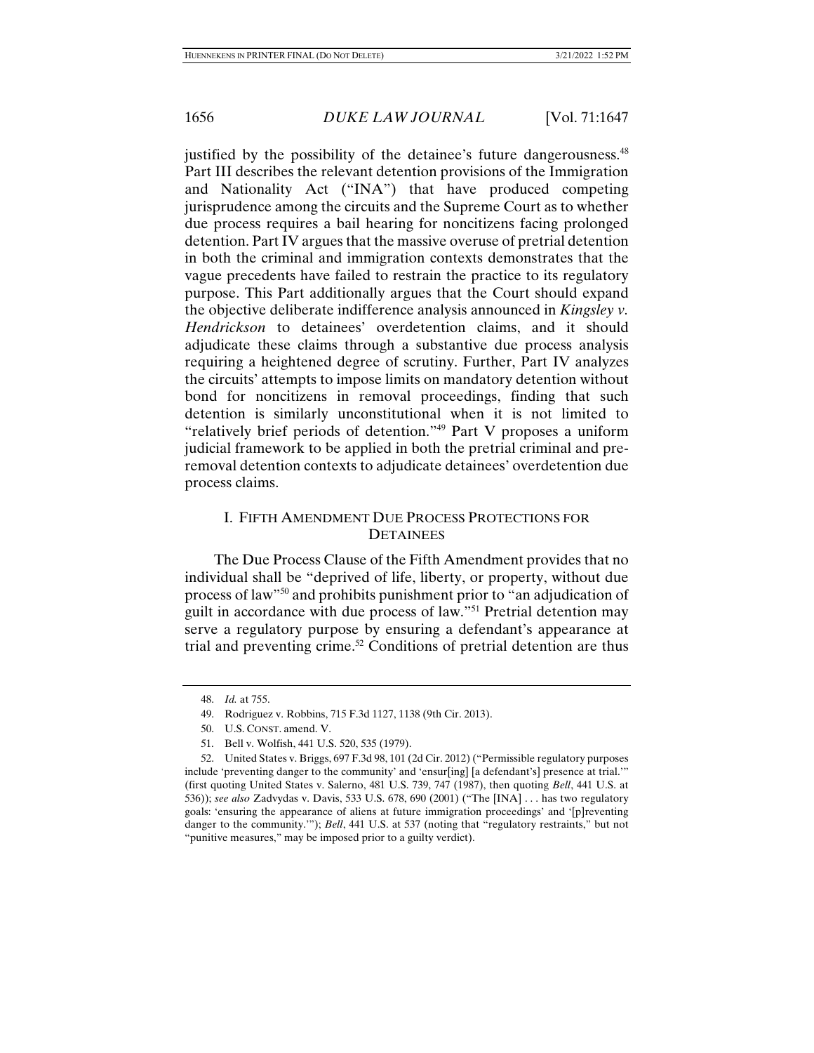justified by the possibility of the detainee's future dangerousness.[48] Part III describes the relevant detention provisions of the Immigration and Nationality Act ("INA") that have produced competing jurisprudence among the circuits and the Supreme Court as to whether due process requires a bail hearing for noncitizens facing prolonged detention. Part IV argues that the massive overuse of pretrial detention in both the criminal and immigration contexts demonstrates that the vague precedents have failed to restrain the practice to its regulatory purpose. This Part additionally argues that the Court should expand the objective deliberate indifference analysis announced in *Kingsley v. Hendrickson* to detainees' overdetention claims, and it should adjudicate these claims through a substantive due process analysis requiring a heightened degree of scrutiny. Further, Part IV analyzes the circuits' attempts to impose limits on mandatory detention without bond for noncitizens in removal proceedings, finding that such detention is similarly unconstitutional when it is not limited to "relatively brief periods of detention."[49] Part V proposes a uniform judicial framework to be applied in both the pretrial criminal and pre-removal detention contexts to adjudicate detainees' overdetention due process claims.

## I. FIFTH AMENDMENT DUE PROCESS PROTECTIONS FOR DETAINEES

The Due Process Clause of the Fifth Amendment provides that no individual shall be "deprived of life, liberty, or property, without due process of law"[50] and prohibits punishment prior to "an adjudication of guilt in accordance with due process of law."[51] Pretrial detention may serve a regulatory purpose by ensuring a defendant's appearance at trial and preventing crime.[52] Conditions of pretrial detention are thus

---

48. *Id.* at 755.

49. Rodriguez v. Robbins, 715 F.3d 1127, 1138 (9th Cir. 2013).

50. U.S. CONST. amend. V.

51. Bell v. Wolfish, 441 U.S. 520, 535 (1979).

52. United States v. Briggs, 697 F.3d 98, 101 (2d Cir. 2012) ("Permissible regulatory purposes include 'preventing danger to the community' and 'ensur[ing] [a defendant's] presence at trial.'" (first quoting United States v. Salerno, 481 U.S. 739, 747 (1987), then quoting *Bell*, 441 U.S. at 536)); *see also* Zadvydas v. Davis, 533 U.S. 678, 690 (2001) ("The [INA] . . . has two regulatory goals: 'ensuring the appearance of aliens at future immigration proceedings' and '[p]reventing danger to the community.'"); *Bell*, 441 U.S. at 537 (noting that "regulatory restraints," but not "punitive measures," may be imposed prior to a guilty verdict).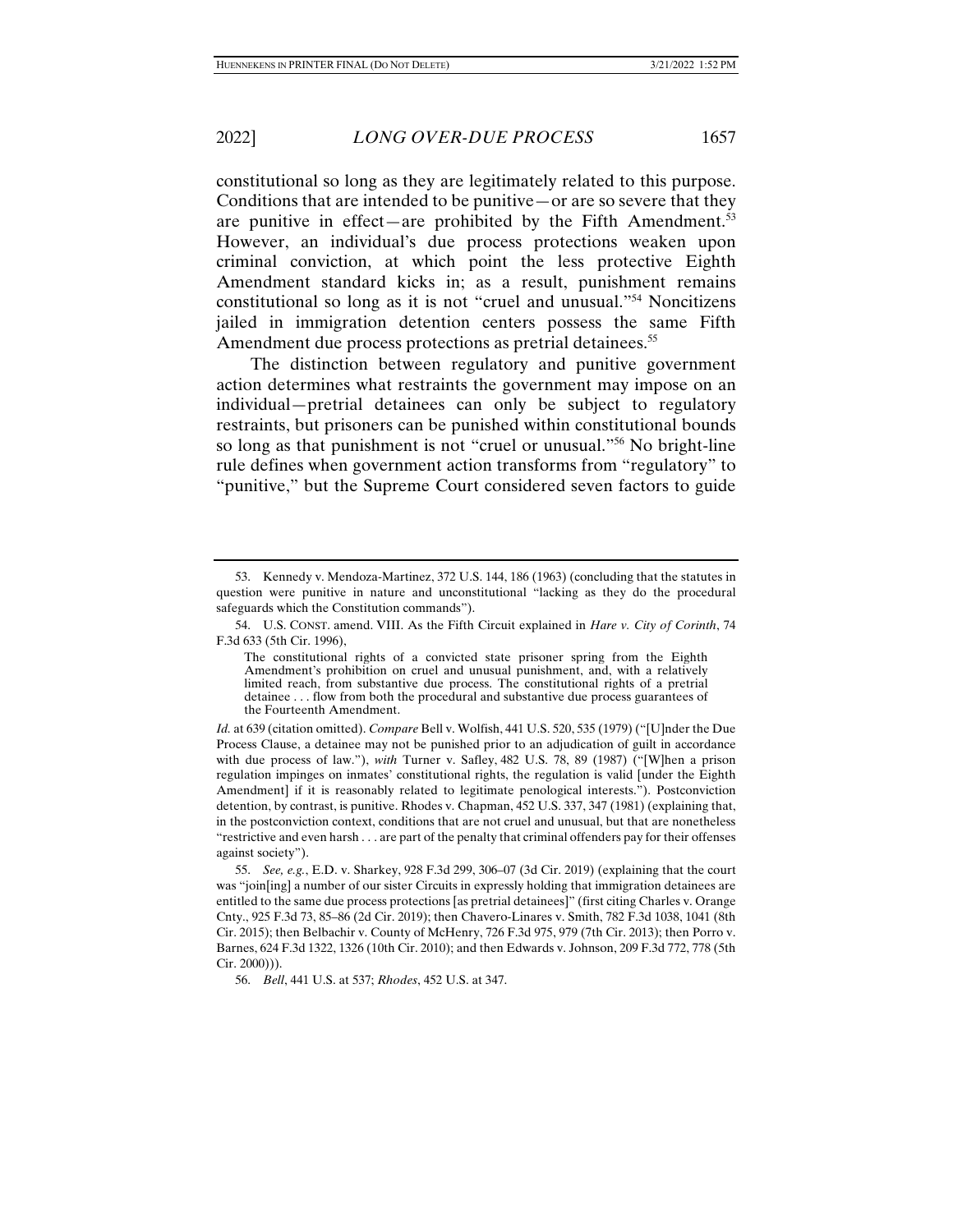constitutional so long as they are legitimately related to this purpose. Conditions that are intended to be punitive—or are so severe that they are punitive in effect—are prohibited by the Fifth Amendment.[53] However, an individual's due process protections weaken upon criminal conviction, at which point the less protective Eighth Amendment standard kicks in; as a result, punishment remains constitutional so long as it is not "cruel and unusual."[54] Noncitizens jailed in immigration detention centers possess the same Fifth Amendment due process protections as pretrial detainees.[55]

The distinction between regulatory and punitive government action determines what restraints the government may impose on an individual—pretrial detainees can only be subject to regulatory restraints, but prisoners can be punished within constitutional bounds so long as that punishment is not "cruel or unusual."[56] No bright-line rule defines when government action transforms from "regulatory" to "punitive," but the Supreme Court considered seven factors to guide

---

53. Kennedy v. Mendoza-Martinez, 372 U.S. 144, 186 (1963) (concluding that the statutes in question were punitive in nature and unconstitutional "lacking as they do the procedural safeguards which the Constitution commands").

54. U.S. CONST. amend. VIII. As the Fifth Circuit explained in *Hare v. City of Corinth*, 74 F.3d 633 (5th Cir. 1996),

> The constitutional rights of a convicted state prisoner spring from the Eighth Amendment's prohibition on cruel and unusual punishment, and, with a relatively limited reach, from substantive due process. The constitutional rights of a pretrial detainee . . . flow from both the procedural and substantive due process guarantees of the Fourteenth Amendment.

*Id.* at 639 (citation omitted). *Compare* Bell v. Wolfish, 441 U.S. 520, 535 (1979) ("[U]nder the Due Process Clause, a detainee may not be punished prior to an adjudication of guilt in accordance with due process of law."), *with* Turner v. Safley, 482 U.S. 78, 89 (1987) ("[W]hen a prison regulation impinges on inmates' constitutional rights, the regulation is valid [under the Eighth Amendment] if it is reasonably related to legitimate penological interests."). Postconviction detention, by contrast, is punitive. Rhodes v. Chapman, 452 U.S. 337, 347 (1981) (explaining that, in the postconviction context, conditions that are not cruel and unusual, but that are nonetheless "restrictive and even harsh . . . are part of the penalty that criminal offenders pay for their offenses against society").

55. *See, e.g.*, E.D. v. Sharkey, 928 F.3d 299, 306–07 (3d Cir. 2019) (explaining that the court was "join[ing] a number of our sister Circuits in expressly holding that immigration detainees are entitled to the same due process protections [as pretrial detainees]" (first citing Charles v. Orange Cnty., 925 F.3d 73, 85–86 (2d Cir. 2019); then Chavero-Linares v. Smith, 782 F.3d 1038, 1041 (8th Cir. 2015); then Belbachir v. County of McHenry, 726 F.3d 975, 979 (7th Cir. 2013); then Porro v. Barnes, 624 F.3d 1322, 1326 (10th Cir. 2010); and then Edwards v. Johnson, 209 F.3d 772, 778 (5th Cir. 2000))).

56. *Bell*, 441 U.S. at 537; *Rhodes*, 452 U.S. at 347.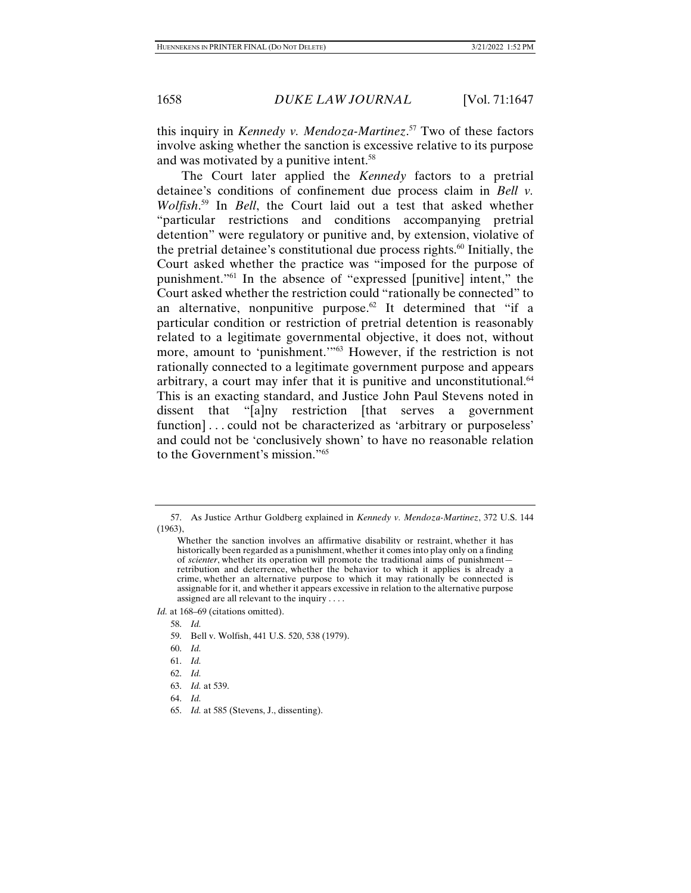this inquiry in *Kennedy v. Mendoza-Martinez*.[57] Two of these factors involve asking whether the sanction is excessive relative to its purpose and was motivated by a punitive intent.[58]

The Court later applied the *Kennedy* factors to a pretrial detainee's conditions of confinement due process claim in *Bell v. Wolfish*.[59] In *Bell*, the Court laid out a test that asked whether "particular restrictions and conditions accompanying pretrial detention" were regulatory or punitive and, by extension, violative of the pretrial detainee's constitutional due process rights.[60] Initially, the Court asked whether the practice was "imposed for the purpose of punishment."[61] In the absence of "expressed [punitive] intent," the Court asked whether the restriction could "rationally be connected" to an alternative, nonpunitive purpose.[62] It determined that "if a particular condition or restriction of pretrial detention is reasonably related to a legitimate governmental objective, it does not, without more, amount to 'punishment.'"[63] However, if the restriction is not rationally connected to a legitimate government purpose and appears arbitrary, a court may infer that it is punitive and unconstitutional.[64] This is an exacting standard, and Justice John Paul Stevens noted in dissent that "[a]ny restriction [that serves a government function] . . . could not be characterized as 'arbitrary or purposeless' and could not be 'conclusively shown' to have no reasonable relation to the Government's mission."[65]

---

57. As Justice Arthur Goldberg explained in *Kennedy v. Mendoza-Martinez*, 372 U.S. 144 (1963),

> Whether the sanction involves an affirmative disability or restraint, whether it has historically been regarded as a punishment, whether it comes into play only on a finding of *scienter*, whether its operation will promote the traditional aims of punishment—retribution and deterrence, whether the behavior to which it applies is already a crime, whether an alternative purpose to which it may rationally be connected is assignable for it, and whether it appears excessive in relation to the alternative purpose assigned are all relevant to the inquiry . . . .

*Id.* at 168–69 (citations omitted).

58. *Id.*

59. Bell v. Wolfish, 441 U.S. 520, 538 (1979).

60. *Id.*

61. *Id.*

62. *Id.*

63. *Id.* at 539.

64. *Id.*

65. *Id.* at 585 (Stevens, J., dissenting).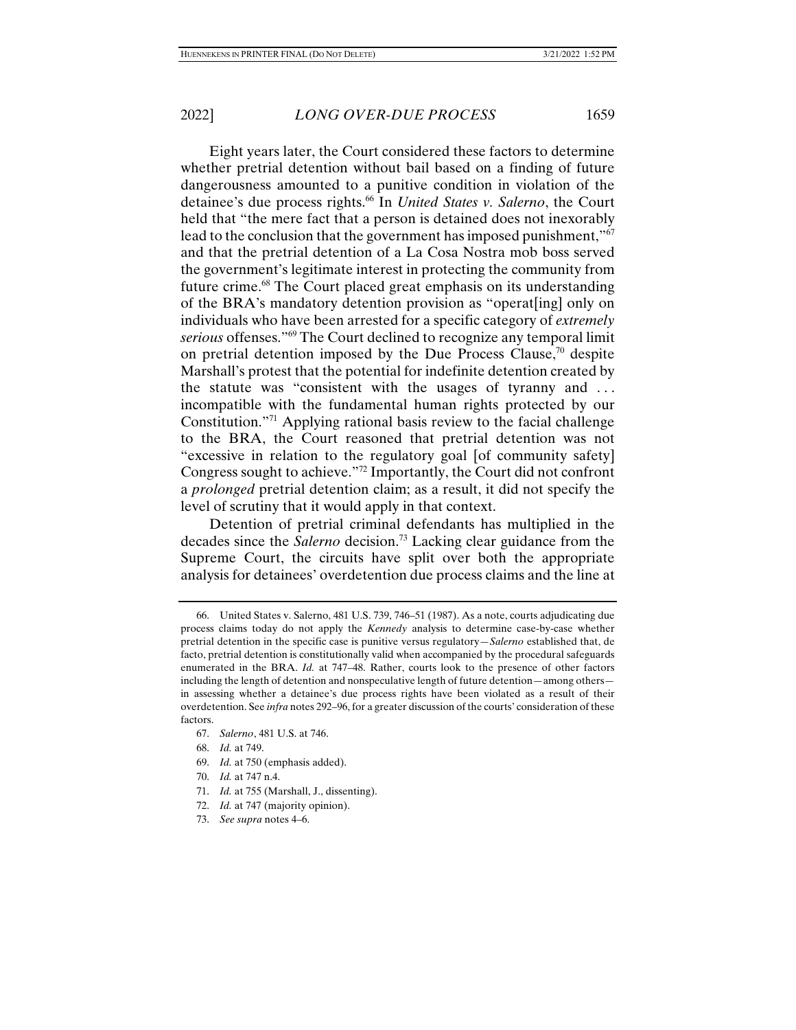Eight years later, the Court considered these factors to determine whether pretrial detention without bail based on a finding of future dangerousness amounted to a punitive condition in violation of the detainee's due process rights.[66] In *United States v. Salerno*, the Court held that "the mere fact that a person is detained does not inexorably lead to the conclusion that the government has imposed punishment,"[67] and that the pretrial detention of a La Cosa Nostra mob boss served the government's legitimate interest in protecting the community from future crime.[68] The Court placed great emphasis on its understanding of the BRA's mandatory detention provision as "operat[ing] only on individuals who have been arrested for a specific category of *extremely serious* offenses."[69] The Court declined to recognize any temporal limit on pretrial detention imposed by the Due Process Clause,[70] despite Marshall's protest that the potential for indefinite detention created by the statute was "consistent with the usages of tyranny and . . . incompatible with the fundamental human rights protected by our Constitution."[71] Applying rational basis review to the facial challenge to the BRA, the Court reasoned that pretrial detention was not "excessive in relation to the regulatory goal [of community safety] Congress sought to achieve."[72] Importantly, the Court did not confront a *prolonged* pretrial detention claim; as a result, it did not specify the level of scrutiny that it would apply in that context.

Detention of pretrial criminal defendants has multiplied in the decades since the *Salerno* decision.[73] Lacking clear guidance from the Supreme Court, the circuits have split over both the appropriate analysis for detainees' overdetention due process claims and the line at

---

66. United States v. Salerno, 481 U.S. 739, 746–51 (1987). As a note, courts adjudicating due process claims today do not apply the *Kennedy* analysis to determine case-by-case whether pretrial detention in the specific case is punitive versus regulatory—*Salerno* established that, de facto, pretrial detention is constitutionally valid when accompanied by the procedural safeguards enumerated in the BRA. *Id.* at 747–48. Rather, courts look to the presence of other factors including the length of detention and nonspeculative length of future detention—among others—in assessing whether a detainee's due process rights have been violated as a result of their overdetention. See *infra* notes 292–96, for a greater discussion of the courts' consideration of these factors.

67. *Salerno*, 481 U.S. at 746.

68. *Id.* at 749.

69. *Id.* at 750 (emphasis added).

70. *Id.* at 747 n.4.

71. *Id.* at 755 (Marshall, J., dissenting).

72. *Id.* at 747 (majority opinion).

73. *See supra* notes 4–6.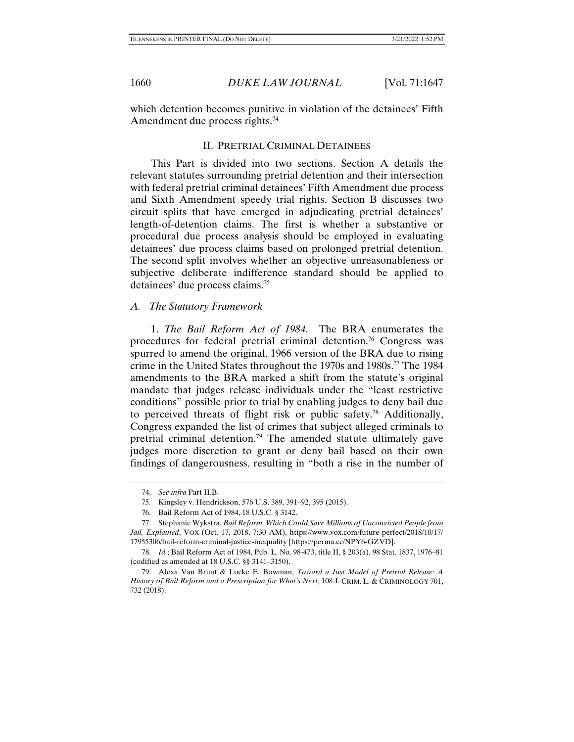which detention becomes punitive in violation of the detainees' Fifth Amendment due process rights.[74]

## II. Pretrial Criminal Detainees

This Part is divided into two sections. Section A details the relevant statutes surrounding pretrial detention and their intersection with federal pretrial criminal detainees' Fifth Amendment due process and Sixth Amendment speedy trial rights. Section B discusses two circuit splits that have emerged in adjudicating pretrial detainees' length-of-detention claims. The first is whether a substantive or procedural due process analysis should be employed in evaluating detainees' due process claims based on prolonged pretrial detention. The second split involves whether an objective unreasonableness or subjective deliberate indifference standard should be applied to detainees' due process claims.[75]

### *A. The Statutory Framework*

1. *The Bail Reform Act of 1984.* The BRA enumerates the procedures for federal pretrial criminal detention.[76] Congress was spurred to amend the original, 1966 version of the BRA due to rising crime in the United States throughout the 1970s and 1980s.[77] The 1984 amendments to the BRA marked a shift from the statute's original mandate that judges release individuals under the "least restrictive conditions" possible prior to trial by enabling judges to deny bail due to perceived threats of flight risk or public safety.[78] Additionally, Congress expanded the list of crimes that subject alleged criminals to pretrial criminal detention.[79] The amended statute ultimately gave judges more discretion to grant or deny bail based on their own findings of dangerousness, resulting in "both a rise in the number of

---

74. *See infra* Part II.B.

75. Kingsley v. Hendrickson, 576 U.S. 389, 391–92, 395 (2015).

76. Bail Reform Act of 1984, 18 U.S.C. § 3142.

77. Stephanie Wykstra, *Bail Reform, Which Could Save Millions of Unconvicted People from Jail, Explained*, VOX (Oct. 17, 2018, 7:30 AM), https://www.vox.com/future-perfect/2018/10/17/17955306/bail-reform-criminal-justice-inequality [https://perma.cc/NPY6-GZVD].

78. *Id.*; Bail Reform Act of 1984, Pub. L. No. 98-473, title II, § 203(a), 98 Stat. 1837, 1976–81 (codified as amended at 18 U.S.C. §§ 3141–3150).

79. Alexa Van Brunt & Locke E. Bowman, *Toward a Just Model of Pretrial Release: A History of Bail Reform and a Prescription for What's Next*, 108 J. CRIM. L. & CRIMINOLOGY 701, 732 (2018).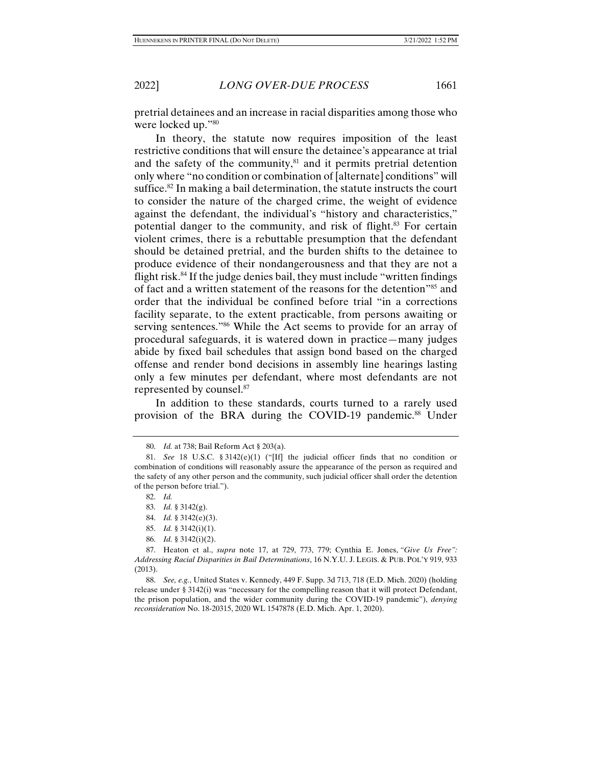pretrial detainees and an increase in racial disparities among those who were locked up."[80]

In theory, the statute now requires imposition of the least restrictive conditions that will ensure the detainee's appearance at trial and the safety of the community,[81] and it permits pretrial detention only where "no condition or combination of [alternate] conditions" will suffice.[82] In making a bail determination, the statute instructs the court to consider the nature of the charged crime, the weight of evidence against the defendant, the individual's "history and characteristics," potential danger to the community, and risk of flight.[83] For certain violent crimes, there is a rebuttable presumption that the defendant should be detained pretrial, and the burden shifts to the detainee to produce evidence of their nondangerousness and that they are not a flight risk.[84] If the judge denies bail, they must include "written findings of fact and a written statement of the reasons for the detention"[85] and order that the individual be confined before trial "in a corrections facility separate, to the extent practicable, from persons awaiting or serving sentences."[86] While the Act seems to provide for an array of procedural safeguards, it is watered down in practice—many judges abide by fixed bail schedules that assign bond based on the charged offense and render bond decisions in assembly line hearings lasting only a few minutes per defendant, where most defendants are not represented by counsel.[87]

In addition to these standards, courts turned to a rarely used provision of the BRA during the COVID-19 pandemic.[88] Under

---

80. *Id.* at 738; Bail Reform Act § 203(a).

81. *See* 18 U.S.C. § 3142(e)(1) ("[If] the judicial officer finds that no condition or combination of conditions will reasonably assure the appearance of the person as required and the safety of any other person and the community, such judicial officer shall order the detention of the person before trial.").

82. *Id.*

83. *Id.* § 3142(g).

84. *Id.* § 3142(e)(3).

85. *Id.* § 3142(i)(1).

86. *Id.* § 3142(i)(2).

87. Heaton et al., *supra* note 17, at 729, 773, 779; Cynthia E. Jones, *"Give Us Free": Addressing Racial Disparities in Bail Determinations*, 16 N.Y.U. J. LEGIS. & PUB. POL'Y 919, 933 (2013).

88. *See, e.g.*, United States v. Kennedy, 449 F. Supp. 3d 713, 718 (E.D. Mich. 2020) (holding release under § 3142(i) was "necessary for the compelling reason that it will protect Defendant, the prison population, and the wider community during the COVID-19 pandemic"), *denying reconsideration* No. 18-20315, 2020 WL 1547878 (E.D. Mich. Apr. 1, 2020).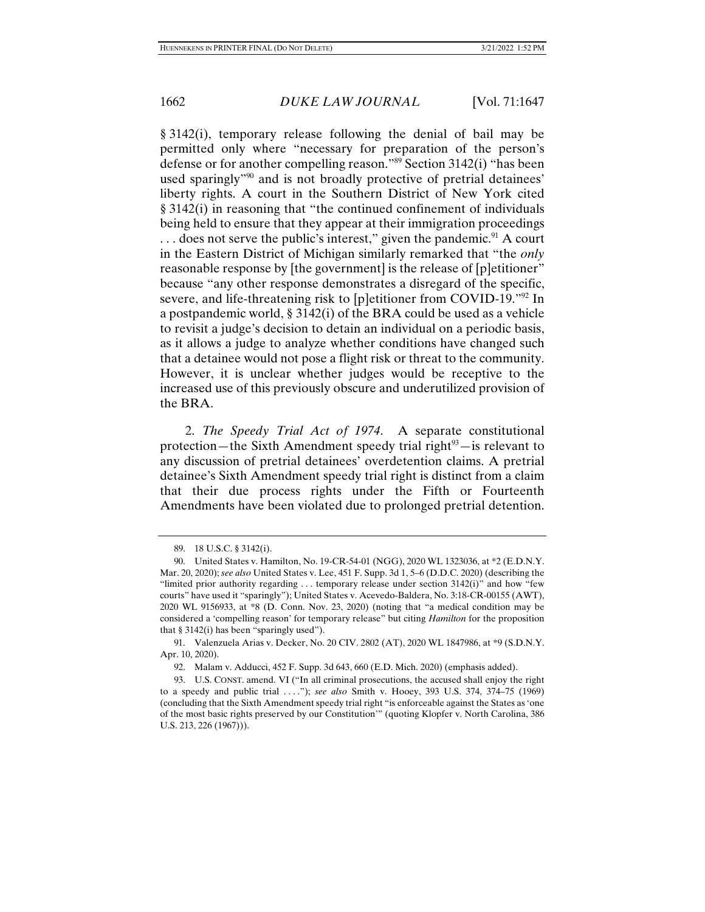§ 3142(i), temporary release following the denial of bail may be permitted only where "necessary for preparation of the person's defense or for another compelling reason."[89] Section 3142(i) "has been used sparingly"[90] and is not broadly protective of pretrial detainees' liberty rights. A court in the Southern District of New York cited § 3142(i) in reasoning that "the continued confinement of individuals being held to ensure that they appear at their immigration proceedings . . . does not serve the public's interest," given the pandemic.[91] A court in the Eastern District of Michigan similarly remarked that "the *only* reasonable response by [the government] is the release of [p]etitioner" because "any other response demonstrates a disregard of the specific, severe, and life-threatening risk to [p]etitioner from COVID-19."[92] In a postpandemic world, § 3142(i) of the BRA could be used as a vehicle to revisit a judge's decision to detain an individual on a periodic basis, as it allows a judge to analyze whether conditions have changed such that a detainee would not pose a flight risk or threat to the community. However, it is unclear whether judges would be receptive to the increased use of this previously obscure and underutilized provision of the BRA.

2. *The Speedy Trial Act of 1974.* A separate constitutional protection—the Sixth Amendment speedy trial right[93]—is relevant to any discussion of pretrial detainees' overdetention claims. A pretrial detainee's Sixth Amendment speedy trial right is distinct from a claim that their due process rights under the Fifth or Fourteenth Amendments have been violated due to prolonged pretrial detention.

---

89. 18 U.S.C. § 3142(i).

90. United States v. Hamilton, No. 19-CR-54-01 (NGG), 2020 WL 1323036, at *2 (E.D.N.Y. Mar. 20, 2020); *see also* United States v. Lee, 451 F. Supp. 3d 1, 5–6 (D.D.C. 2020) (describing the "limited prior authority regarding . . . temporary release under section 3142(i)" and how "few courts" have used it "sparingly"); United States v. Acevedo-Baldera, No. 3:18-CR-00155 (AWT), 2020 WL 9156933, at *8 (D. Conn. Nov. 23, 2020) (noting that "a medical condition may be considered a 'compelling reason' for temporary release" but citing *Hamilton* for the proposition that § 3142(i) has been "sparingly used").

91. Valenzuela Arias v. Decker, No. 20 CIV. 2802 (AT), 2020 WL 1847986, at *9 (S.D.N.Y. Apr. 10, 2020).

92. Malam v. Adducci, 452 F. Supp. 3d 643, 660 (E.D. Mich. 2020) (emphasis added).

93. U.S. CONST. amend. VI ("In all criminal prosecutions, the accused shall enjoy the right to a speedy and public trial . . . ."); *see also* Smith v. Hooey, 393 U.S. 374, 374–75 (1969) (concluding that the Sixth Amendment speedy trial right "is enforceable against the States as 'one of the most basic rights preserved by our Constitution'" (quoting Klopfer v. North Carolina, 386 U.S. 213, 226 (1967))).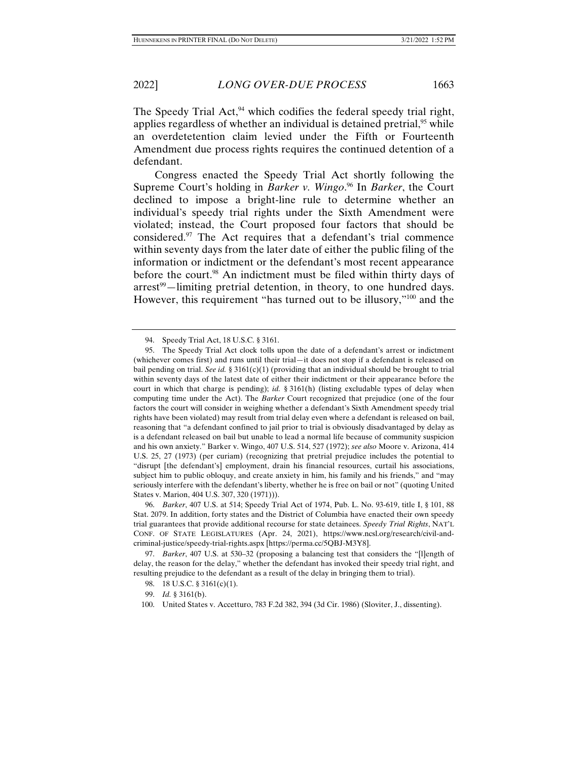The Speedy Trial Act,[94] which codifies the federal speedy trial right, applies regardless of whether an individual is detained pretrial,[95] while an overdetetention claim levied under the Fifth or Fourteenth Amendment due process rights requires the continued detention of a defendant.

Congress enacted the Speedy Trial Act shortly following the Supreme Court's holding in *Barker v. Wingo*.[96] In *Barker*, the Court declined to impose a bright-line rule to determine whether an individual's speedy trial rights under the Sixth Amendment were violated; instead, the Court proposed four factors that should be considered.[97] The Act requires that a defendant's trial commence within seventy days from the later date of either the public filing of the information or indictment or the defendant's most recent appearance before the court.[98] An indictment must be filed within thirty days of arrest[99]—limiting pretrial detention, in theory, to one hundred days. However, this requirement "has turned out to be illusory,"[100] and the

---

94. Speedy Trial Act, 18 U.S.C. § 3161.

95. The Speedy Trial Act clock tolls upon the date of a defendant's arrest or indictment (whichever comes first) and runs until their trial—it does not stop if a defendant is released on bail pending on trial. *See id.* § 3161(c)(1) (providing that an individual should be brought to trial within seventy days of the latest date of either their indictment or their appearance before the court in which that charge is pending); *id.* § 3161(h) (listing excludable types of delay when computing time under the Act). The *Barker* Court recognized that prejudice (one of the four factors the court will consider in weighing whether a defendant's Sixth Amendment speedy trial rights have been violated) may result from trial delay even where a defendant is released on bail, reasoning that "a defendant confined to jail prior to trial is obviously disadvantaged by delay as is a defendant released on bail but unable to lead a normal life because of community suspicion and his own anxiety." Barker v. Wingo, 407 U.S. 514, 527 (1972); *see also* Moore v. Arizona, 414 U.S. 25, 27 (1973) (per curiam) (recognizing that pretrial prejudice includes the potential to "disrupt [the defendant's] employment, drain his financial resources, curtail his associations, subject him to public obloquy, and create anxiety in him, his family and his friends," and "may seriously interfere with the defendant's liberty, whether he is free on bail or not" (quoting United States v. Marion, 404 U.S. 307, 320 (1971))).

96. *Barker*, 407 U.S. at 514; Speedy Trial Act of 1974, Pub. L. No. 93-619, title I, § 101, 88 Stat. 2079. In addition, forty states and the District of Columbia have enacted their own speedy trial guarantees that provide additional recourse for state detainees. *Speedy Trial Rights*, NAT'L CONF. OF STATE LEGISLATURES (Apr. 24, 2021), https://www.ncsl.org/research/civil-and-criminal-justice/speedy-trial-rights.aspx [https://perma.cc/5QBJ-M3Y8].

97. *Barker*, 407 U.S. at 530–32 (proposing a balancing test that considers the "[l]ength of delay, the reason for the delay," whether the defendant has invoked their speedy trial right, and resulting prejudice to the defendant as a result of the delay in bringing them to trial).

98. 18 U.S.C. § 3161(c)(1).

99. *Id.* § 3161(b).

100. United States v. Accetturo, 783 F.2d 382, 394 (3d Cir. 1986) (Sloviter, J., dissenting).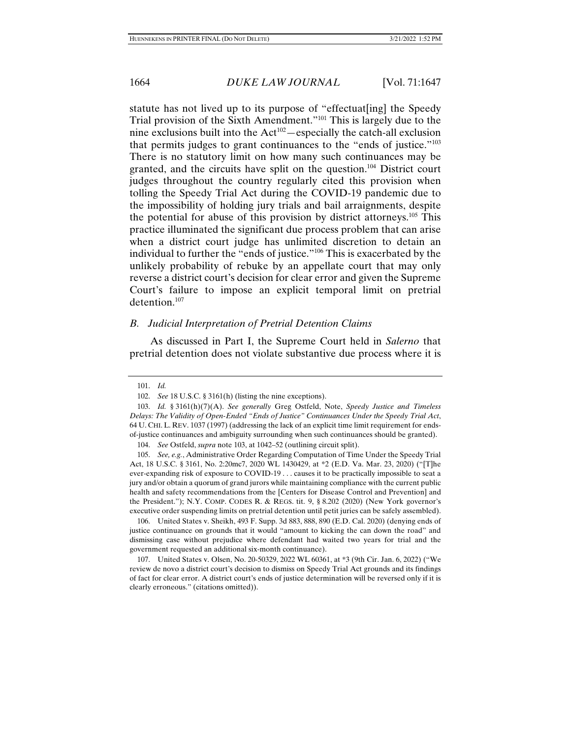statute has not lived up to its purpose of "effectuat[ing] the Speedy Trial provision of the Sixth Amendment."[101] This is largely due to the nine exclusions built into the Act[102]—especially the catch-all exclusion that permits judges to grant continuances to the "ends of justice."[103] There is no statutory limit on how many such continuances may be granted, and the circuits have split on the question.[104] District court judges throughout the country regularly cited this provision when tolling the Speedy Trial Act during the COVID-19 pandemic due to the impossibility of holding jury trials and bail arraignments, despite the potential for abuse of this provision by district attorneys.[105] This practice illuminated the significant due process problem that can arise when a district court judge has unlimited discretion to detain an individual to further the "ends of justice."[106] This is exacerbated by the unlikely probability of rebuke by an appellate court that may only reverse a district court's decision for clear error and given the Supreme Court's failure to impose an explicit temporal limit on pretrial detention.[107]

### *B. Judicial Interpretation of Pretrial Detention Claims*

As discussed in Part I, the Supreme Court held in *Salerno* that pretrial detention does not violate substantive due process where it is

---

101. *Id.*

102. *See* 18 U.S.C. § 3161(h) (listing the nine exceptions).

103. *Id.* § 3161(h)(7)(A). *See generally* Greg Ostfeld, Note, *Speedy Justice and Timeless Delays: The Validity of Open-Ended "Ends of Justice" Continuances Under the Speedy Trial Act*, 64 U. CHI. L. REV. 1037 (1997) (addressing the lack of an explicit time limit requirement for ends-of-justice continuances and ambiguity surrounding when such continuances should be granted).

104. *See* Ostfeld, *supra* note 103, at 1042–52 (outlining circuit split).

105. *See, e.g.*, Administrative Order Regarding Computation of Time Under the Speedy Trial Act, 18 U.S.C. § 3161, No. 2:20mc7, 2020 WL 1430429, at *2 (E.D. Va. Mar. 23, 2020) ("[T]he ever-expanding risk of exposure to COVID-19 . . . causes it to be practically impossible to seat a jury and/or obtain a quorum of grand jurors while maintaining compliance with the current public health and safety recommendations from the [Centers for Disease Control and Prevention] and the President."); N.Y. COMP. CODES R. & REGS. tit. 9, § 8.202 (2020) (New York governor's executive order suspending limits on pretrial detention until petit juries can be safely assembled).

106. United States v. Sheikh, 493 F. Supp. 3d 883, 888, 890 (E.D. Cal. 2020) (denying ends of justice continuance on grounds that it would "amount to kicking the can down the road" and dismissing case without prejudice where defendant had waited two years for trial and the government requested an additional six-month continuance).

107. United States v. Olsen, No. 20-50329, 2022 WL 60361, at *3 (9th Cir. Jan. 6, 2022) ("We review de novo a district court's decision to dismiss on Speedy Trial Act grounds and its findings of fact for clear error. A district court's ends of justice determination will be reversed only if it is clearly erroneous." (citations omitted)).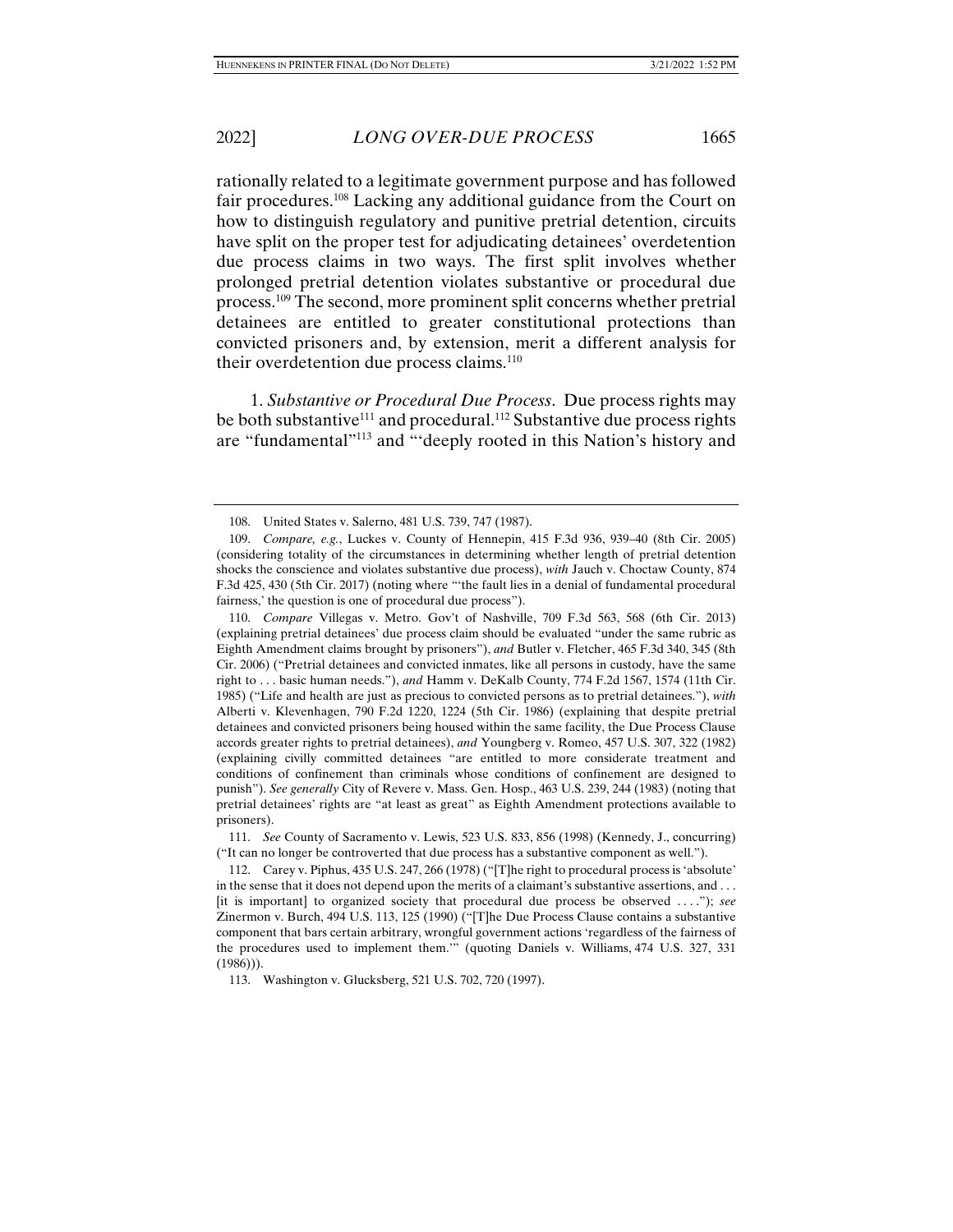rationally related to a legitimate government purpose and has followed fair procedures.[108] Lacking any additional guidance from the Court on how to distinguish regulatory and punitive pretrial detention, circuits have split on the proper test for adjudicating detainees' overdetention due process claims in two ways. The first split involves whether prolonged pretrial detention violates substantive or procedural due process.[109] The second, more prominent split concerns whether pretrial detainees are entitled to greater constitutional protections than convicted prisoners and, by extension, merit a different analysis for their overdetention due process claims.[110]

1. *Substantive or Procedural Due Process*. Due process rights may be both substantive[111] and procedural.[112] Substantive due process rights are "fundamental"[113] and "'deeply rooted in this Nation's history and

---

108. United States v. Salerno, 481 U.S. 739, 747 (1987).

109. *Compare, e.g.*, Luckes v. County of Hennepin, 415 F.3d 936, 939–40 (8th Cir. 2005) (considering totality of the circumstances in determining whether length of pretrial detention shocks the conscience and violates substantive due process), *with* Jauch v. Choctaw County, 874 F.3d 425, 430 (5th Cir. 2017) (noting where "'the fault lies in a denial of fundamental procedural fairness,' the question is one of procedural due process").

110. *Compare* Villegas v. Metro. Gov't of Nashville, 709 F.3d 563, 568 (6th Cir. 2013) (explaining pretrial detainees' due process claim should be evaluated "under the same rubric as Eighth Amendment claims brought by prisoners"), *and* Butler v. Fletcher, 465 F.3d 340, 345 (8th Cir. 2006) ("Pretrial detainees and convicted inmates, like all persons in custody, have the same right to . . . basic human needs."), *and* Hamm v. DeKalb County, 774 F.2d 1567, 1574 (11th Cir. 1985) ("Life and health are just as precious to convicted persons as to pretrial detainees."), *with* Alberti v. Klevenhagen, 790 F.2d 1220, 1224 (5th Cir. 1986) (explaining that despite pretrial detainees and convicted prisoners being housed within the same facility, the Due Process Clause accords greater rights to pretrial detainees), *and* Youngberg v. Romeo, 457 U.S. 307, 322 (1982) (explaining civilly committed detainees "are entitled to more considerate treatment and conditions of confinement than criminals whose conditions of confinement are designed to punish"). *See generally* City of Revere v. Mass. Gen. Hosp., 463 U.S. 239, 244 (1983) (noting that pretrial detainees' rights are "at least as great" as Eighth Amendment protections available to prisoners).

111. *See* County of Sacramento v. Lewis, 523 U.S. 833, 856 (1998) (Kennedy, J., concurring) ("It can no longer be controverted that due process has a substantive component as well.").

112. Carey v. Piphus, 435 U.S. 247, 266 (1978) ("[T]he right to procedural process is 'absolute' in the sense that it does not depend upon the merits of a claimant's substantive assertions, and . . . [it is important] to organized society that procedural due process be observed . . . ."); *see* Zinermon v. Burch, 494 U.S. 113, 125 (1990) ("[T]he Due Process Clause contains a substantive component that bars certain arbitrary, wrongful government actions 'regardless of the fairness of the procedures used to implement them.'" (quoting Daniels v. Williams, 474 U.S. 327, 331 (1986))).

113. Washington v. Glucksberg, 521 U.S. 702, 720 (1997).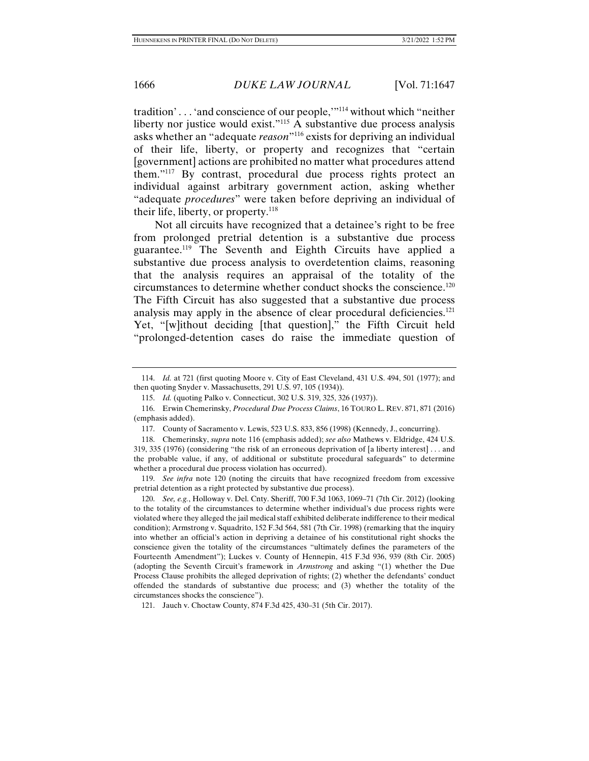tradition' . . . 'and conscience of our people,'"[114] without which "neither liberty nor justice would exist."[115] A substantive due process analysis asks whether an "adequate *reason*"[116] exists for depriving an individual of their life, liberty, or property and recognizes that "certain [government] actions are prohibited no matter what procedures attend them."[117] By contrast, procedural due process rights protect an individual against arbitrary government action, asking whether "adequate *procedures*" were taken before depriving an individual of their life, liberty, or property.[118]

Not all circuits have recognized that a detainee's right to be free from prolonged pretrial detention is a substantive due process guarantee.[119] The Seventh and Eighth Circuits have applied a substantive due process analysis to overdetention claims, reasoning that the analysis requires an appraisal of the totality of the circumstances to determine whether conduct shocks the conscience.[120] The Fifth Circuit has also suggested that a substantive due process analysis may apply in the absence of clear procedural deficiencies.[121] Yet, "[w]ithout deciding [that question]," the Fifth Circuit held "prolonged-detention cases do raise the immediate question of

---

114. *Id.* at 721 (first quoting Moore v. City of East Cleveland, 431 U.S. 494, 501 (1977); and then quoting Snyder v. Massachusetts, 291 U.S. 97, 105 (1934)).

115. *Id.* (quoting Palko v. Connecticut, 302 U.S. 319, 325, 326 (1937)).

116. Erwin Chemerinsky, *Procedural Due Process Claims*, 16 TOURO L. REV. 871, 871 (2016) (emphasis added).

117. County of Sacramento v. Lewis, 523 U.S. 833, 856 (1998) (Kennedy, J., concurring).

118. Chemerinsky, *supra* note 116 (emphasis added); *see also* Mathews v. Eldridge, 424 U.S. 319, 335 (1976) (considering "the risk of an erroneous deprivation of [a liberty interest] . . . and the probable value, if any, of additional or substitute procedural safeguards" to determine whether a procedural due process violation has occurred).

119. *See infra* note 120 (noting the circuits that have recognized freedom from excessive pretrial detention as a right protected by substantive due process).

120. *See, e.g.*, Holloway v. Del. Cnty. Sheriff, 700 F.3d 1063, 1069–71 (7th Cir. 2012) (looking to the totality of the circumstances to determine whether individual's due process rights were violated where they alleged the jail medical staff exhibited deliberate indifference to their medical condition); Armstrong v. Squadrito, 152 F.3d 564, 581 (7th Cir. 1998) (remarking that the inquiry into whether an official's action in depriving a detainee of his constitutional right shocks the conscience given the totality of the circumstances "ultimately defines the parameters of the Fourteenth Amendment"); Luckes v. County of Hennepin, 415 F.3d 936, 939 (8th Cir. 2005) (adopting the Seventh Circuit's framework in *Armstrong* and asking "(1) whether the Due Process Clause prohibits the alleged deprivation of rights; (2) whether the defendants' conduct offended the standards of substantive due process; and (3) whether the totality of the circumstances shocks the conscience").

121. Jauch v. Choctaw County, 874 F.3d 425, 430–31 (5th Cir. 2017).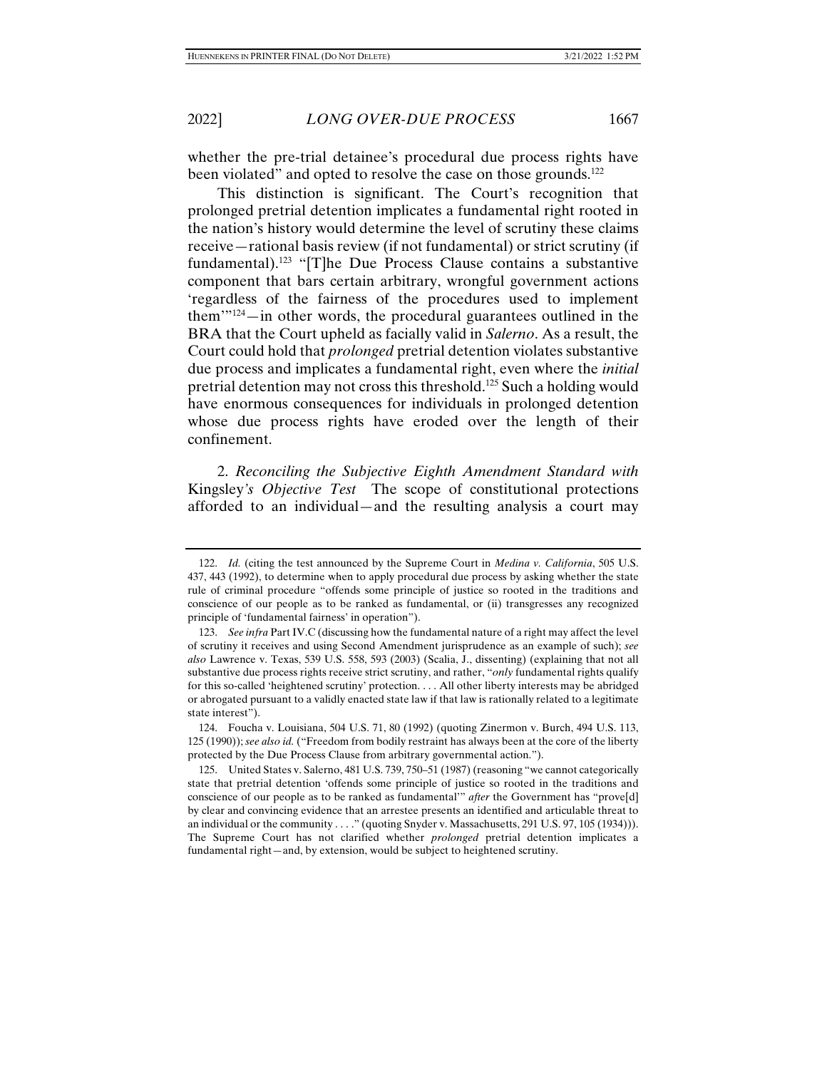whether the pre-trial detainee's procedural due process rights have been violated" and opted to resolve the case on those grounds.[122]

This distinction is significant. The Court's recognition that prolonged pretrial detention implicates a fundamental right rooted in the nation's history would determine the level of scrutiny these claims receive—rational basis review (if not fundamental) or strict scrutiny (if fundamental).[123] "[T]he Due Process Clause contains a substantive component that bars certain arbitrary, wrongful government actions 'regardless of the fairness of the procedures used to implement them'"[124]—in other words, the procedural guarantees outlined in the BRA that the Court upheld as facially valid in *Salerno*. As a result, the Court could hold that *prolonged* pretrial detention violates substantive due process and implicates a fundamental right, even where the *initial* pretrial detention may not cross this threshold.[125] Such a holding would have enormous consequences for individuals in prolonged detention whose due process rights have eroded over the length of their confinement.

2. *Reconciling the Subjective Eighth Amendment Standard with* Kingsley*'s Objective Test* The scope of constitutional protections afforded to an individual—and the resulting analysis a court may

---

122. *Id.* (citing the test announced by the Supreme Court in *Medina v. California*, 505 U.S. 437, 443 (1992), to determine when to apply procedural due process by asking whether the state rule of criminal procedure "offends some principle of justice so rooted in the traditions and conscience of our people as to be ranked as fundamental, or (ii) transgresses any recognized principle of 'fundamental fairness' in operation").

123. *See infra* Part IV.C (discussing how the fundamental nature of a right may affect the level of scrutiny it receives and using Second Amendment jurisprudence as an example of such); *see also* Lawrence v. Texas, 539 U.S. 558, 593 (2003) (Scalia, J., dissenting) (explaining that not all substantive due process rights receive strict scrutiny, and rather, "*only* fundamental rights qualify for this so-called 'heightened scrutiny' protection. . . . All other liberty interests may be abridged or abrogated pursuant to a validly enacted state law if that law is rationally related to a legitimate state interest").

124. Foucha v. Louisiana, 504 U.S. 71, 80 (1992) (quoting Zinermon v. Burch, 494 U.S. 113, 125 (1990)); *see also id.* ("Freedom from bodily restraint has always been at the core of the liberty protected by the Due Process Clause from arbitrary governmental action.").

125. United States v. Salerno, 481 U.S. 739, 750–51 (1987) (reasoning "we cannot categorically state that pretrial detention 'offends some principle of justice so rooted in the traditions and conscience of our people as to be ranked as fundamental'" *after* the Government has "prove[d] by clear and convincing evidence that an arrestee presents an identified and articulable threat to an individual or the community . . . ." (quoting Snyder v. Massachusetts, 291 U.S. 97, 105 (1934))). The Supreme Court has not clarified whether *prolonged* pretrial detention implicates a fundamental right—and, by extension, would be subject to heightened scrutiny.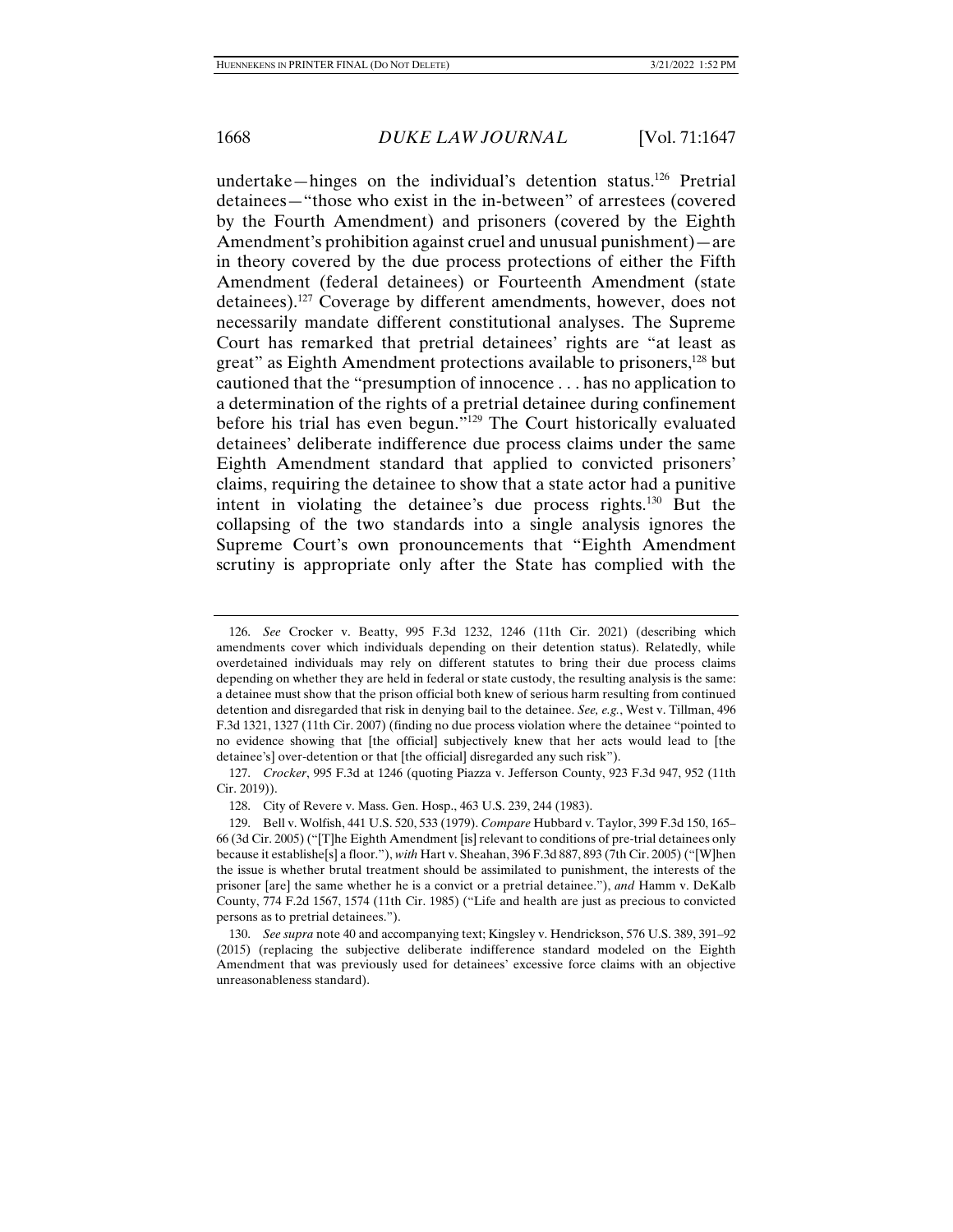undertake—hinges on the individual's detention status.[126] Pretrial detainees—"those who exist in the in-between" of arrestees (covered by the Fourth Amendment) and prisoners (covered by the Eighth Amendment's prohibition against cruel and unusual punishment)—are in theory covered by the due process protections of either the Fifth Amendment (federal detainees) or Fourteenth Amendment (state detainees).[127] Coverage by different amendments, however, does not necessarily mandate different constitutional analyses. The Supreme Court has remarked that pretrial detainees' rights are "at least as great" as Eighth Amendment protections available to prisoners,[128] but cautioned that the "presumption of innocence . . . has no application to a determination of the rights of a pretrial detainee during confinement before his trial has even begun."[129] The Court historically evaluated detainees' deliberate indifference due process claims under the same Eighth Amendment standard that applied to convicted prisoners' claims, requiring the detainee to show that a state actor had a punitive intent in violating the detainee's due process rights.[130] But the collapsing of the two standards into a single analysis ignores the Supreme Court's own pronouncements that "Eighth Amendment scrutiny is appropriate only after the State has complied with the

---

126. *See* Crocker v. Beatty, 995 F.3d 1232, 1246 (11th Cir. 2021) (describing which amendments cover which individuals depending on their detention status). Relatedly, while overdetained individuals may rely on different statutes to bring their due process claims depending on whether they are held in federal or state custody, the resulting analysis is the same: a detainee must show that the prison official both knew of serious harm resulting from continued detention and disregarded that risk in denying bail to the detainee. *See, e.g.*, West v. Tillman, 496 F.3d 1321, 1327 (11th Cir. 2007) (finding no due process violation where the detainee "pointed to no evidence showing that [the official] subjectively knew that her acts would lead to [the detainee's] over-detention or that [the official] disregarded any such risk").

127. *Crocker*, 995 F.3d at 1246 (quoting Piazza v. Jefferson County, 923 F.3d 947, 952 (11th Cir. 2019)).

128. City of Revere v. Mass. Gen. Hosp., 463 U.S. 239, 244 (1983).

129. Bell v. Wolfish, 441 U.S. 520, 533 (1979). *Compare* Hubbard v. Taylor, 399 F.3d 150, 165–66 (3d Cir. 2005) ("[T]he Eighth Amendment [is] relevant to conditions of pre-trial detainees only because it establishe[s] a floor."), *with* Hart v. Sheahan, 396 F.3d 887, 893 (7th Cir. 2005) ("[W]hen the issue is whether brutal treatment should be assimilated to punishment, the interests of the prisoner [are] the same whether he is a convict or a pretrial detainee."), *and* Hamm v. DeKalb County, 774 F.2d 1567, 1574 (11th Cir. 1985) ("Life and health are just as precious to convicted persons as to pretrial detainees.").

130. *See supra* note 40 and accompanying text; Kingsley v. Hendrickson, 576 U.S. 389, 391–92 (2015) (replacing the subjective deliberate indifference standard modeled on the Eighth Amendment that was previously used for detainees' excessive force claims with an objective unreasonableness standard).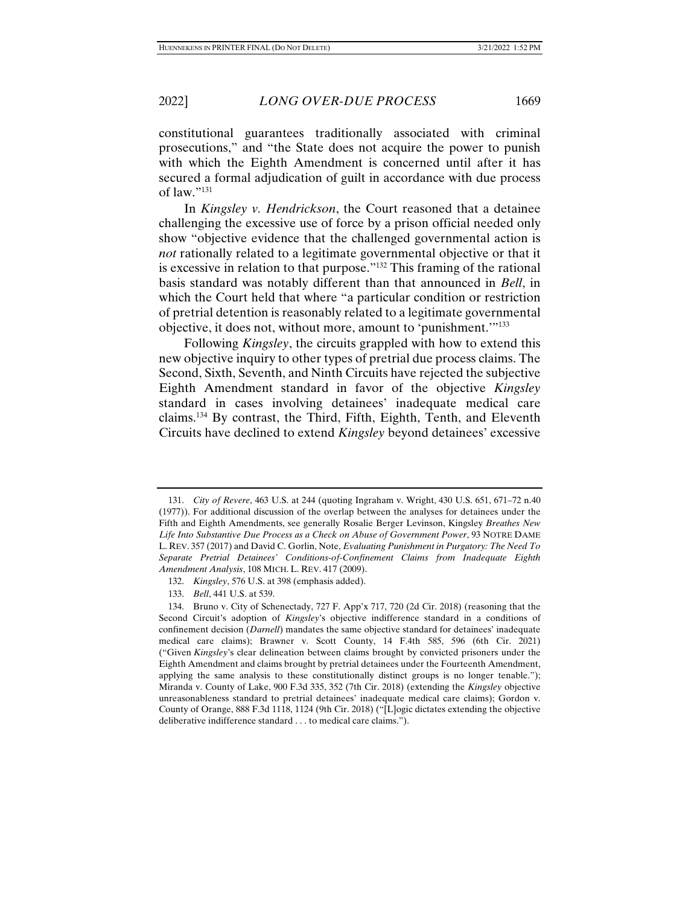constitutional guarantees traditionally associated with criminal prosecutions," and "the State does not acquire the power to punish with which the Eighth Amendment is concerned until after it has secured a formal adjudication of guilt in accordance with due process of law."[131]

In *Kingsley v. Hendrickson*, the Court reasoned that a detainee challenging the excessive use of force by a prison official needed only show "objective evidence that the challenged governmental action is *not* rationally related to a legitimate governmental objective or that it is excessive in relation to that purpose."[132] This framing of the rational basis standard was notably different than that announced in *Bell*, in which the Court held that where "a particular condition or restriction of pretrial detention is reasonably related to a legitimate governmental objective, it does not, without more, amount to 'punishment.'"[133]

Following *Kingsley*, the circuits grappled with how to extend this new objective inquiry to other types of pretrial due process claims. The Second, Sixth, Seventh, and Ninth Circuits have rejected the subjective Eighth Amendment standard in favor of the objective *Kingsley* standard in cases involving detainees' inadequate medical care claims.[134] By contrast, the Third, Fifth, Eighth, Tenth, and Eleventh Circuits have declined to extend *Kingsley* beyond detainees' excessive

---

131. *City of Revere*, 463 U.S. at 244 (quoting Ingraham v. Wright, 430 U.S. 651, 671–72 n.40 (1977)). For additional discussion of the overlap between the analyses for detainees under the Fifth and Eighth Amendments, see generally Rosalie Berger Levinson, Kingsley *Breathes New Life Into Substantive Due Process as a Check on Abuse of Government Power*, 93 NOTRE DAME L. REV. 357 (2017) and David C. Gorlin, Note, *Evaluating Punishment in Purgatory: The Need To Separate Pretrial Detainees' Conditions-of-Confinement Claims from Inadequate Eighth Amendment Analysis*, 108 MICH. L. REV. 417 (2009).

132. *Kingsley*, 576 U.S. at 398 (emphasis added).

133. *Bell*, 441 U.S. at 539.

134. Bruno v. City of Schenectady, 727 F. App'x 717, 720 (2d Cir. 2018) (reasoning that the Second Circuit's adoption of *Kingsley*'s objective indifference standard in a conditions of confinement decision (*Darnell*) mandates the same objective standard for detainees' inadequate medical care claims); Brawner v. Scott County, 14 F.4th 585, 596 (6th Cir. 2021) ("Given *Kingsley*'s clear delineation between claims brought by convicted prisoners under the Eighth Amendment and claims brought by pretrial detainees under the Fourteenth Amendment, applying the same analysis to these constitutionally distinct groups is no longer tenable."); Miranda v. County of Lake, 900 F.3d 335, 352 (7th Cir. 2018) (extending the *Kingsley* objective unreasonableness standard to pretrial detainees' inadequate medical care claims); Gordon v. County of Orange, 888 F.3d 1118, 1124 (9th Cir. 2018) ("[L]ogic dictates extending the objective deliberative indifference standard . . . to medical care claims.").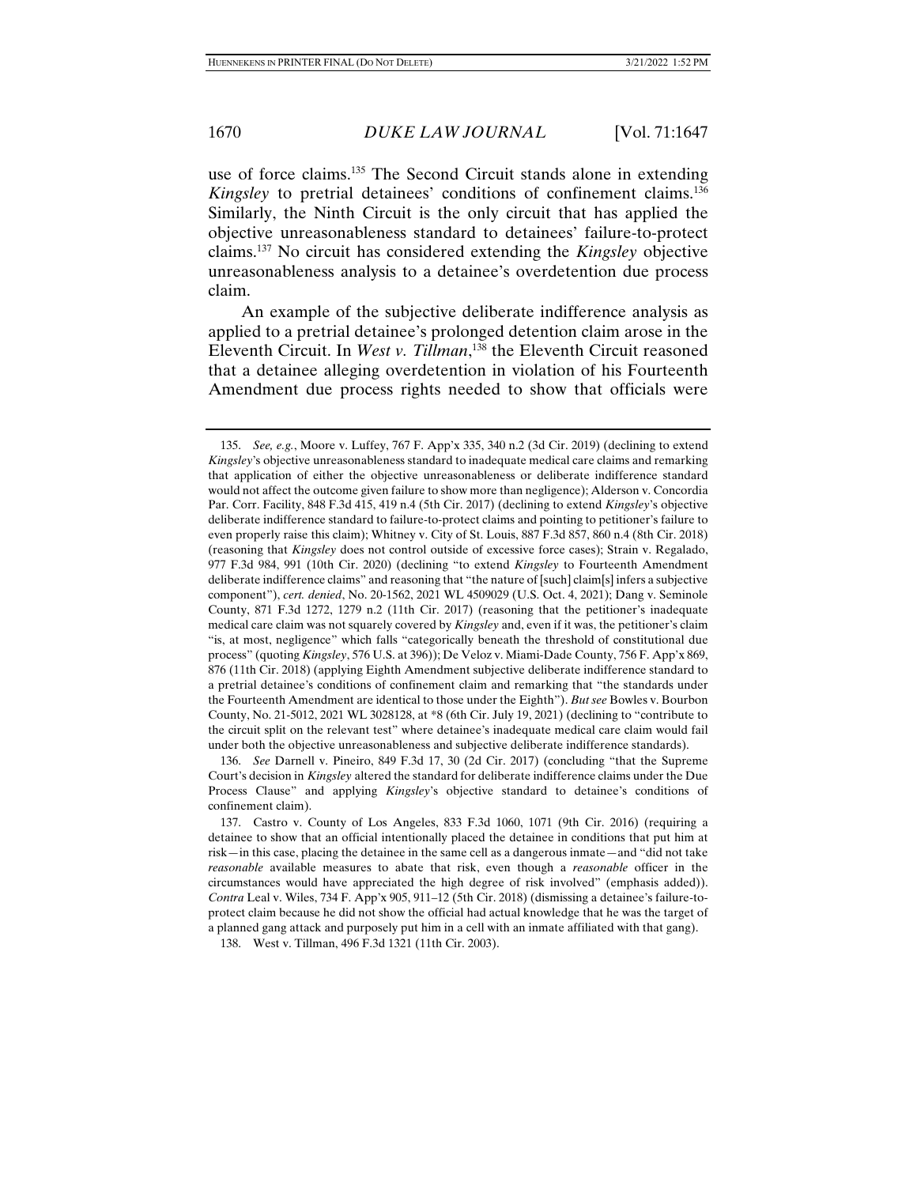use of force claims.[135] The Second Circuit stands alone in extending *Kingsley* to pretrial detainees' conditions of confinement claims.[136] Similarly, the Ninth Circuit is the only circuit that has applied the objective unreasonableness standard to detainees' failure-to-protect claims.[137] No circuit has considered extending the *Kingsley* objective unreasonableness analysis to a detainee's overdetention due process claim.

An example of the subjective deliberate indifference analysis as applied to a pretrial detainee's prolonged detention claim arose in the Eleventh Circuit. In *West v. Tillman*,[138] the Eleventh Circuit reasoned that a detainee alleging overdetention in violation of his Fourteenth Amendment due process rights needed to show that officials were

---

135. *See, e.g.*, Moore v. Luffey, 767 F. App'x 335, 340 n.2 (3d Cir. 2019) (declining to extend *Kingsley*'s objective unreasonableness standard to inadequate medical care claims and remarking that application of either the objective unreasonableness or deliberate indifference standard would not affect the outcome given failure to show more than negligence); Alderson v. Concordia Par. Corr. Facility, 848 F.3d 415, 419 n.4 (5th Cir. 2017) (declining to extend *Kingsley*'s objective deliberate indifference standard to failure-to-protect claims and pointing to petitioner's failure to even properly raise this claim); Whitney v. City of St. Louis, 887 F.3d 857, 860 n.4 (8th Cir. 2018) (reasoning that *Kingsley* does not control outside of excessive force cases); Strain v. Regalado, 977 F.3d 984, 991 (10th Cir. 2020) (declining "to extend *Kingsley* to Fourteenth Amendment deliberate indifference claims" and reasoning that "the nature of [such] claim[s] infers a subjective component"), *cert. denied*, No. 20-1562, 2021 WL 4509029 (U.S. Oct. 4, 2021); Dang v. Seminole County, 871 F.3d 1272, 1279 n.2 (11th Cir. 2017) (reasoning that the petitioner's inadequate medical care claim was not squarely covered by *Kingsley* and, even if it was, the petitioner's claim "is, at most, negligence" which falls "categorically beneath the threshold of constitutional due process" (quoting *Kingsley*, 576 U.S. at 396)); De Veloz v. Miami-Dade County, 756 F. App'x 869, 876 (11th Cir. 2018) (applying Eighth Amendment subjective deliberate indifference standard to a pretrial detainee's conditions of confinement claim and remarking that "the standards under the Fourteenth Amendment are identical to those under the Eighth"). *But see* Bowles v. Bourbon County, No. 21-5012, 2021 WL 3028128, at *8 (6th Cir. July 19, 2021) (declining to "contribute to the circuit split on the relevant test" where detainee's inadequate medical care claim would fail under both the objective unreasonableness and subjective deliberate indifference standards).

136. *See* Darnell v. Pineiro, 849 F.3d 17, 30 (2d Cir. 2017) (concluding "that the Supreme Court's decision in *Kingsley* altered the standard for deliberate indifference claims under the Due Process Clause" and applying *Kingsley*'s objective standard to detainee's conditions of confinement claim).

137. Castro v. County of Los Angeles, 833 F.3d 1060, 1071 (9th Cir. 2016) (requiring a detainee to show that an official intentionally placed the detainee in conditions that put him at risk—in this case, placing the detainee in the same cell as a dangerous inmate—and "did not take *reasonable* available measures to abate that risk, even though a *reasonable* officer in the circumstances would have appreciated the high degree of risk involved" (emphasis added)). *Contra* Leal v. Wiles, 734 F. App'x 905, 911–12 (5th Cir. 2018) (dismissing a detainee's failure-to-protect claim because he did not show the official had actual knowledge that he was the target of a planned gang attack and purposely put him in a cell with an inmate affiliated with that gang).

138. West v. Tillman, 496 F.3d 1321 (11th Cir. 2003).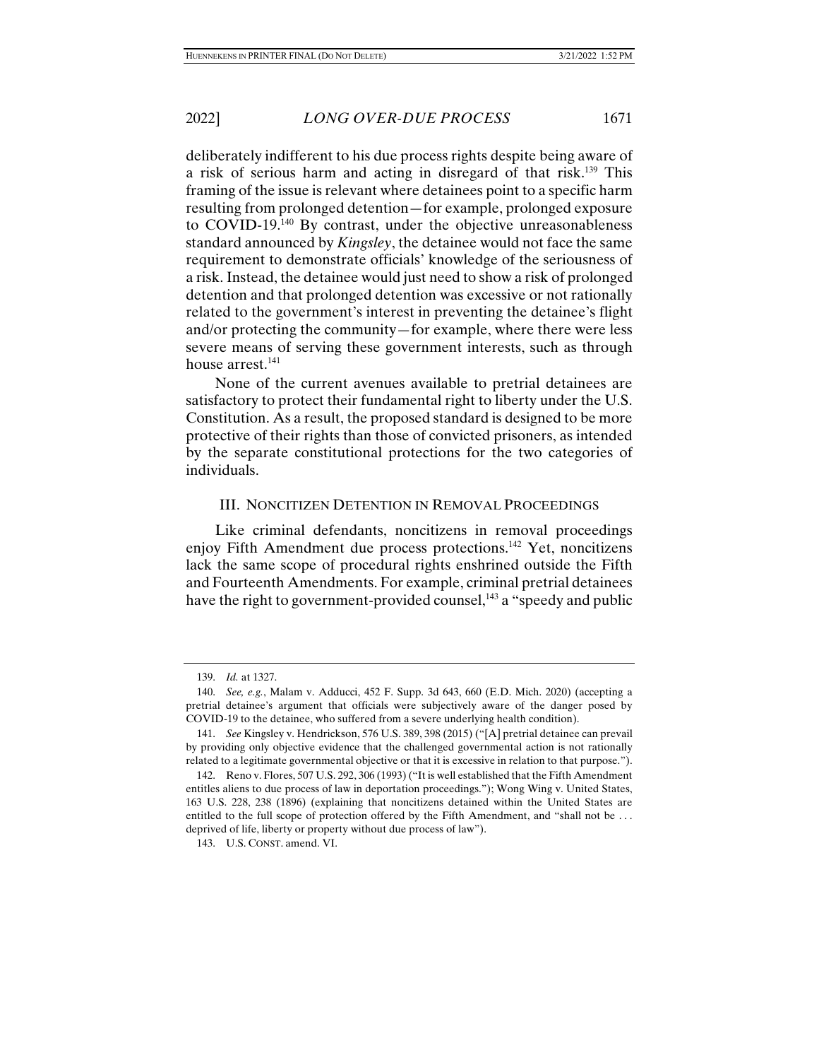deliberately indifferent to his due process rights despite being aware of a risk of serious harm and acting in disregard of that risk.[139] This framing of the issue is relevant where detainees point to a specific harm resulting from prolonged detention—for example, prolonged exposure to COVID-19.[140] By contrast, under the objective unreasonableness standard announced by *Kingsley*, the detainee would not face the same requirement to demonstrate officials' knowledge of the seriousness of a risk. Instead, the detainee would just need to show a risk of prolonged detention and that prolonged detention was excessive or not rationally related to the government's interest in preventing the detainee's flight and/or protecting the community—for example, where there were less severe means of serving these government interests, such as through house arrest.[141]

None of the current avenues available to pretrial detainees are satisfactory to protect their fundamental right to liberty under the U.S. Constitution. As a result, the proposed standard is designed to be more protective of their rights than those of convicted prisoners, as intended by the separate constitutional protections for the two categories of individuals.

## III. NONCITIZEN DETENTION IN REMOVAL PROCEEDINGS

Like criminal defendants, noncitizens in removal proceedings enjoy Fifth Amendment due process protections.[142] Yet, noncitizens lack the same scope of procedural rights enshrined outside the Fifth and Fourteenth Amendments. For example, criminal pretrial detainees have the right to government-provided counsel,[143] a "speedy and public

---

139. *Id.* at 1327.

140. *See, e.g.*, Malam v. Adducci, 452 F. Supp. 3d 643, 660 (E.D. Mich. 2020) (accepting a pretrial detainee's argument that officials were subjectively aware of the danger posed by COVID-19 to the detainee, who suffered from a severe underlying health condition).

141. *See* Kingsley v. Hendrickson, 576 U.S. 389, 398 (2015) ("[A] pretrial detainee can prevail by providing only objective evidence that the challenged governmental action is not rationally related to a legitimate governmental objective or that it is excessive in relation to that purpose.").

142. Reno v. Flores, 507 U.S. 292, 306 (1993) ("It is well established that the Fifth Amendment entitles aliens to due process of law in deportation proceedings."); Wong Wing v. United States, 163 U.S. 228, 238 (1896) (explaining that noncitizens detained within the United States are entitled to the full scope of protection offered by the Fifth Amendment, and "shall not be . . . deprived of life, liberty or property without due process of law").

143. U.S. CONST. amend. VI.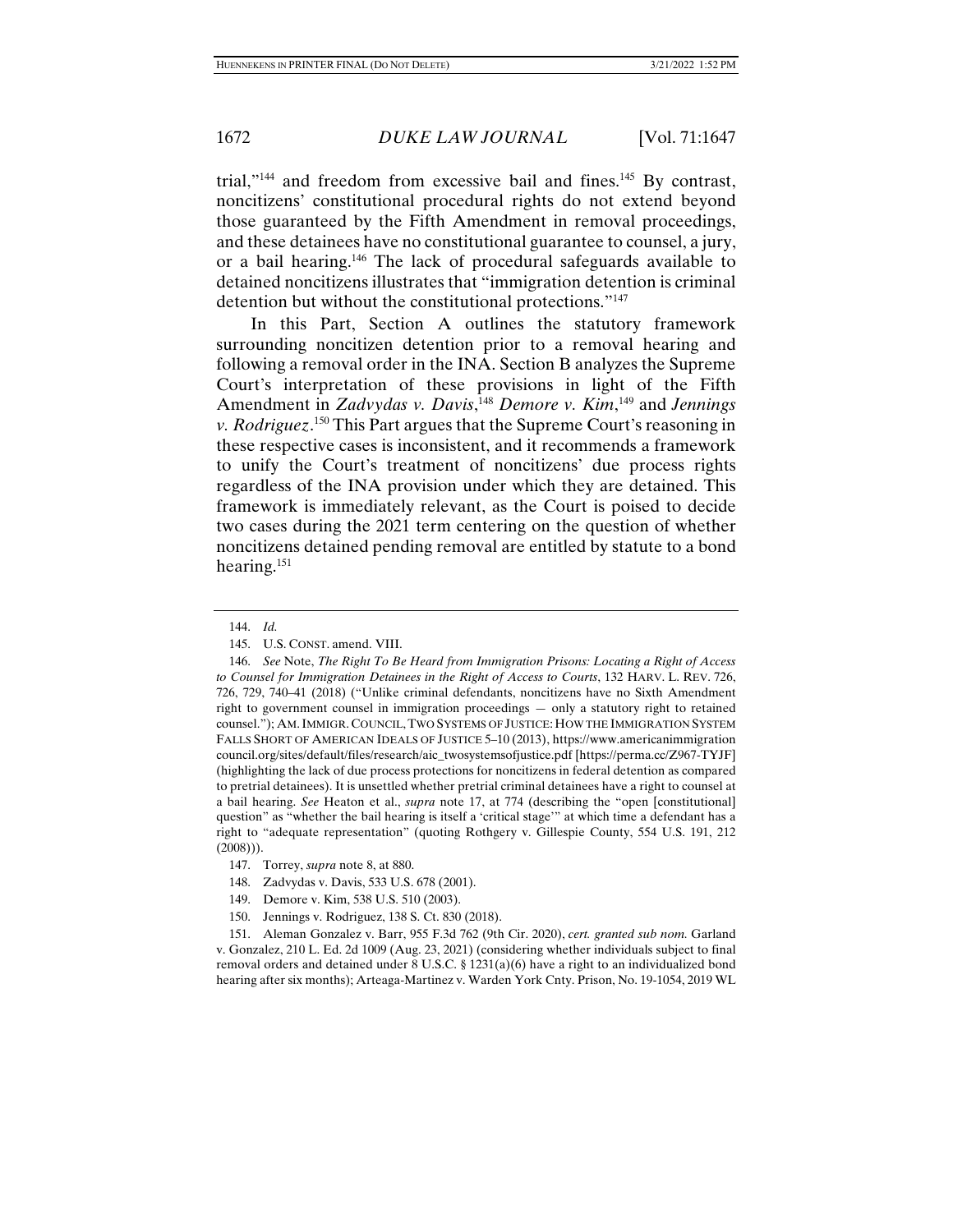trial,"[144] and freedom from excessive bail and fines.[145] By contrast, noncitizens' constitutional procedural rights do not extend beyond those guaranteed by the Fifth Amendment in removal proceedings, and these detainees have no constitutional guarantee to counsel, a jury, or a bail hearing.[146] The lack of procedural safeguards available to detained noncitizens illustrates that "immigration detention is criminal detention but without the constitutional protections."[147]

In this Part, Section A outlines the statutory framework surrounding noncitizen detention prior to a removal hearing and following a removal order in the INA. Section B analyzes the Supreme Court's interpretation of these provisions in light of the Fifth Amendment in *Zadvydas v. Davis*,[148] *Demore v. Kim*,[149] and *Jennings v. Rodriguez*.[150] This Part argues that the Supreme Court's reasoning in these respective cases is inconsistent, and it recommends a framework to unify the Court's treatment of noncitizens' due process rights regardless of the INA provision under which they are detained. This framework is immediately relevant, as the Court is poised to decide two cases during the 2021 term centering on the question of whether noncitizens detained pending removal are entitled by statute to a bond hearing.[151]

---

144. *Id.*

145. U.S. CONST. amend. VIII.

146. *See* Note, *The Right To Be Heard from Immigration Prisons: Locating a Right of Access to Counsel for Immigration Detainees in the Right of Access to Courts*, 132 HARV. L. REV. 726, 726, 729, 740–41 (2018) ("Unlike criminal defendants, noncitizens have no Sixth Amendment right to government counsel in immigration proceedings — only a statutory right to retained counsel."); AM. IMMIGR. COUNCIL, TWO SYSTEMS OF JUSTICE: HOW THE IMMIGRATION SYSTEM FALLS SHORT OF AMERICAN IDEALS OF JUSTICE 5–10 (2013), https://www.americanimmigrationcouncil.org/sites/default/files/research/aic_twosystemsofjustice.pdf [https://perma.cc/Z967-TYJF] (highlighting the lack of due process protections for noncitizens in federal detention as compared to pretrial detainees). It is unsettled whether pretrial criminal detainees have a right to counsel at a bail hearing. *See* Heaton et al., *supra* note 17, at 774 (describing the "open [constitutional] question" as "whether the bail hearing is itself a 'critical stage'" at which time a defendant has a right to "adequate representation" (quoting Rothgery v. Gillespie County, 554 U.S. 191, 212 (2008))).

147. Torrey, *supra* note 8, at 880.

148. Zadvydas v. Davis, 533 U.S. 678 (2001).

149. Demore v. Kim, 538 U.S. 510 (2003).

150. Jennings v. Rodriguez, 138 S. Ct. 830 (2018).

151. Aleman Gonzalez v. Barr, 955 F.3d 762 (9th Cir. 2020), *cert. granted sub nom.* Garland v. Gonzalez, 210 L. Ed. 2d 1009 (Aug. 23, 2021) (considering whether individuals subject to final removal orders and detained under 8 U.S.C. § 1231(a)(6) have a right to an individualized bond hearing after six months); Arteaga-Martinez v. Warden York Cnty. Prison, No. 19-1054, 2019 WL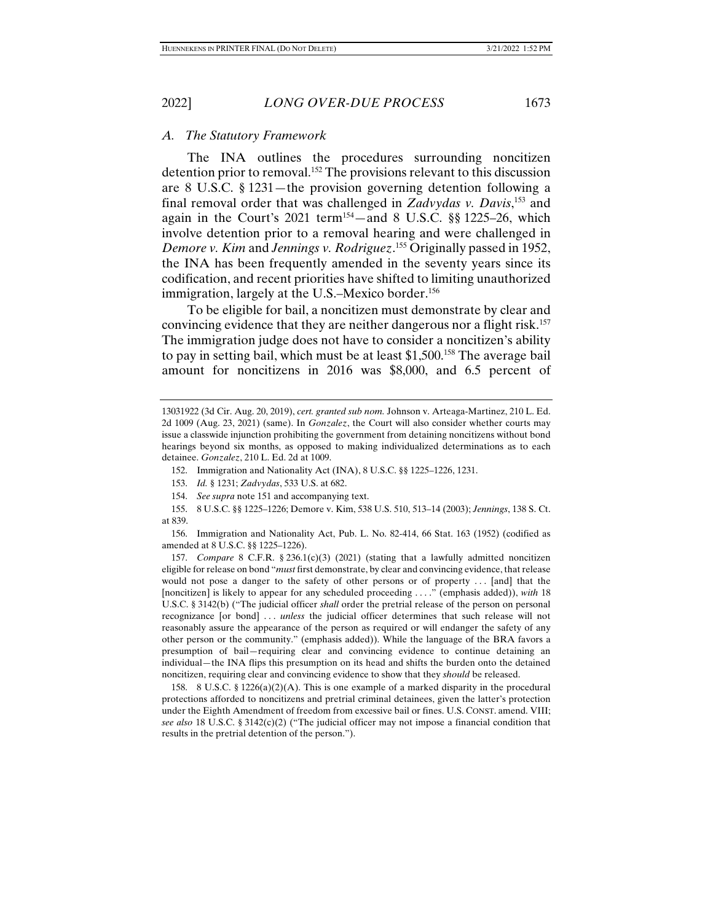### *A. The Statutory Framework*

The INA outlines the procedures surrounding noncitizen detention prior to removal.[152] The provisions relevant to this discussion are 8 U.S.C. § 1231—the provision governing detention following a final removal order that was challenged in *Zadvydas v. Davis*,[153] and again in the Court's 2021 term[154]—and 8 U.S.C. §§ 1225–26, which involve detention prior to a removal hearing and were challenged in *Demore v. Kim* and *Jennings v. Rodriguez*.[155] Originally passed in 1952, the INA has been frequently amended in the seventy years since its codification, and recent priorities have shifted to limiting unauthorized immigration, largely at the U.S.–Mexico border.[156]

To be eligible for bail, a noncitizen must demonstrate by clear and convincing evidence that they are neither dangerous nor a flight risk.[157] The immigration judge does not have to consider a noncitizen's ability to pay in setting bail, which must be at least $1,500.[158] The average bail amount for noncitizens in 2016 was $8,000, and 6.5 percent of

---

13031922 (3d Cir. Aug. 20, 2019), *cert. granted sub nom.* Johnson v. Arteaga-Martinez, 210 L. Ed. 2d 1009 (Aug. 23, 2021) (same). In *Gonzalez*, the Court will also consider whether courts may issue a classwide injunction prohibiting the government from detaining noncitizens without bond hearings beyond six months, as opposed to making individualized determinations as to each detainee. *Gonzalez*, 210 L. Ed. 2d at 1009.

152. Immigration and Nationality Act (INA), 8 U.S.C. §§ 1225–1226, 1231.

153. *Id.* § 1231; *Zadvydas*, 533 U.S. at 682.

154. *See supra* note 151 and accompanying text.

155. 8 U.S.C. §§ 1225–1226; Demore v. Kim, 538 U.S. 510, 513–14 (2003); *Jennings*, 138 S. Ct. at 839.

156. Immigration and Nationality Act, Pub. L. No. 82-414, 66 Stat. 163 (1952) (codified as amended at 8 U.S.C. §§ 1225–1226).

157. *Compare* 8 C.F.R. § 236.1(c)(3) (2021) (stating that a lawfully admitted noncitizen eligible for release on bond "*must* first demonstrate, by clear and convincing evidence, that release would not pose a danger to the safety of other persons or of property . . . [and] that the [noncitizen] is likely to appear for any scheduled proceeding . . . ." (emphasis added)), *with* 18 U.S.C. § 3142(b) ("The judicial officer *shall* order the pretrial release of the person on personal recognizance [or bond] . . . *unless* the judicial officer determines that such release will not reasonably assure the appearance of the person as required or will endanger the safety of any other person or the community." (emphasis added)). While the language of the BRA favors a presumption of bail—requiring clear and convincing evidence to continue detaining an individual—the INA flips this presumption on its head and shifts the burden onto the detained noncitizen, requiring clear and convincing evidence to show that they *should* be released.

158. 8 U.S.C. § 1226(a)(2)(A). This is one example of a marked disparity in the procedural protections afforded to noncitizens and pretrial criminal detainees, given the latter's protection under the Eighth Amendment of freedom from excessive bail or fines. U.S. CONST. amend. VIII; *see also* 18 U.S.C. § 3142(c)(2) ("The judicial officer may not impose a financial condition that results in the pretrial detention of the person.").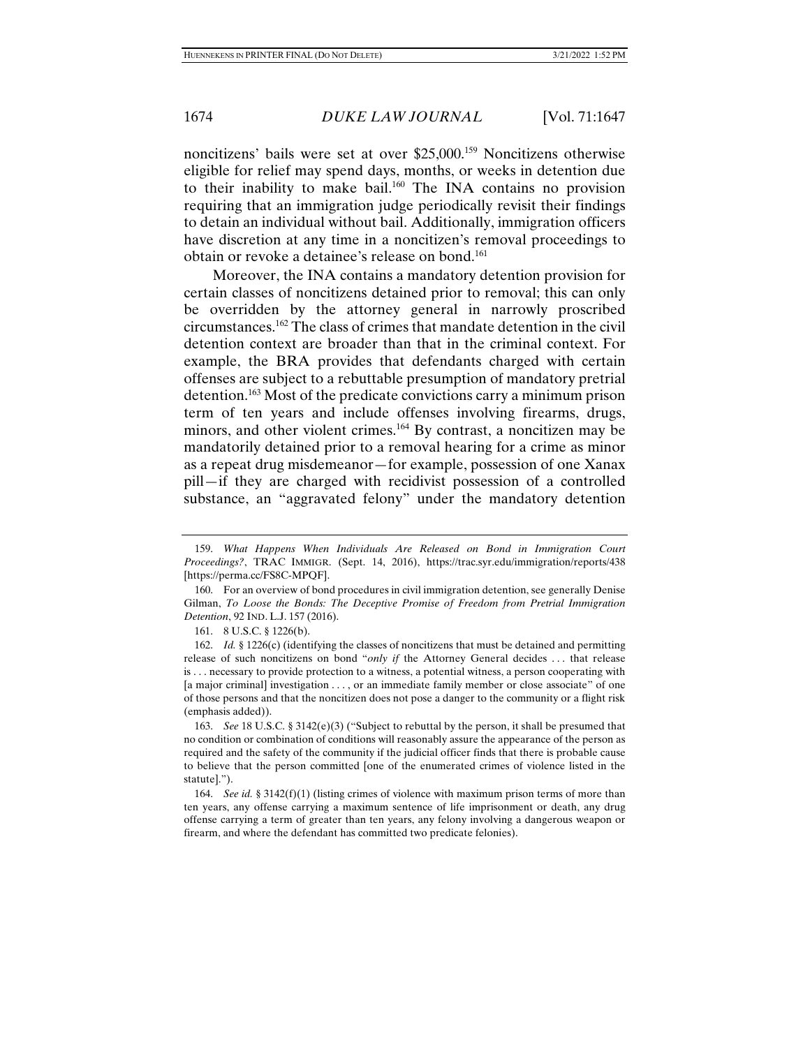noncitizens' bails were set at over $25,000.[159] Noncitizens otherwise eligible for relief may spend days, months, or weeks in detention due to their inability to make bail.[160] The INA contains no provision requiring that an immigration judge periodically revisit their findings to detain an individual without bail. Additionally, immigration officers have discretion at any time in a noncitizen's removal proceedings to obtain or revoke a detainee's release on bond.[161]

Moreover, the INA contains a mandatory detention provision for certain classes of noncitizens detained prior to removal; this can only be overridden by the attorney general in narrowly proscribed circumstances.[162] The class of crimes that mandate detention in the civil detention context are broader than that in the criminal context. For example, the BRA provides that defendants charged with certain offenses are subject to a rebuttable presumption of mandatory pretrial detention.[163] Most of the predicate convictions carry a minimum prison term of ten years and include offenses involving firearms, drugs, minors, and other violent crimes.[164] By contrast, a noncitizen may be mandatorily detained prior to a removal hearing for a crime as minor as a repeat drug misdemeanor—for example, possession of one Xanax pill—if they are charged with recidivist possession of a controlled substance, an "aggravated felony" under the mandatory detention

---

159. *What Happens When Individuals Are Released on Bond in Immigration Court Proceedings?*, TRAC IMMIGR. (Sept. 14, 2016), https://trac.syr.edu/immigration/reports/438 [https://perma.cc/FS8C-MPQF].

160. For an overview of bond procedures in civil immigration detention, see generally Denise Gilman, *To Loose the Bonds: The Deceptive Promise of Freedom from Pretrial Immigration Detention*, 92 IND. L.J. 157 (2016).

161. 8 U.S.C. § 1226(b).

162. *Id.* § 1226(c) (identifying the classes of noncitizens that must be detained and permitting release of such noncitizens on bond "*only if* the Attorney General decides . . . that release is . . . necessary to provide protection to a witness, a potential witness, a person cooperating with [a major criminal] investigation . . . , or an immediate family member or close associate" of one of those persons and that the noncitizen does not pose a danger to the community or a flight risk (emphasis added)).

163. *See* 18 U.S.C. § 3142(e)(3) ("Subject to rebuttal by the person, it shall be presumed that no condition or combination of conditions will reasonably assure the appearance of the person as required and the safety of the community if the judicial officer finds that there is probable cause to believe that the person committed [one of the enumerated crimes of violence listed in the statute].").

164. *See id.* § 3142(f)(1) (listing crimes of violence with maximum prison terms of more than ten years, any offense carrying a maximum sentence of life imprisonment or death, any drug offense carrying a term of greater than ten years, any felony involving a dangerous weapon or firearm, and where the defendant has committed two predicate felonies).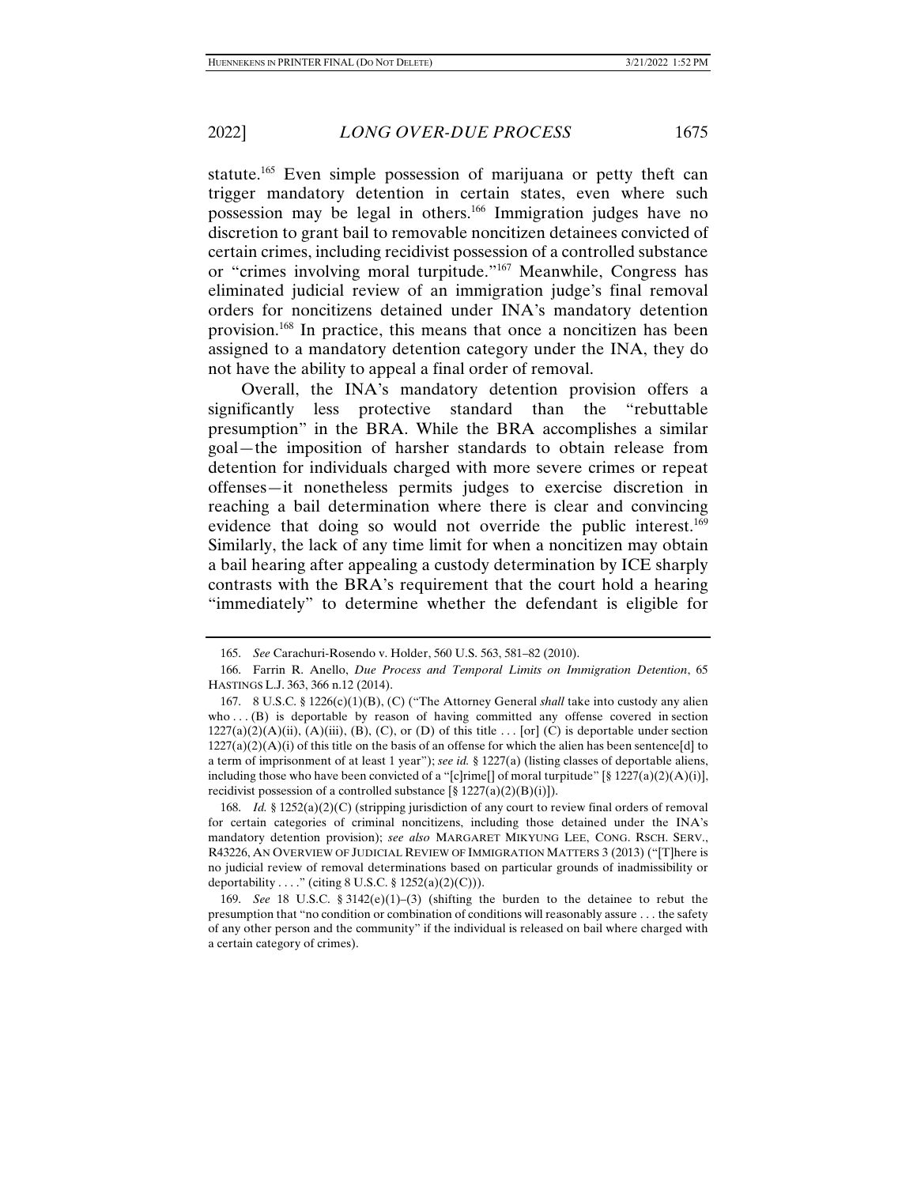statute.[165] Even simple possession of marijuana or petty theft can trigger mandatory detention in certain states, even where such possession may be legal in others.[166] Immigration judges have no discretion to grant bail to removable noncitizen detainees convicted of certain crimes, including recidivist possession of a controlled substance or "crimes involving moral turpitude."[167] Meanwhile, Congress has eliminated judicial review of an immigration judge's final removal orders for noncitizens detained under INA's mandatory detention provision.[168] In practice, this means that once a noncitizen has been assigned to a mandatory detention category under the INA, they do not have the ability to appeal a final order of removal.

Overall, the INA's mandatory detention provision offers a significantly less protective standard than the "rebuttable presumption" in the BRA. While the BRA accomplishes a similar goal—the imposition of harsher standards to obtain release from detention for individuals charged with more severe crimes or repeat offenses—it nonetheless permits judges to exercise discretion in reaching a bail determination where there is clear and convincing evidence that doing so would not override the public interest.[169] Similarly, the lack of any time limit for when a noncitizen may obtain a bail hearing after appealing a custody determination by ICE sharply contrasts with the BRA's requirement that the court hold a hearing "immediately" to determine whether the defendant is eligible for

---

165. *See* Carachuri-Rosendo v. Holder, 560 U.S. 563, 581–82 (2010).

166. Farrin R. Anello, *Due Process and Temporal Limits on Immigration Detention*, 65 HASTINGS L.J. 363, 366 n.12 (2014).

167. 8 U.S.C. § 1226(c)(1)(B), (C) ("The Attorney General *shall* take into custody any alien who . . . (B) is deportable by reason of having committed any offense covered in section 1227(a)(2)(A)(ii), (A)(iii), (B), (C), or (D) of this title . . . [or] (C) is deportable under section 1227(a)(2)(A)(i) of this title on the basis of an offense for which the alien has been sentence[d] to a term of imprisonment of at least 1 year"); *see id.* § 1227(a) (listing classes of deportable aliens, including those who have been convicted of a "[c]rime[] of moral turpitude" [§ 1227(a)(2)(A)(i)], recidivist possession of a controlled substance [§ 1227(a)(2)(B)(i)]).

168. *Id.* § 1252(a)(2)(C) (stripping jurisdiction of any court to review final orders of removal for certain categories of criminal noncitizens, including those detained under the INA's mandatory detention provision); *see also* MARGARET MIKYUNG LEE, CONG. RSCH. SERV., R43226, AN OVERVIEW OF JUDICIAL REVIEW OF IMMIGRATION MATTERS 3 (2013) ("[T]here is no judicial review of removal determinations based on particular grounds of inadmissibility or deportability . . . ." (citing 8 U.S.C. § 1252(a)(2)(C))).

169. *See* 18 U.S.C. § 3142(e)(1)–(3) (shifting the burden to the detainee to rebut the presumption that "no condition or combination of conditions will reasonably assure . . . the safety of any other person and the community" if the individual is released on bail where charged with a certain category of crimes).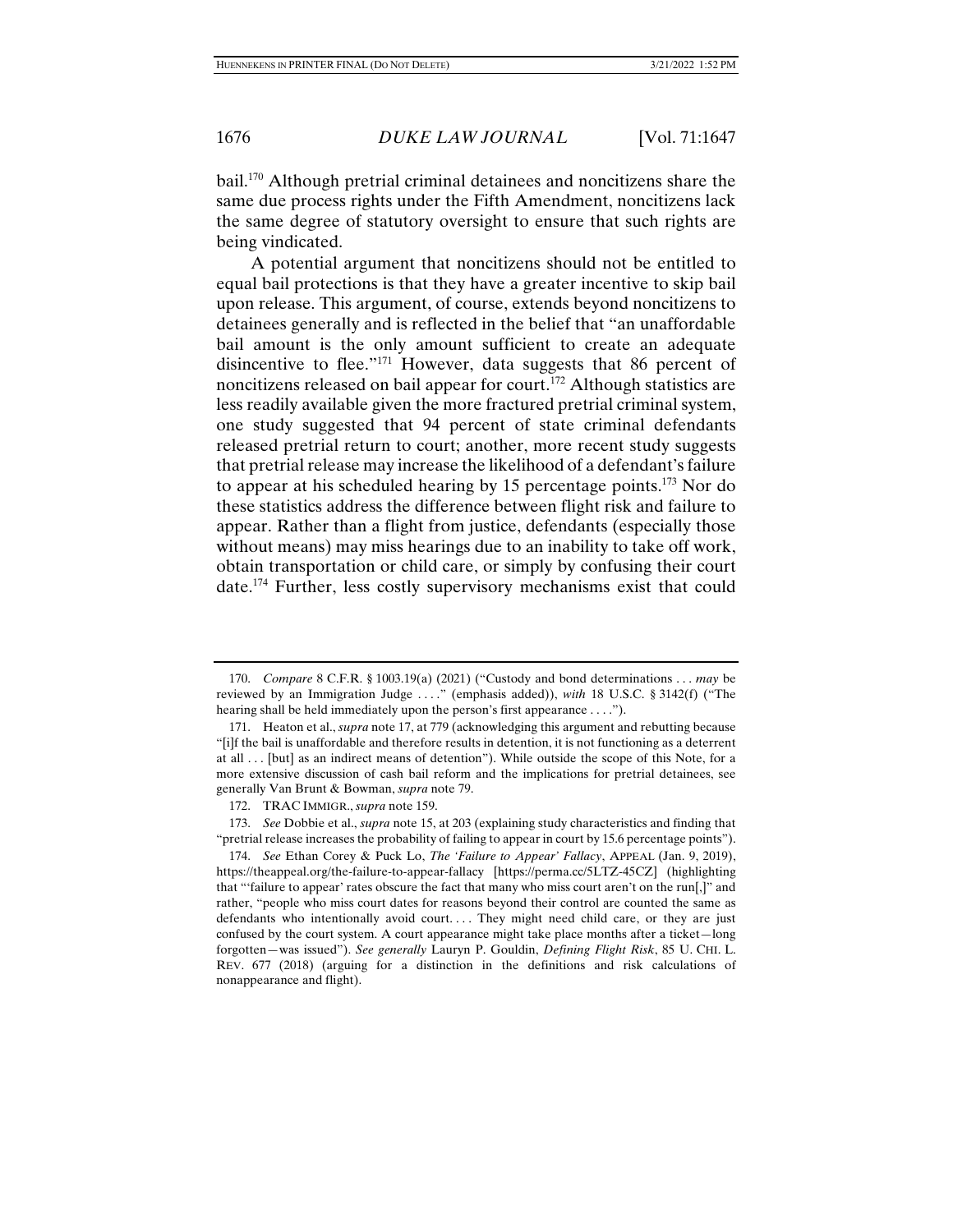bail.[170] Although pretrial criminal detainees and noncitizens share the same due process rights under the Fifth Amendment, noncitizens lack the same degree of statutory oversight to ensure that such rights are being vindicated.

A potential argument that noncitizens should not be entitled to equal bail protections is that they have a greater incentive to skip bail upon release. This argument, of course, extends beyond noncitizens to detainees generally and is reflected in the belief that "an unaffordable bail amount is the only amount sufficient to create an adequate disincentive to flee."[171] However, data suggests that 86 percent of noncitizens released on bail appear for court.[172] Although statistics are less readily available given the more fractured pretrial criminal system, one study suggested that 94 percent of state criminal defendants released pretrial return to court; another, more recent study suggests that pretrial release may increase the likelihood of a defendant's failure to appear at his scheduled hearing by 15 percentage points.[173] Nor do these statistics address the difference between flight risk and failure to appear. Rather than a flight from justice, defendants (especially those without means) may miss hearings due to an inability to take off work, obtain transportation or child care, or simply by confusing their court date.[174] Further, less costly supervisory mechanisms exist that could

---

170. *Compare* 8 C.F.R. § 1003.19(a) (2021) ("Custody and bond determinations . . . *may* be reviewed by an Immigration Judge . . . ." (emphasis added)), *with* 18 U.S.C. § 3142(f) ("The hearing shall be held immediately upon the person's first appearance . . . .").

171. Heaton et al., *supra* note 17, at 779 (acknowledging this argument and rebutting because "[i]f the bail is unaffordable and therefore results in detention, it is not functioning as a deterrent at all . . . [but] as an indirect means of detention"). While outside the scope of this Note, for a more extensive discussion of cash bail reform and the implications for pretrial detainees, see generally Van Brunt & Bowman, *supra* note 79.

172. TRAC IMMIGR., *supra* note 159.

173. *See* Dobbie et al., *supra* note 15, at 203 (explaining study characteristics and finding that "pretrial release increases the probability of failing to appear in court by 15.6 percentage points").

174. *See* Ethan Corey & Puck Lo, *The 'Failure to Appear' Fallacy*, APPEAL (Jan. 9, 2019), https://theappeal.org/the-failure-to-appear-fallacy [https://perma.cc/5LTZ-45CZ] (highlighting that "'failure to appear' rates obscure the fact that many who miss court aren't on the run[,]" and rather, "people who miss court dates for reasons beyond their control are counted the same as defendants who intentionally avoid court. . . . They might need child care, or they are just confused by the court system. A court appearance might take place months after a ticket—long forgotten—was issued"). *See generally* Lauryn P. Gouldin, *Defining Flight Risk*, 85 U. CHI. L. REV. 677 (2018) (arguing for a distinction in the definitions and risk calculations of nonappearance and flight).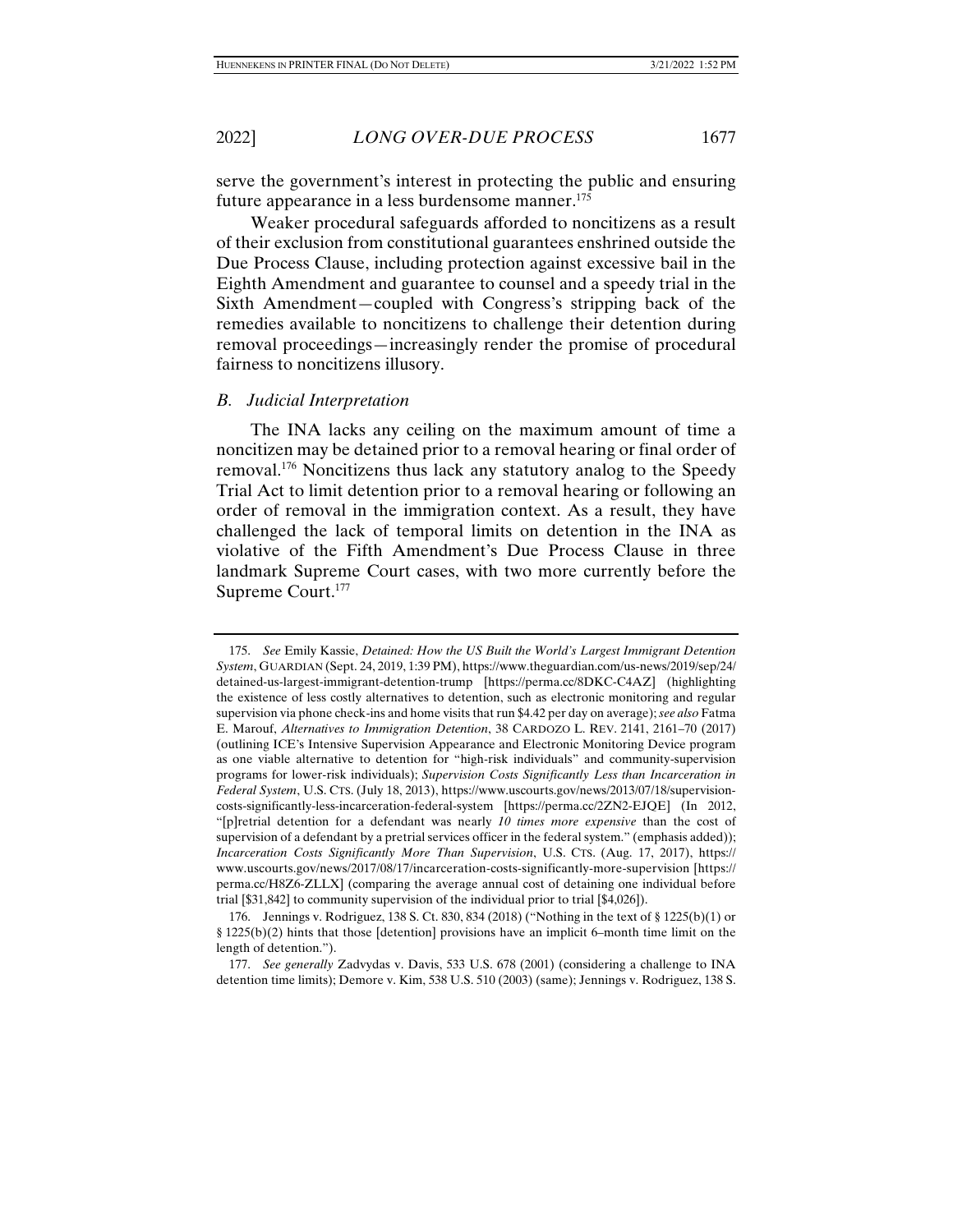serve the government's interest in protecting the public and ensuring future appearance in a less burdensome manner.[175]

Weaker procedural safeguards afforded to noncitizens as a result of their exclusion from constitutional guarantees enshrined outside the Due Process Clause, including protection against excessive bail in the Eighth Amendment and guarantee to counsel and a speedy trial in the Sixth Amendment—coupled with Congress's stripping back of the remedies available to noncitizens to challenge their detention during removal proceedings—increasingly render the promise of procedural fairness to noncitizens illusory.

### *B. Judicial Interpretation*

The INA lacks any ceiling on the maximum amount of time a noncitizen may be detained prior to a removal hearing or final order of removal.[176] Noncitizens thus lack any statutory analog to the Speedy Trial Act to limit detention prior to a removal hearing or following an order of removal in the immigration context. As a result, they have challenged the lack of temporal limits on detention in the INA as violative of the Fifth Amendment's Due Process Clause in three landmark Supreme Court cases, with two more currently before the Supreme Court.[177]

---

175. *See* Emily Kassie, *Detained: How the US Built the World's Largest Immigrant Detention System*, GUARDIAN (Sept. 24, 2019, 1:39 PM), https://www.theguardian.com/us-news/2019/sep/24/detained-us-largest-immigrant-detention-trump [https://perma.cc/8DKC-C4AZ] (highlighting the existence of less costly alternatives to detention, such as electronic monitoring and regular supervision via phone check-ins and home visits that run $4.42 per day on average); *see also* Fatma E. Marouf, *Alternatives to Immigration Detention*, 38 CARDOZO L. REV. 2141, 2161–70 (2017) (outlining ICE's Intensive Supervision Appearance and Electronic Monitoring Device program as one viable alternative to detention for "high-risk individuals" and community-supervision programs for lower-risk individuals); *Supervision Costs Significantly Less than Incarceration in Federal System*, U.S. CTS. (July 18, 2013), https://www.uscourts.gov/news/2013/07/18/supervision-costs-significantly-less-incarceration-federal-system [https://perma.cc/2ZN2-EJQE] (In 2012, "[p]retrial detention for a defendant was nearly *10 times more expensive* than the cost of supervision of a defendant by a pretrial services officer in the federal system." (emphasis added)); *Incarceration Costs Significantly More Than Supervision*, U.S. CTS. (Aug. 17, 2017), https://www.uscourts.gov/news/2017/08/17/incarceration-costs-significantly-more-supervision [https://perma.cc/H8Z6-ZLLX] (comparing the average annual cost of detaining one individual before trial [$31,842] to community supervision of the individual prior to trial [$4,026]).

176. Jennings v. Rodriguez, 138 S. Ct. 830, 834 (2018) ("Nothing in the text of § 1225(b)(1) or § 1225(b)(2) hints that those [detention] provisions have an implicit 6–month time limit on the length of detention.").

177. *See generally* Zadvydas v. Davis, 533 U.S. 678 (2001) (considering a challenge to INA detention time limits); Demore v. Kim, 538 U.S. 510 (2003) (same); Jennings v. Rodriguez, 138 S.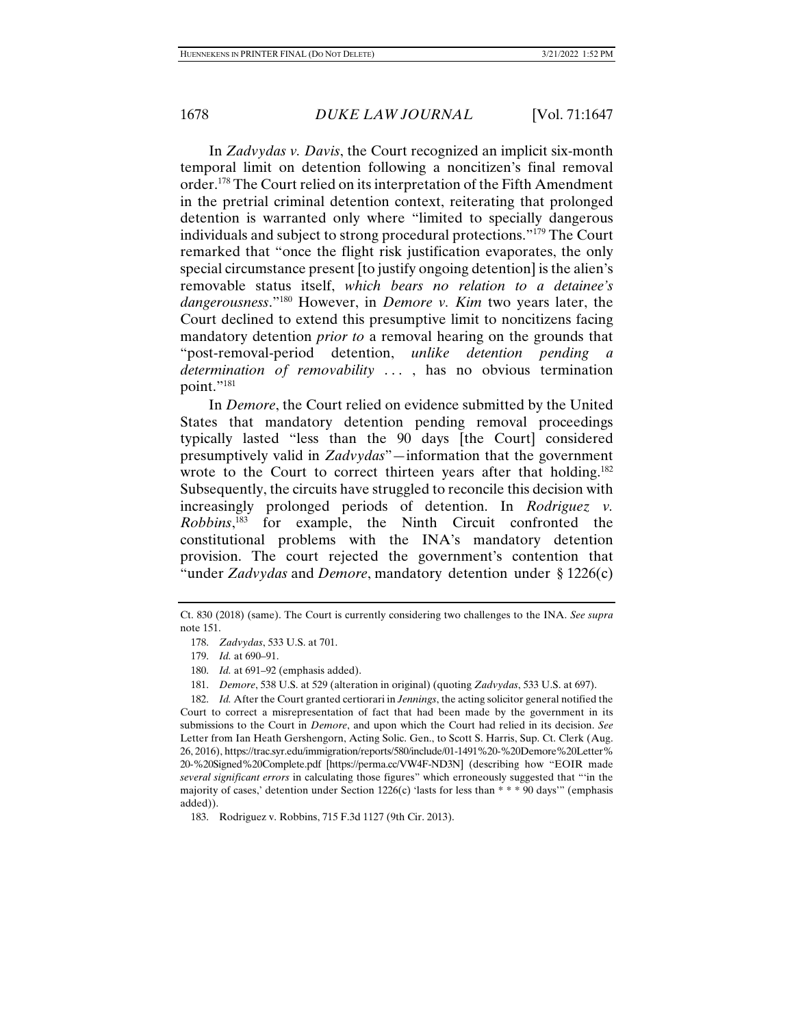In *Zadvydas v. Davis*, the Court recognized an implicit six-month temporal limit on detention following a noncitizen's final removal order.[178] The Court relied on its interpretation of the Fifth Amendment in the pretrial criminal detention context, reiterating that prolonged detention is warranted only where "limited to specially dangerous individuals and subject to strong procedural protections."[179] The Court remarked that "once the flight risk justification evaporates, the only special circumstance present [to justify ongoing detention] is the alien's removable status itself, *which bears no relation to a detainee's dangerousness*."[180] However, in *Demore v. Kim* two years later, the Court declined to extend this presumptive limit to noncitizens facing mandatory detention *prior to* a removal hearing on the grounds that "post-removal-period detention, *unlike detention pending a determination of removability* . . . , has no obvious termination point."[181]

In *Demore*, the Court relied on evidence submitted by the United States that mandatory detention pending removal proceedings typically lasted "less than the 90 days [the Court] considered presumptively valid in *Zadvydas*"—information that the government wrote to the Court to correct thirteen years after that holding.[182] Subsequently, the circuits have struggled to reconcile this decision with increasingly prolonged periods of detention. In *Rodriguez v. Robbins*,[183] for example, the Ninth Circuit confronted the constitutional problems with the INA's mandatory detention provision. The court rejected the government's contention that "under *Zadvydas* and *Demore*, mandatory detention under § 1226(c)

---

Ct. 830 (2018) (same). The Court is currently considering two challenges to the INA. *See supra* note 151.

178. *Zadvydas*, 533 U.S. at 701.

179. *Id.* at 690–91.

180. *Id.* at 691–92 (emphasis added).

181. *Demore*, 538 U.S. at 529 (alteration in original) (quoting *Zadvydas*, 533 U.S. at 697).

182. *Id.* After the Court granted certiorari in *Jennings*, the acting solicitor general notified the Court to correct a misrepresentation of fact that had been made by the government in its submissions to the Court in *Demore*, and upon which the Court had relied in its decision. *See* Letter from Ian Heath Gershengorn, Acting Solic. Gen., to Scott S. Harris, Sup. Ct. Clerk (Aug. 26, 2016), https://trac.syr.edu/immigration/reports/580/include/01-1491%20-%20Demore%20Letter%20-%20Signed%20Complete.pdf [https://perma.cc/VW4F-ND3N] (describing how "EOIR made *several significant errors* in calculating those figures" which erroneously suggested that "'in the majority of cases,' detention under Section 1226(c) 'lasts for less than * * * 90 days'" (emphasis added)).

183. Rodriguez v. Robbins, 715 F.3d 1127 (9th Cir. 2013).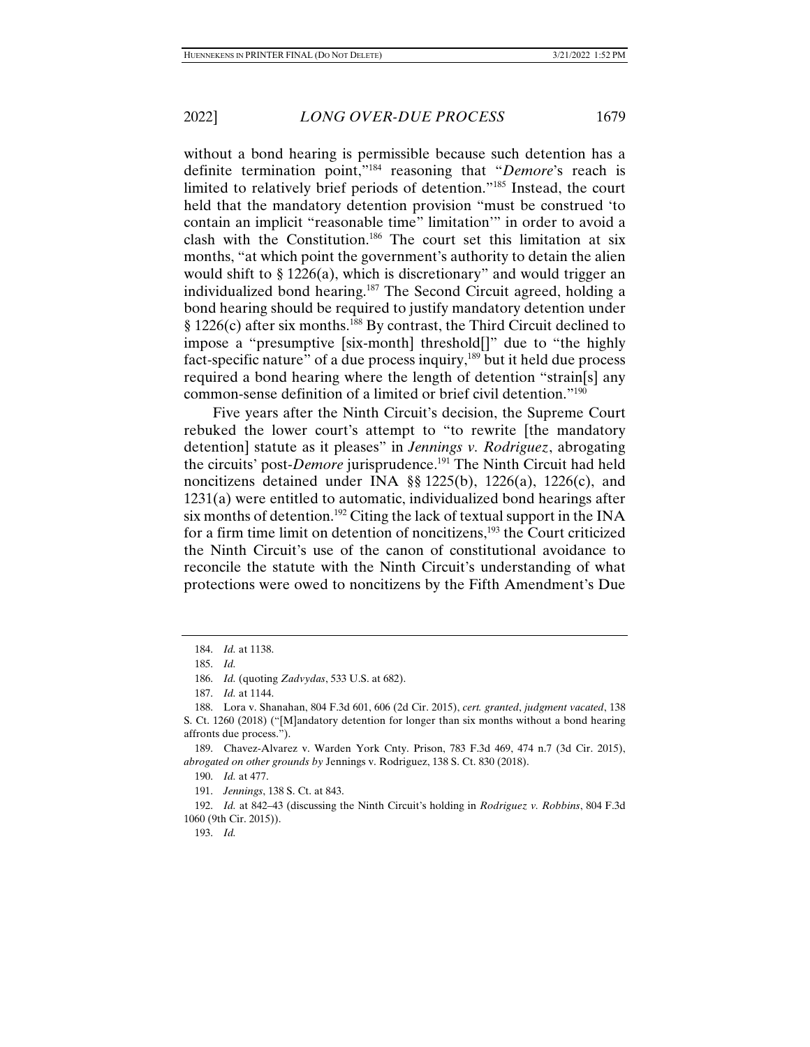without a bond hearing is permissible because such detention has a definite termination point,"[184] reasoning that "*Demore*'s reach is limited to relatively brief periods of detention."[185] Instead, the court held that the mandatory detention provision "must be construed 'to contain an implicit "reasonable time" limitation'" in order to avoid a clash with the Constitution.[186] The court set this limitation at six months, "at which point the government's authority to detain the alien would shift to § 1226(a), which is discretionary" and would trigger an individualized bond hearing.[187] The Second Circuit agreed, holding a bond hearing should be required to justify mandatory detention under § 1226(c) after six months.[188] By contrast, the Third Circuit declined to impose a "presumptive [six-month] threshold[]" due to "the highly fact-specific nature" of a due process inquiry,[189] but it held due process required a bond hearing where the length of detention "strain[s] any common-sense definition of a limited or brief civil detention."[190]

Five years after the Ninth Circuit's decision, the Supreme Court rebuked the lower court's attempt to "to rewrite [the mandatory detention] statute as it pleases" in *Jennings v. Rodriguez*, abrogating the circuits' post-*Demore* jurisprudence.[191] The Ninth Circuit had held noncitizens detained under INA §§ 1225(b), 1226(a), 1226(c), and 1231(a) were entitled to automatic, individualized bond hearings after six months of detention.[192] Citing the lack of textual support in the INA for a firm time limit on detention of noncitizens,[193] the Court criticized the Ninth Circuit's use of the canon of constitutional avoidance to reconcile the statute with the Ninth Circuit's understanding of what protections were owed to noncitizens by the Fifth Amendment's Due

---

184. *Id.* at 1138.

185. *Id.*

186. *Id.* (quoting *Zadvydas*, 533 U.S. at 682).

187. *Id.* at 1144.

188. Lora v. Shanahan, 804 F.3d 601, 606 (2d Cir. 2015), *cert. granted*, *judgment vacated*, 138 S. Ct. 1260 (2018) ("[M]andatory detention for longer than six months without a bond hearing affronts due process.").

189. Chavez-Alvarez v. Warden York Cnty. Prison, 783 F.3d 469, 474 n.7 (3d Cir. 2015), *abrogated on other grounds by* Jennings v. Rodriguez, 138 S. Ct. 830 (2018).

190. *Id.* at 477.

191. *Jennings*, 138 S. Ct. at 843.

192. *Id.* at 842–43 (discussing the Ninth Circuit's holding in *Rodriguez v. Robbins*, 804 F.3d 1060 (9th Cir. 2015)).

193. *Id.*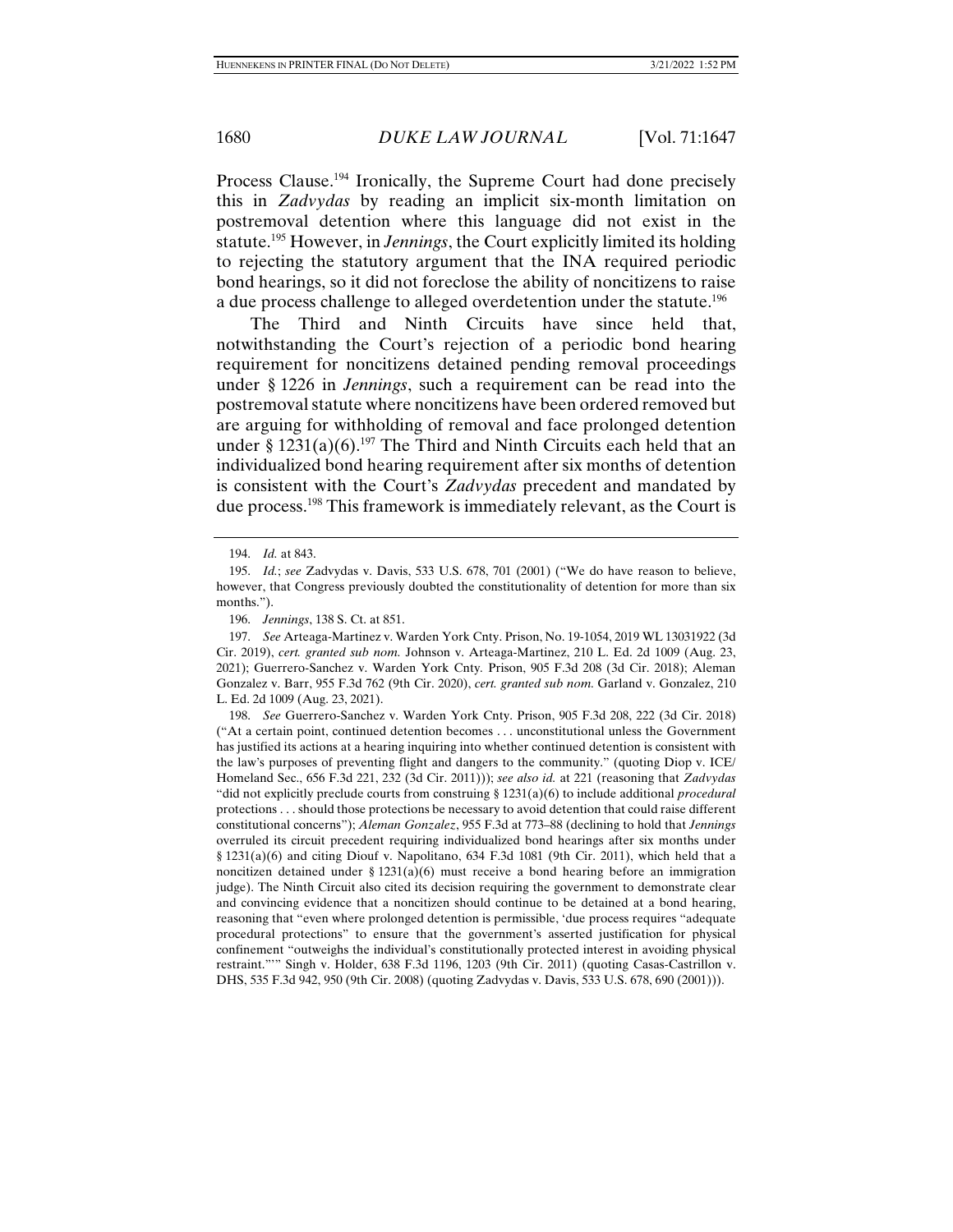Process Clause.[194] Ironically, the Supreme Court had done precisely this in *Zadvydas* by reading an implicit six-month limitation on postremoval detention where this language did not exist in the statute.[195] However, in *Jennings*, the Court explicitly limited its holding to rejecting the statutory argument that the INA required periodic bond hearings, so it did not foreclose the ability of noncitizens to raise a due process challenge to alleged overdetention under the statute.[196]

The Third and Ninth Circuits have since held that, notwithstanding the Court's rejection of a periodic bond hearing requirement for noncitizens detained pending removal proceedings under § 1226 in *Jennings*, such a requirement can be read into the postremoval statute where noncitizens have been ordered removed but are arguing for withholding of removal and face prolonged detention under § 1231(a)(6).[197] The Third and Ninth Circuits each held that an individualized bond hearing requirement after six months of detention is consistent with the Court's *Zadvydas* precedent and mandated by due process.[198] This framework is immediately relevant, as the Court is

---

194. *Id.* at 843.

195. *Id.*; *see* Zadvydas v. Davis, 533 U.S. 678, 701 (2001) ("We do have reason to believe, however, that Congress previously doubted the constitutionality of detention for more than six months.").

196. *Jennings*, 138 S. Ct. at 851.

197. *See* Arteaga-Martinez v. Warden York Cnty. Prison, No. 19-1054, 2019 WL 13031922 (3d Cir. 2019), *cert. granted sub nom.* Johnson v. Arteaga-Martinez, 210 L. Ed. 2d 1009 (Aug. 23, 2021); Guerrero-Sanchez v. Warden York Cnty. Prison, 905 F.3d 208 (3d Cir. 2018); Aleman Gonzalez v. Barr, 955 F.3d 762 (9th Cir. 2020), *cert. granted sub nom.* Garland v. Gonzalez, 210 L. Ed. 2d 1009 (Aug. 23, 2021).

198. *See* Guerrero-Sanchez v. Warden York Cnty. Prison, 905 F.3d 208, 222 (3d Cir. 2018) ("At a certain point, continued detention becomes . . . unconstitutional unless the Government has justified its actions at a hearing inquiring into whether continued detention is consistent with the law's purposes of preventing flight and dangers to the community." (quoting Diop v. ICE/Homeland Sec., 656 F.3d 221, 232 (3d Cir. 2011))); *see also id.* at 221 (reasoning that *Zadvydas* "did not explicitly preclude courts from construing § 1231(a)(6) to include additional *procedural* protections . . . should those protections be necessary to avoid detention that could raise different constitutional concerns"); *Aleman Gonzalez*, 955 F.3d at 773–88 (declining to hold that *Jennings* overruled its circuit precedent requiring individualized bond hearings after six months under § 1231(a)(6) and citing Diouf v. Napolitano, 634 F.3d 1081 (9th Cir. 2011), which held that a noncitizen detained under § 1231(a)(6) must receive a bond hearing before an immigration judge). The Ninth Circuit also cited its decision requiring the government to demonstrate clear and convincing evidence that a noncitizen should continue to be detained at a bond hearing, reasoning that "even where prolonged detention is permissible, 'due process requires "adequate procedural protections" to ensure that the government's asserted justification for physical confinement "outweighs the individual's constitutionally protected interest in avoiding physical restraint."'" Singh v. Holder, 638 F.3d 1196, 1203 (9th Cir. 2011) (quoting Casas-Castrillon v. DHS, 535 F.3d 942, 950 (9th Cir. 2008) (quoting Zadvydas v. Davis, 533 U.S. 678, 690 (2001))).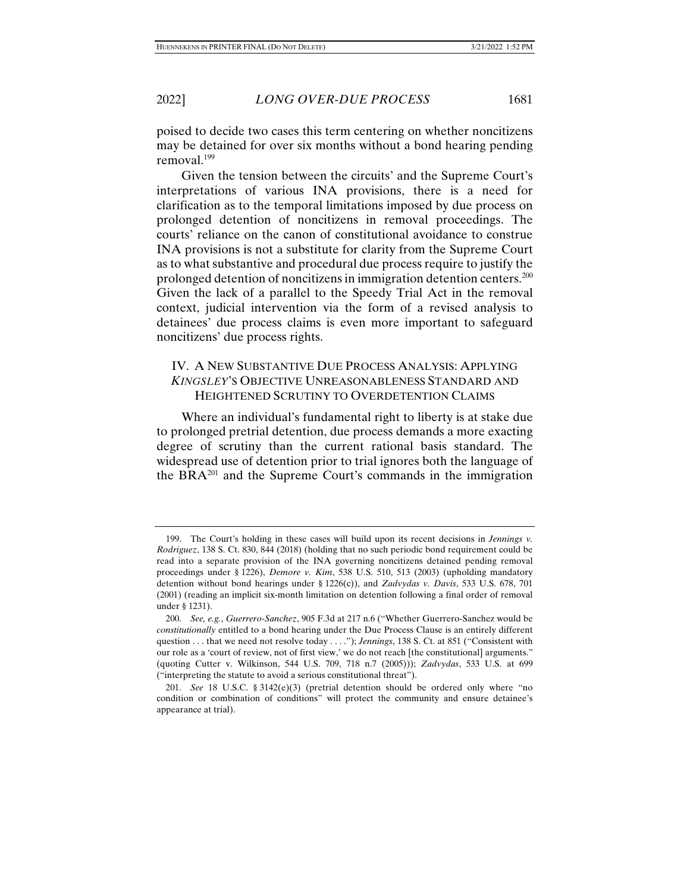poised to decide two cases this term centering on whether noncitizens may be detained for over six months without a bond hearing pending removal.[199]

Given the tension between the circuits' and the Supreme Court's interpretations of various INA provisions, there is a need for clarification as to the temporal limitations imposed by due process on prolonged detention of noncitizens in removal proceedings. The courts' reliance on the canon of constitutional avoidance to construe INA provisions is not a substitute for clarity from the Supreme Court as to what substantive and procedural due process require to justify the prolonged detention of noncitizens in immigration detention centers.[200] Given the lack of a parallel to the Speedy Trial Act in the removal context, judicial intervention via the form of a revised analysis to detainees' due process claims is even more important to safeguard noncitizens' due process rights.

## IV. A New Substantive Due Process Analysis: Applying *Kingsley*'s Objective Unreasonableness Standard and Heightened Scrutiny to Overdetention Claims

Where an individual's fundamental right to liberty is at stake due to prolonged pretrial detention, due process demands a more exacting degree of scrutiny than the current rational basis standard. The widespread use of detention prior to trial ignores both the language of the BRA[201] and the Supreme Court's commands in the immigration

---

199. The Court's holding in these cases will build upon its recent decisions in *Jennings v. Rodriguez*, 138 S. Ct. 830, 844 (2018) (holding that no such periodic bond requirement could be read into a separate provision of the INA governing noncitizens detained pending removal proceedings under § 1226), *Demore v. Kim*, 538 U.S. 510, 513 (2003) (upholding mandatory detention without bond hearings under § 1226(c)), and *Zadvydas v. Davis*, 533 U.S. 678, 701 (2001) (reading an implicit six-month limitation on detention following a final order of removal under § 1231).

200. *See, e.g.*, *Guerrero-Sanchez*, 905 F.3d at 217 n.6 ("Whether Guerrero-Sanchez would be *constitutionally* entitled to a bond hearing under the Due Process Clause is an entirely different question . . . that we need not resolve today . . . ."); *Jennings*, 138 S. Ct. at 851 ("Consistent with our role as a 'court of review, not of first view,' we do not reach [the constitutional] arguments." (quoting Cutter v. Wilkinson, 544 U.S. 709, 718 n.7 (2005))); *Zadvydas*, 533 U.S. at 699 ("interpreting the statute to avoid a serious constitutional threat").

201. *See* 18 U.S.C. § 3142(e)(3) (pretrial detention should be ordered only where "no condition or combination of conditions" will protect the community and ensure detainee's appearance at trial).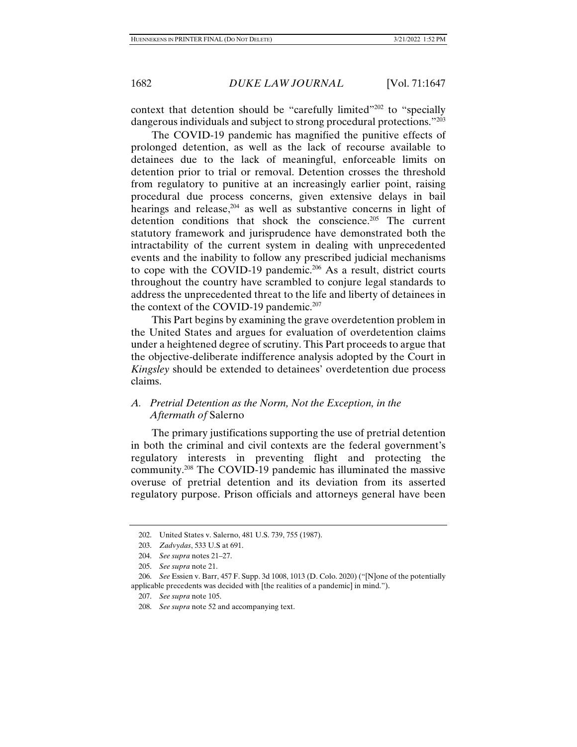context that detention should be "carefully limited"[202] to "specially dangerous individuals and subject to strong procedural protections."[203]

The COVID-19 pandemic has magnified the punitive effects of prolonged detention, as well as the lack of recourse available to detainees due to the lack of meaningful, enforceable limits on detention prior to trial or removal. Detention crosses the threshold from regulatory to punitive at an increasingly earlier point, raising procedural due process concerns, given extensive delays in bail hearings and release,[204] as well as substantive concerns in light of detention conditions that shock the conscience.[205] The current statutory framework and jurisprudence have demonstrated both the intractability of the current system in dealing with unprecedented events and the inability to follow any prescribed judicial mechanisms to cope with the COVID-19 pandemic.[206] As a result, district courts throughout the country have scrambled to conjure legal standards to address the unprecedented threat to the life and liberty of detainees in the context of the COVID-19 pandemic.[207]

This Part begins by examining the grave overdetention problem in the United States and argues for evaluation of overdetention claims under a heightened degree of scrutiny. This Part proceeds to argue that the objective-deliberate indifference analysis adopted by the Court in *Kingsley* should be extended to detainees' overdetention due process claims.

### *A. Pretrial Detention as the Norm, Not the Exception, in the Aftermath of* Salerno

The primary justifications supporting the use of pretrial detention in both the criminal and civil contexts are the federal government's regulatory interests in preventing flight and protecting the community.[208] The COVID-19 pandemic has illuminated the massive overuse of pretrial detention and its deviation from its asserted regulatory purpose. Prison officials and attorneys general have been

---

202. United States v. Salerno, 481 U.S. 739, 755 (1987).

203. *Zadvydas*, 533 U.S at 691.

204. *See supra* notes 21–27.

205. *See supra* note 21.

206. *See* Essien v. Barr, 457 F. Supp. 3d 1008, 1013 (D. Colo. 2020) ("[N]one of the potentially applicable precedents was decided with [the realities of a pandemic] in mind.").

207. *See supra* note 105.

208. *See supra* note 52 and accompanying text.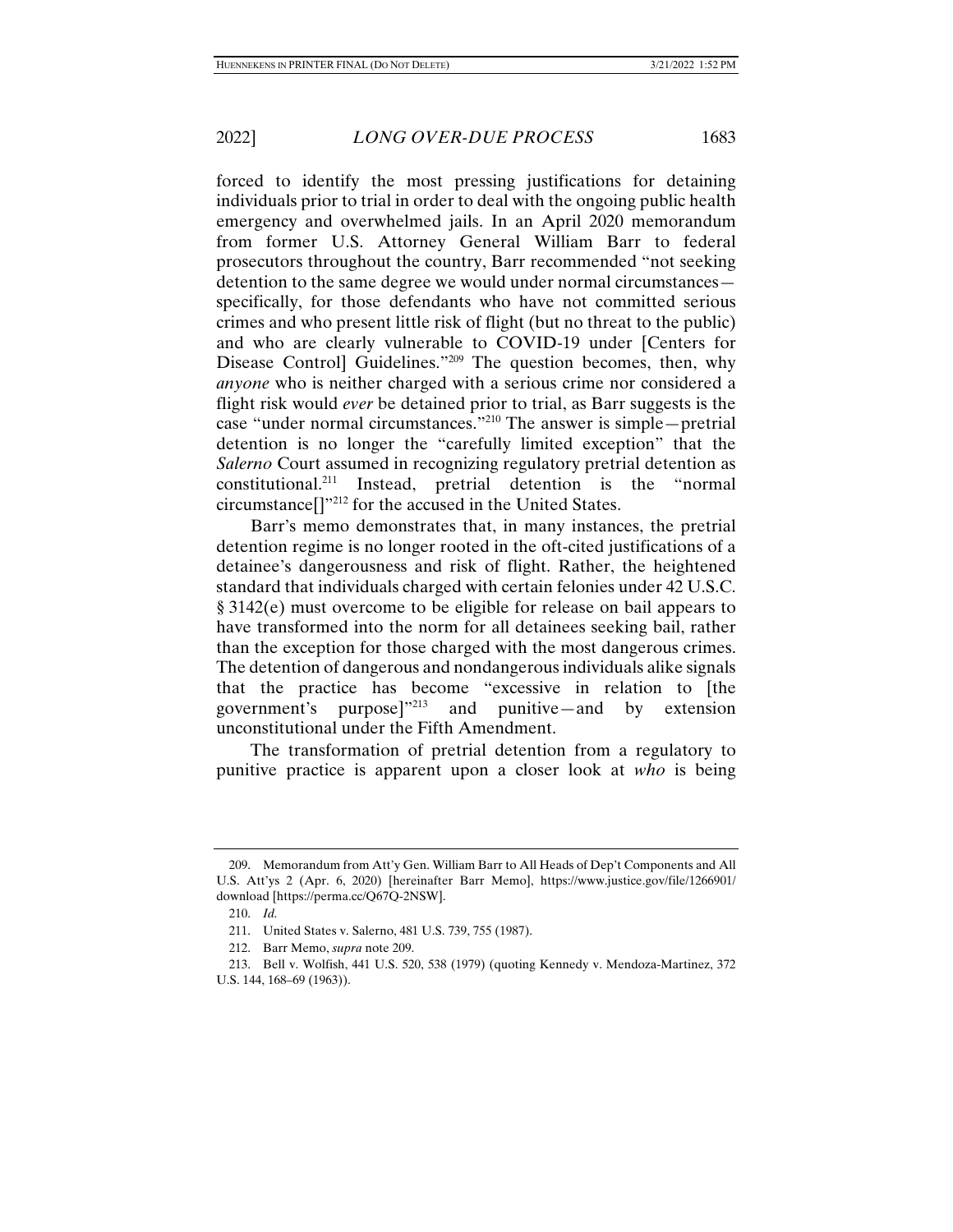forced to identify the most pressing justifications for detaining individuals prior to trial in order to deal with the ongoing public health emergency and overwhelmed jails. In an April 2020 memorandum from former U.S. Attorney General William Barr to federal prosecutors throughout the country, Barr recommended "not seeking detention to the same degree we would under normal circumstances—specifically, for those defendants who have not committed serious crimes and who present little risk of flight (but no threat to the public) and who are clearly vulnerable to COVID-19 under [Centers for Disease Control] Guidelines."[209] The question becomes, then, why *anyone* who is neither charged with a serious crime nor considered a flight risk would *ever* be detained prior to trial, as Barr suggests is the case "under normal circumstances."[210] The answer is simple—pretrial detention is no longer the "carefully limited exception" that the *Salerno* Court assumed in recognizing regulatory pretrial detention as constitutional.[211] Instead, pretrial detention is the "normal circumstance[]"[212] for the accused in the United States.

Barr's memo demonstrates that, in many instances, the pretrial detention regime is no longer rooted in the oft-cited justifications of a detainee's dangerousness and risk of flight. Rather, the heightened standard that individuals charged with certain felonies under 42 U.S.C. § 3142(e) must overcome to be eligible for release on bail appears to have transformed into the norm for all detainees seeking bail, rather than the exception for those charged with the most dangerous crimes. The detention of dangerous and nondangerous individuals alike signals that the practice has become "excessive in relation to [the government's purpose]"[213] and punitive—and by extension unconstitutional under the Fifth Amendment.

The transformation of pretrial detention from a regulatory to punitive practice is apparent upon a closer look at *who* is being

---

209. Memorandum from Att'y Gen. William Barr to All Heads of Dep't Components and All U.S. Att'ys 2 (Apr. 6, 2020) [hereinafter Barr Memo], https://www.justice.gov/file/1266901/download [https://perma.cc/Q67Q-2NSW].

210. *Id.*

211. United States v. Salerno, 481 U.S. 739, 755 (1987).

212. Barr Memo, *supra* note 209.

213. Bell v. Wolfish, 441 U.S. 520, 538 (1979) (quoting Kennedy v. Mendoza-Martinez, 372 U.S. 144, 168–69 (1963)).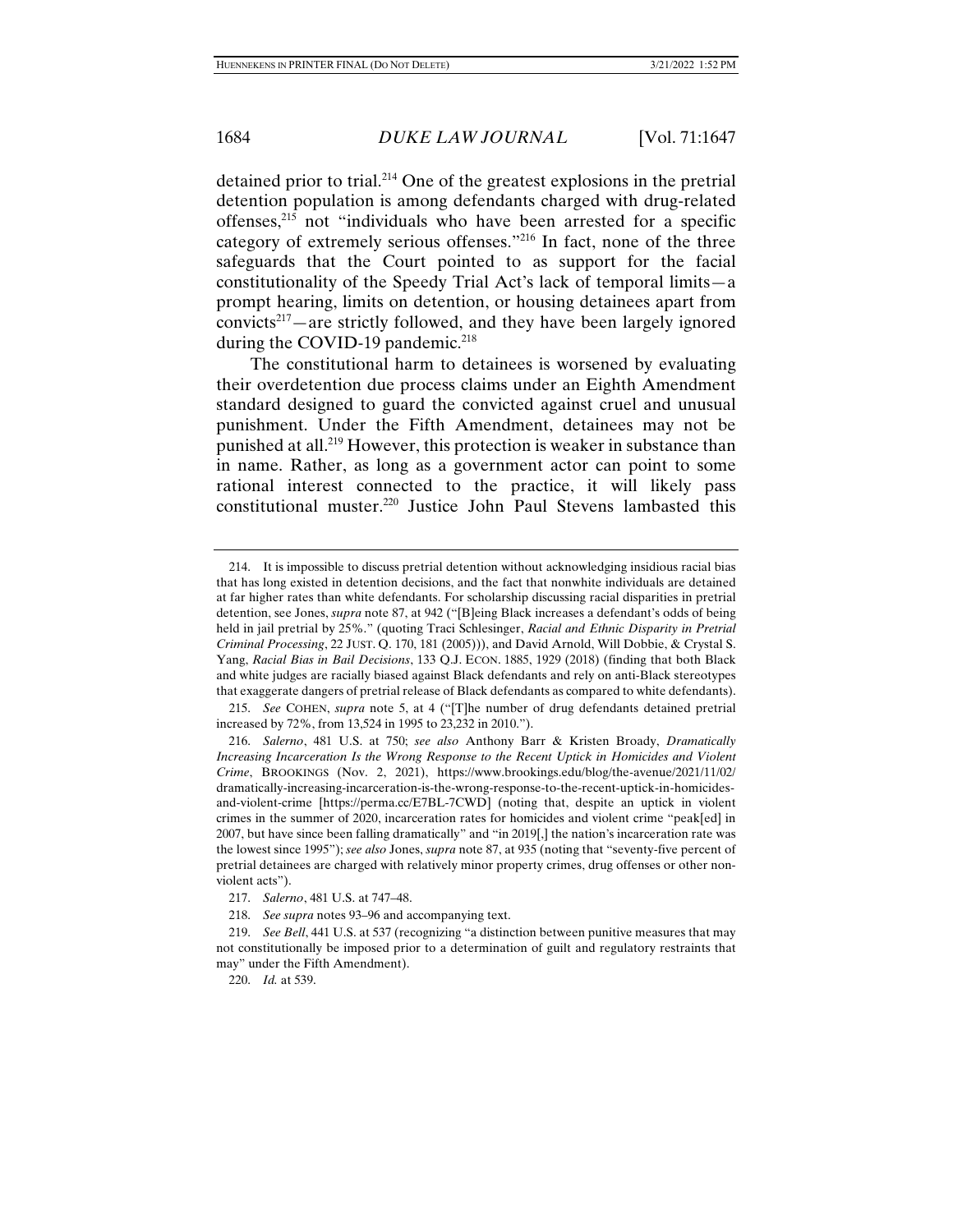detained prior to trial.[214] One of the greatest explosions in the pretrial detention population is among defendants charged with drug-related offenses,[215] not "individuals who have been arrested for a specific category of extremely serious offenses."[216] In fact, none of the three safeguards that the Court pointed to as support for the facial constitutionality of the Speedy Trial Act's lack of temporal limits—a prompt hearing, limits on detention, or housing detainees apart from convicts[217]—are strictly followed, and they have been largely ignored during the COVID-19 pandemic.[218]

The constitutional harm to detainees is worsened by evaluating their overdetention due process claims under an Eighth Amendment standard designed to guard the convicted against cruel and unusual punishment. Under the Fifth Amendment, detainees may not be punished at all.[219] However, this protection is weaker in substance than in name. Rather, as long as a government actor can point to some rational interest connected to the practice, it will likely pass constitutional muster.[220] Justice John Paul Stevens lambasted this

---

214. It is impossible to discuss pretrial detention without acknowledging insidious racial bias that has long existed in detention decisions, and the fact that nonwhite individuals are detained at far higher rates than white defendants. For scholarship discussing racial disparities in pretrial detention, see Jones, *supra* note 87, at 942 ("[B]eing Black increases a defendant's odds of being held in jail pretrial by 25%." (quoting Traci Schlesinger, *Racial and Ethnic Disparity in Pretrial Criminal Processing*, 22 JUST. Q. 170, 181 (2005))), and David Arnold, Will Dobbie, & Crystal S. Yang, *Racial Bias in Bail Decisions*, 133 Q.J. ECON. 1885, 1929 (2018) (finding that both Black and white judges are racially biased against Black defendants and rely on anti-Black stereotypes that exaggerate dangers of pretrial release of Black defendants as compared to white defendants).

215. *See* COHEN, *supra* note 5, at 4 ("[T]he number of drug defendants detained pretrial increased by 72%, from 13,524 in 1995 to 23,232 in 2010.").

216. *Salerno*, 481 U.S. at 750; *see also* Anthony Barr & Kristen Broady, *Dramatically Increasing Incarceration Is the Wrong Response to the Recent Uptick in Homicides and Violent Crime*, BROOKINGS (Nov. 2, 2021), https://www.brookings.edu/blog/the-avenue/2021/11/02/dramatically-increasing-incarceration-is-the-wrong-response-to-the-recent-uptick-in-homicides-and-violent-crime [https://perma.cc/E7BL-7CWD] (noting that, despite an uptick in violent crimes in the summer of 2020, incarceration rates for homicides and violent crime "peak[ed] in 2007, but have since been falling dramatically" and "in 2019[,] the nation's incarceration rate was the lowest since 1995"); *see also* Jones, *supra* note 87, at 935 (noting that "seventy-five percent of pretrial detainees are charged with relatively minor property crimes, drug offenses or other non-violent acts").

217. *Salerno*, 481 U.S. at 747–48.

218. *See supra* notes 93–96 and accompanying text.

219. *See Bell*, 441 U.S. at 537 (recognizing "a distinction between punitive measures that may not constitutionally be imposed prior to a determination of guilt and regulatory restraints that may" under the Fifth Amendment).

220. *Id.* at 539.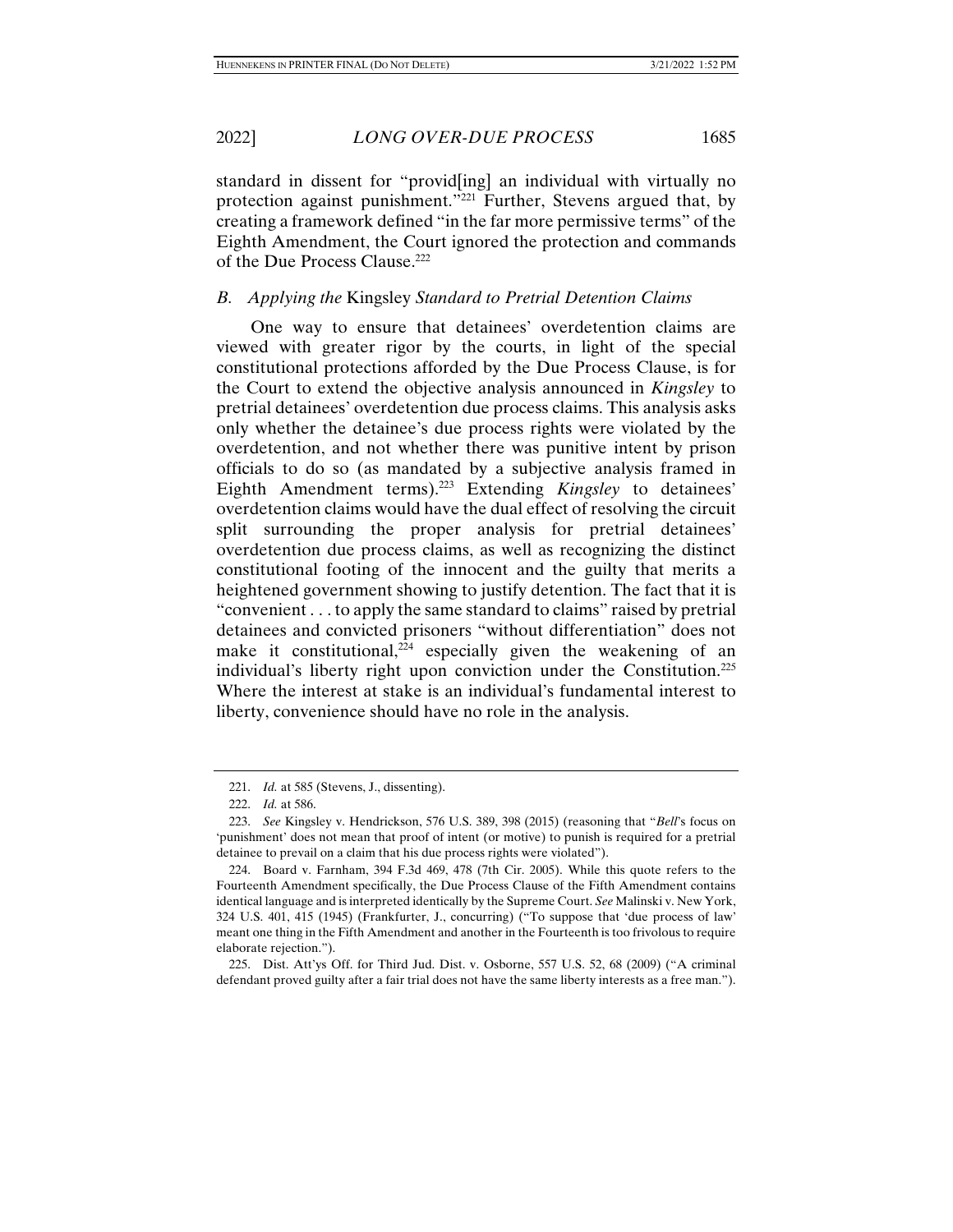standard in dissent for "provid[ing] an individual with virtually no protection against punishment."[221] Further, Stevens argued that, by creating a framework defined "in the far more permissive terms" of the Eighth Amendment, the Court ignored the protection and commands of the Due Process Clause.[222]

### B. Applying the *Kingsley* Standard to Pretrial Detention Claims

One way to ensure that detainees' overdetention claims are viewed with greater rigor by the courts, in light of the special constitutional protections afforded by the Due Process Clause, is for the Court to extend the objective analysis announced in *Kingsley* to pretrial detainees' overdetention due process claims. This analysis asks only whether the detainee's due process rights were violated by the overdetention, and not whether there was punitive intent by prison officials to do so (as mandated by a subjective analysis framed in Eighth Amendment terms).[223] Extending *Kingsley* to detainees' overdetention claims would have the dual effect of resolving the circuit split surrounding the proper analysis for pretrial detainees' overdetention due process claims, as well as recognizing the distinct constitutional footing of the innocent and the guilty that merits a heightened government showing to justify detention. The fact that it is "convenient . . . to apply the same standard to claims" raised by pretrial detainees and convicted prisoners "without differentiation" does not make it constitutional,[224] especially given the weakening of an individual's liberty right upon conviction under the Constitution.[225] Where the interest at stake is an individual's fundamental interest to liberty, convenience should have no role in the analysis.

221. *Id.* at 585 (Stevens, J., dissenting).

222. *Id.* at 586.

223. *See* Kingsley v. Hendrickson, 576 U.S. 389, 398 (2015) (reasoning that "*Bell*'s focus on 'punishment' does not mean that proof of intent (or motive) to punish is required for a pretrial detainee to prevail on a claim that his due process rights were violated").

224. Board v. Farnham, 394 F.3d 469, 478 (7th Cir. 2005). While this quote refers to the Fourteenth Amendment specifically, the Due Process Clause of the Fifth Amendment contains identical language and is interpreted identically by the Supreme Court. *See* Malinski v. New York, 324 U.S. 401, 415 (1945) (Frankfurter, J., concurring) ("To suppose that 'due process of law' meant one thing in the Fifth Amendment and another in the Fourteenth is too frivolous to require elaborate rejection.").

225. Dist. Att'ys Off. for Third Jud. Dist. v. Osborne, 557 U.S. 52, 68 (2009) ("A criminal defendant proved guilty after a fair trial does not have the same liberty interests as a free man.").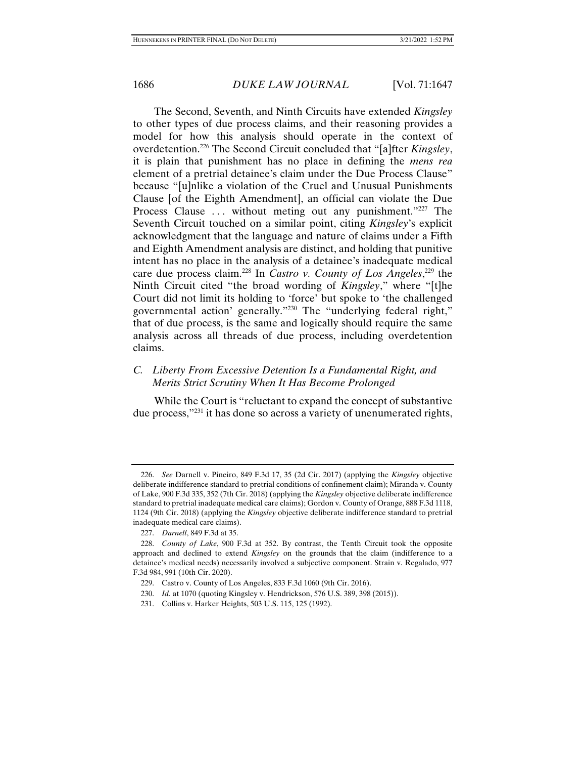The Second, Seventh, and Ninth Circuits have extended *Kingsley* to other types of due process claims, and their reasoning provides a model for how this analysis should operate in the context of overdetention.[226] The Second Circuit concluded that "[a]fter *Kingsley*, it is plain that punishment has no place in defining the *mens rea* element of a pretrial detainee's claim under the Due Process Clause" because "[u]nlike a violation of the Cruel and Unusual Punishments Clause [of the Eighth Amendment], an official can violate the Due Process Clause . . . without meting out any punishment."[227] The Seventh Circuit touched on a similar point, citing *Kingsley*'s explicit acknowledgment that the language and nature of claims under a Fifth and Eighth Amendment analysis are distinct, and holding that punitive intent has no place in the analysis of a detainee's inadequate medical care due process claim.[228] In *Castro v. County of Los Angeles*,[229] the Ninth Circuit cited "the broad wording of *Kingsley*," where "[t]he Court did not limit its holding to 'force' but spoke to 'the challenged governmental action' generally."[230] The "underlying federal right," that of due process, is the same and logically should require the same analysis across all threads of due process, including overdetention claims.

### *C. Liberty From Excessive Detention Is a Fundamental Right, and Merits Strict Scrutiny When It Has Become Prolonged*

While the Court is "reluctant to expand the concept of substantive due process,"[231] it has done so across a variety of unenumerated rights,

---

226. *See* Darnell v. Pineiro, 849 F.3d 17, 35 (2d Cir. 2017) (applying the *Kingsley* objective deliberate indifference standard to pretrial conditions of confinement claim); Miranda v. County of Lake, 900 F.3d 335, 352 (7th Cir. 2018) (applying the *Kingsley* objective deliberate indifference standard to pretrial inadequate medical care claims); Gordon v. County of Orange, 888 F.3d 1118, 1124 (9th Cir. 2018) (applying the *Kingsley* objective deliberate indifference standard to pretrial inadequate medical care claims).

227. *Darnell*, 849 F.3d at 35.

228. *County of Lake*, 900 F.3d at 352. By contrast, the Tenth Circuit took the opposite approach and declined to extend *Kingsley* on the grounds that the claim (indifference to a detainee's medical needs) necessarily involved a subjective component. Strain v. Regalado, 977 F.3d 984, 991 (10th Cir. 2020).

229. Castro v. County of Los Angeles, 833 F.3d 1060 (9th Cir. 2016).

230. *Id.* at 1070 (quoting Kingsley v. Hendrickson, 576 U.S. 389, 398 (2015)).

231. Collins v. Harker Heights, 503 U.S. 115, 125 (1992).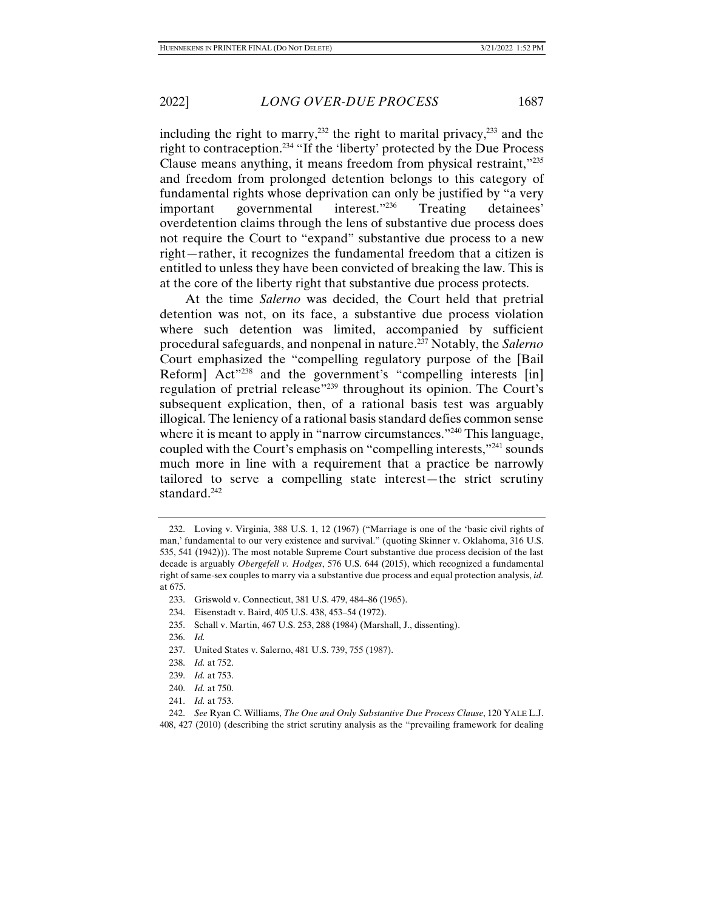including the right to marry,[232] the right to marital privacy,[233] and the right to contraception.[234] "If the 'liberty' protected by the Due Process Clause means anything, it means freedom from physical restraint,"[235] and freedom from prolonged detention belongs to this category of fundamental rights whose deprivation can only be justified by "a very important governmental interest."[236] Treating detainees' overdetention claims through the lens of substantive due process does not require the Court to "expand" substantive due process to a new right—rather, it recognizes the fundamental freedom that a citizen is entitled to unless they have been convicted of breaking the law. This is at the core of the liberty right that substantive due process protects.

At the time *Salerno* was decided, the Court held that pretrial detention was not, on its face, a substantive due process violation where such detention was limited, accompanied by sufficient procedural safeguards, and nonpenal in nature.[237] Notably, the *Salerno* Court emphasized the "compelling regulatory purpose of the [Bail Reform] Act"[238] and the government's "compelling interests [in] regulation of pretrial release"[239] throughout its opinion. The Court's subsequent explication, then, of a rational basis test was arguably illogical. The leniency of a rational basis standard defies common sense where it is meant to apply in "narrow circumstances."[240] This language, coupled with the Court's emphasis on "compelling interests,"[241] sounds much more in line with a requirement that a practice be narrowly tailored to serve a compelling state interest—the strict scrutiny standard.[242]

---

232. Loving v. Virginia, 388 U.S. 1, 12 (1967) ("Marriage is one of the 'basic civil rights of man,' fundamental to our very existence and survival." (quoting Skinner v. Oklahoma, 316 U.S. 535, 541 (1942))). The most notable Supreme Court substantive due process decision of the last decade is arguably *Obergefell v. Hodges*, 576 U.S. 644 (2015), which recognized a fundamental right of same-sex couples to marry via a substantive due process and equal protection analysis, *id.* at 675.

233. Griswold v. Connecticut, 381 U.S. 479, 484–86 (1965).

234. Eisenstadt v. Baird, 405 U.S. 438, 453–54 (1972).

235. Schall v. Martin, 467 U.S. 253, 288 (1984) (Marshall, J., dissenting).

236. *Id.*

237. United States v. Salerno, 481 U.S. 739, 755 (1987).

238. *Id.* at 752.

239. *Id.* at 753.

240. *Id.* at 750.

241. *Id.* at 753.

242. *See* Ryan C. Williams, *The One and Only Substantive Due Process Clause*, 120 YALE L.J. 408, 427 (2010) (describing the strict scrutiny analysis as the "prevailing framework for dealing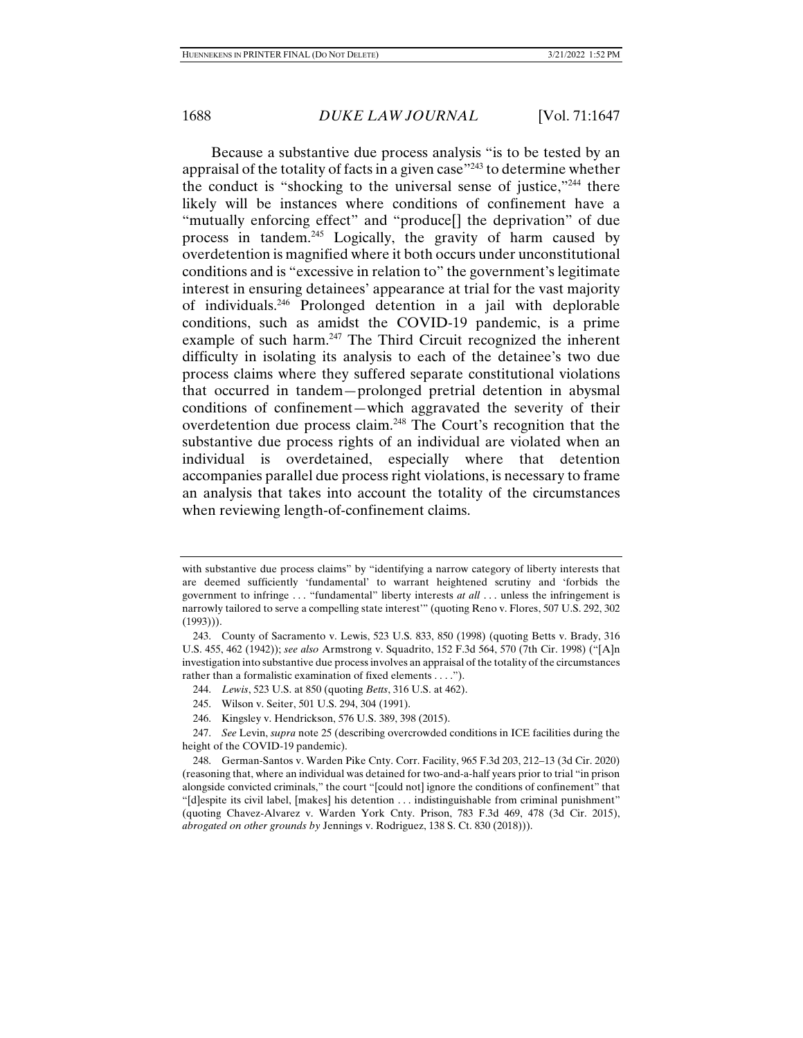Because a substantive due process analysis "is to be tested by an appraisal of the totality of facts in a given case"[243] to determine whether the conduct is "shocking to the universal sense of justice,"[244] there likely will be instances where conditions of confinement have a "mutually enforcing effect" and "produce[] the deprivation" of due process in tandem.[245] Logically, the gravity of harm caused by overdetention is magnified where it both occurs under unconstitutional conditions and is "excessive in relation to" the government's legitimate interest in ensuring detainees' appearance at trial for the vast majority of individuals.[246] Prolonged detention in a jail with deplorable conditions, such as amidst the COVID-19 pandemic, is a prime example of such harm.[247] The Third Circuit recognized the inherent difficulty in isolating its analysis to each of the detainee's two due process claims where they suffered separate constitutional violations that occurred in tandem—prolonged pretrial detention in abysmal conditions of confinement—which aggravated the severity of their overdetention due process claim.[248] The Court's recognition that the substantive due process rights of an individual are violated when an individual is overdetained, especially where that detention accompanies parallel due process right violations, is necessary to frame an analysis that takes into account the totality of the circumstances when reviewing length-of-confinement claims.

---

with substantive due process claims" by "identifying a narrow category of liberty interests that are deemed sufficiently 'fundamental' to warrant heightened scrutiny and 'forbids the government to infringe . . . "fundamental" liberty interests *at all* . . . unless the infringement is narrowly tailored to serve a compelling state interest'" (quoting Reno v. Flores, 507 U.S. 292, 302 (1993))).

243. County of Sacramento v. Lewis, 523 U.S. 833, 850 (1998) (quoting Betts v. Brady, 316 U.S. 455, 462 (1942)); *see also* Armstrong v. Squadrito, 152 F.3d 564, 570 (7th Cir. 1998) ("[A]n investigation into substantive due process involves an appraisal of the totality of the circumstances rather than a formalistic examination of fixed elements . . . .").

244. *Lewis*, 523 U.S. at 850 (quoting *Betts*, 316 U.S. at 462).

245. Wilson v. Seiter, 501 U.S. 294, 304 (1991).

246. Kingsley v. Hendrickson, 576 U.S. 389, 398 (2015).

247. *See* Levin, *supra* note 25 (describing overcrowded conditions in ICE facilities during the height of the COVID-19 pandemic).

248. German-Santos v. Warden Pike Cnty. Corr. Facility, 965 F.3d 203, 212–13 (3d Cir. 2020) (reasoning that, where an individual was detained for two-and-a-half years prior to trial "in prison alongside convicted criminals," the court "[could not] ignore the conditions of confinement" that "[d]espite its civil label, [makes] his detention . . . indistinguishable from criminal punishment" (quoting Chavez-Alvarez v. Warden York Cnty. Prison, 783 F.3d 469, 478 (3d Cir. 2015), *abrogated on other grounds by* Jennings v. Rodriguez, 138 S. Ct. 830 (2018))).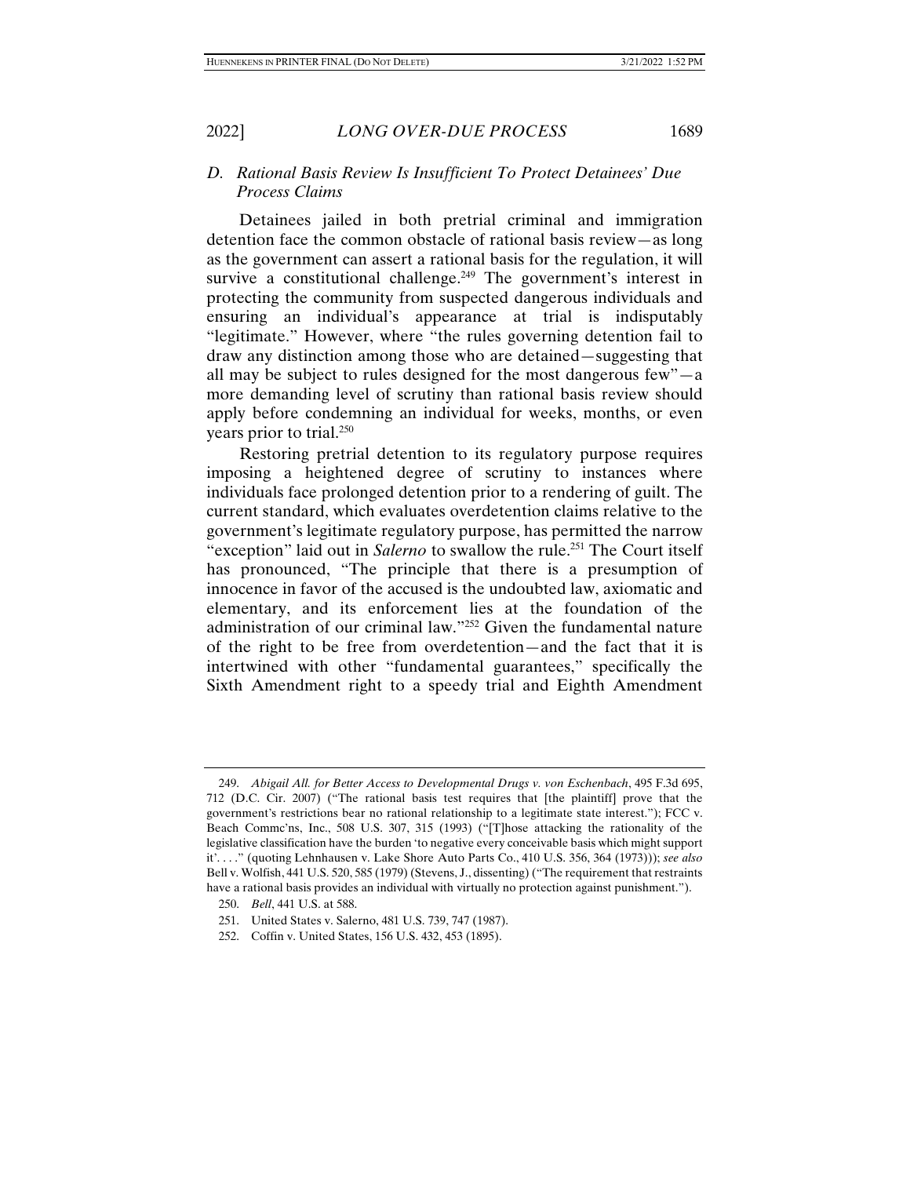### *D. Rational Basis Review Is Insufficient To Protect Detainees' Due Process Claims*

Detainees jailed in both pretrial criminal and immigration detention face the common obstacle of rational basis review—as long as the government can assert a rational basis for the regulation, it will survive a constitutional challenge.[249] The government's interest in protecting the community from suspected dangerous individuals and ensuring an individual's appearance at trial is indisputably "legitimate." However, where "the rules governing detention fail to draw any distinction among those who are detained—suggesting that all may be subject to rules designed for the most dangerous few"—a more demanding level of scrutiny than rational basis review should apply before condemning an individual for weeks, months, or even years prior to trial.[250]

Restoring pretrial detention to its regulatory purpose requires imposing a heightened degree of scrutiny to instances where individuals face prolonged detention prior to a rendering of guilt. The current standard, which evaluates overdetention claims relative to the government's legitimate regulatory purpose, has permitted the narrow "exception" laid out in *Salerno* to swallow the rule.[251] The Court itself has pronounced, "The principle that there is a presumption of innocence in favor of the accused is the undoubted law, axiomatic and elementary, and its enforcement lies at the foundation of the administration of our criminal law."[252] Given the fundamental nature of the right to be free from overdetention—and the fact that it is intertwined with other "fundamental guarantees," specifically the Sixth Amendment right to a speedy trial and Eighth Amendment

---

249. *Abigail All. for Better Access to Developmental Drugs v. von Eschenbach*, 495 F.3d 695, 712 (D.C. Cir. 2007) ("The rational basis test requires that [the plaintiff] prove that the government's restrictions bear no rational relationship to a legitimate state interest."); FCC v. Beach Commc'ns, Inc., 508 U.S. 307, 315 (1993) ("[T]hose attacking the rationality of the legislative classification have the burden 'to negative every conceivable basis which might support it'. . . ." (quoting Lehnhausen v. Lake Shore Auto Parts Co., 410 U.S. 356, 364 (1973))); *see also* Bell v. Wolfish, 441 U.S. 520, 585 (1979) (Stevens, J., dissenting) ("The requirement that restraints have a rational basis provides an individual with virtually no protection against punishment.").

250. *Bell*, 441 U.S. at 588.

251. United States v. Salerno, 481 U.S. 739, 747 (1987).

252. Coffin v. United States, 156 U.S. 432, 453 (1895).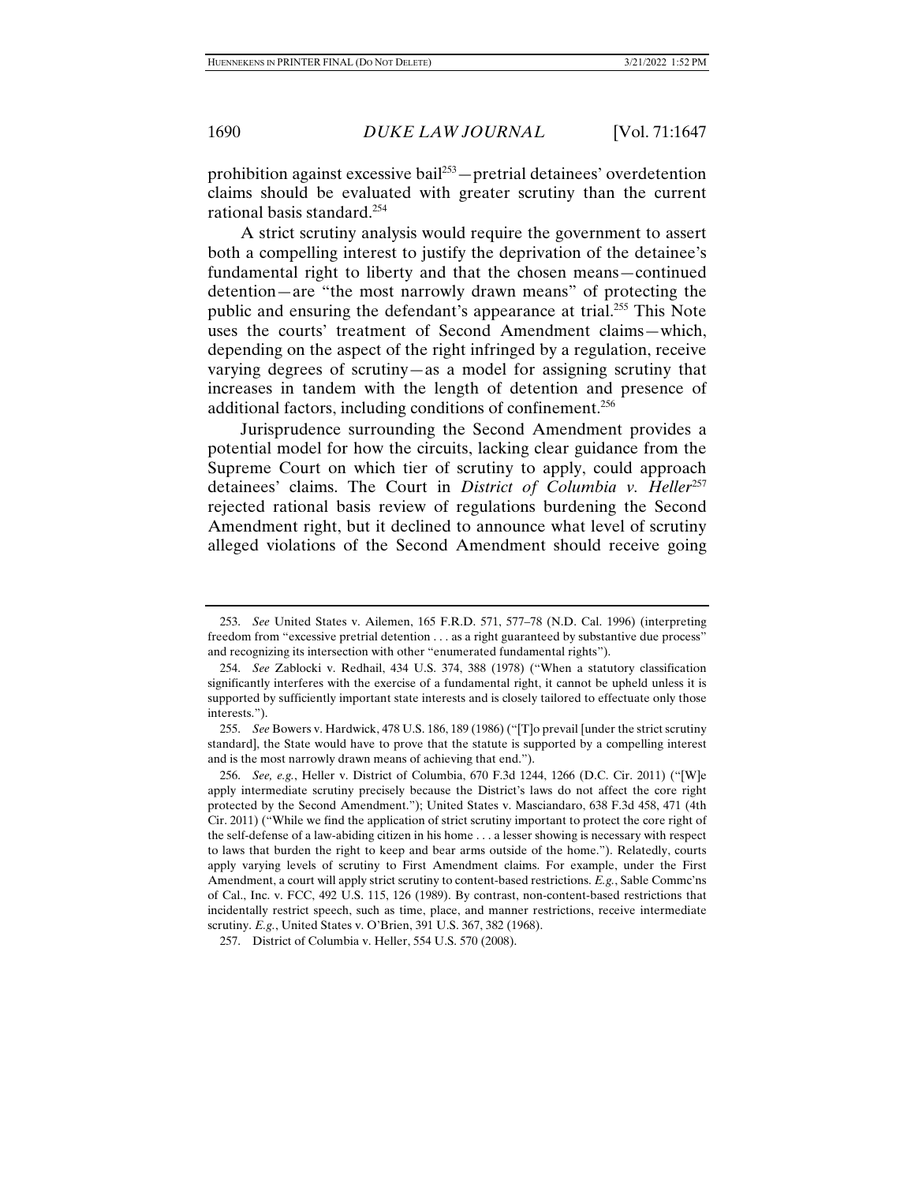prohibition against excessive bail[253]—pretrial detainees' overdetention claims should be evaluated with greater scrutiny than the current rational basis standard.[254]

A strict scrutiny analysis would require the government to assert both a compelling interest to justify the deprivation of the detainee's fundamental right to liberty and that the chosen means—continued detention—are "the most narrowly drawn means" of protecting the public and ensuring the defendant's appearance at trial.[255] This Note uses the courts' treatment of Second Amendment claims—which, depending on the aspect of the right infringed by a regulation, receive varying degrees of scrutiny—as a model for assigning scrutiny that increases in tandem with the length of detention and presence of additional factors, including conditions of confinement.[256]

Jurisprudence surrounding the Second Amendment provides a potential model for how the circuits, lacking clear guidance from the Supreme Court on which tier of scrutiny to apply, could approach detainees' claims. The Court in *District of Columbia v. Heller*[257] rejected rational basis review of regulations burdening the Second Amendment right, but it declined to announce what level of scrutiny alleged violations of the Second Amendment should receive going

---

253. *See* United States v. Ailemen, 165 F.R.D. 571, 577–78 (N.D. Cal. 1996) (interpreting freedom from "excessive pretrial detention . . . as a right guaranteed by substantive due process" and recognizing its intersection with other "enumerated fundamental rights").

254. *See* Zablocki v. Redhail, 434 U.S. 374, 388 (1978) ("When a statutory classification significantly interferes with the exercise of a fundamental right, it cannot be upheld unless it is supported by sufficiently important state interests and is closely tailored to effectuate only those interests.").

255. *See* Bowers v. Hardwick, 478 U.S. 186, 189 (1986) ("[T]o prevail [under the strict scrutiny standard], the State would have to prove that the statute is supported by a compelling interest and is the most narrowly drawn means of achieving that end.").

256. *See, e.g.*, Heller v. District of Columbia, 670 F.3d 1244, 1266 (D.C. Cir. 2011) ("[W]e apply intermediate scrutiny precisely because the District's laws do not affect the core right protected by the Second Amendment."); United States v. Masciandaro, 638 F.3d 458, 471 (4th Cir. 2011) ("While we find the application of strict scrutiny important to protect the core right of the self-defense of a law-abiding citizen in his home . . . a lesser showing is necessary with respect to laws that burden the right to keep and bear arms outside of the home."). Relatedly, courts apply varying levels of scrutiny to First Amendment claims. For example, under the First Amendment, a court will apply strict scrutiny to content-based restrictions. *E.g.*, Sable Commc'ns of Cal., Inc. v. FCC, 492 U.S. 115, 126 (1989). By contrast, non-content-based restrictions that incidentally restrict speech, such as time, place, and manner restrictions, receive intermediate scrutiny. *E.g.*, United States v. O'Brien, 391 U.S. 367, 382 (1968).

257. District of Columbia v. Heller, 554 U.S. 570 (2008).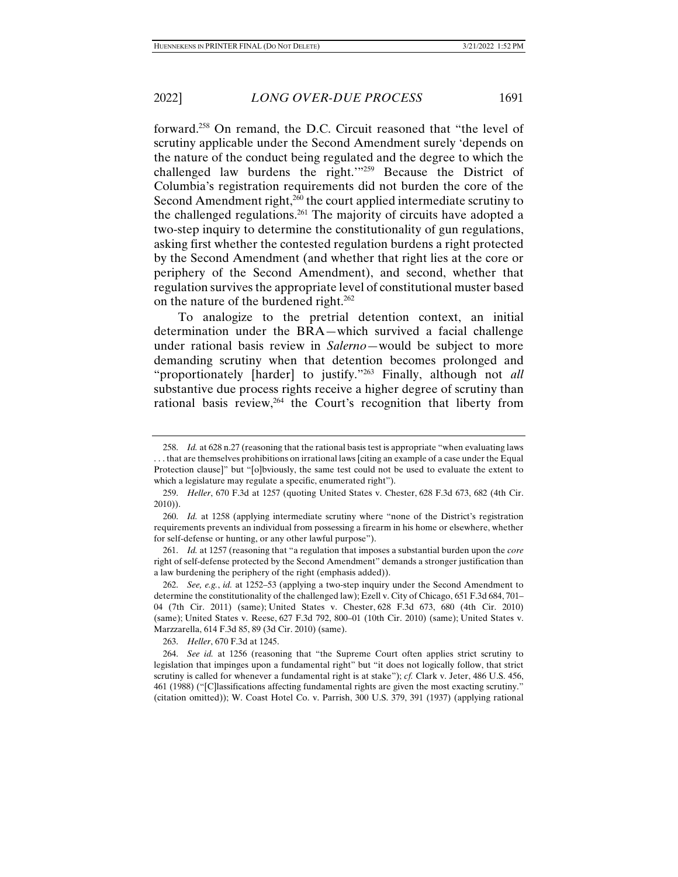forward.[258] On remand, the D.C. Circuit reasoned that "the level of scrutiny applicable under the Second Amendment surely 'depends on the nature of the conduct being regulated and the degree to which the challenged law burdens the right.'"[259] Because the District of Columbia's registration requirements did not burden the core of the Second Amendment right,[260] the court applied intermediate scrutiny to the challenged regulations.[261] The majority of circuits have adopted a two-step inquiry to determine the constitutionality of gun regulations, asking first whether the contested regulation burdens a right protected by the Second Amendment (and whether that right lies at the core or periphery of the Second Amendment), and second, whether that regulation survives the appropriate level of constitutional muster based on the nature of the burdened right.[262]

To analogize to the pretrial detention context, an initial determination under the BRA—which survived a facial challenge under rational basis review in *Salerno*—would be subject to more demanding scrutiny when that detention becomes prolonged and "proportionately [harder] to justify."[263] Finally, although not *all* substantive due process rights receive a higher degree of scrutiny than rational basis review,[264] the Court's recognition that liberty from

---

258. *Id.* at 628 n.27 (reasoning that the rational basis test is appropriate "when evaluating laws . . . that are themselves prohibitions on irrational laws [citing an example of a case under the Equal Protection clause]" but "[o]bviously, the same test could not be used to evaluate the extent to which a legislature may regulate a specific, enumerated right").

259. *Heller*, 670 F.3d at 1257 (quoting United States v. Chester, 628 F.3d 673, 682 (4th Cir. 2010)).

260. *Id.* at 1258 (applying intermediate scrutiny where "none of the District's registration requirements prevents an individual from possessing a firearm in his home or elsewhere, whether for self-defense or hunting, or any other lawful purpose").

261. *Id.* at 1257 (reasoning that "a regulation that imposes a substantial burden upon the *core* right of self-defense protected by the Second Amendment" demands a stronger justification than a law burdening the periphery of the right (emphasis added)).

262. *See, e.g.*, *id.* at 1252–53 (applying a two-step inquiry under the Second Amendment to determine the constitutionality of the challenged law); Ezell v. City of Chicago, 651 F.3d 684, 701–04 (7th Cir. 2011) (same); United States v. Chester, 628 F.3d 673, 680 (4th Cir. 2010) (same); United States v. Reese, 627 F.3d 792, 800–01 (10th Cir. 2010) (same); United States v. Marzzarella, 614 F.3d 85, 89 (3d Cir. 2010) (same).

263. *Heller*, 670 F.3d at 1245.

264. *See id.* at 1256 (reasoning that "the Supreme Court often applies strict scrutiny to legislation that impinges upon a fundamental right" but "it does not logically follow, that strict scrutiny is called for whenever a fundamental right is at stake"); *cf.* Clark v. Jeter, 486 U.S. 456, 461 (1988) ("[C]lassifications affecting fundamental rights are given the most exacting scrutiny." (citation omitted)); W. Coast Hotel Co. v. Parrish, 300 U.S. 379, 391 (1937) (applying rational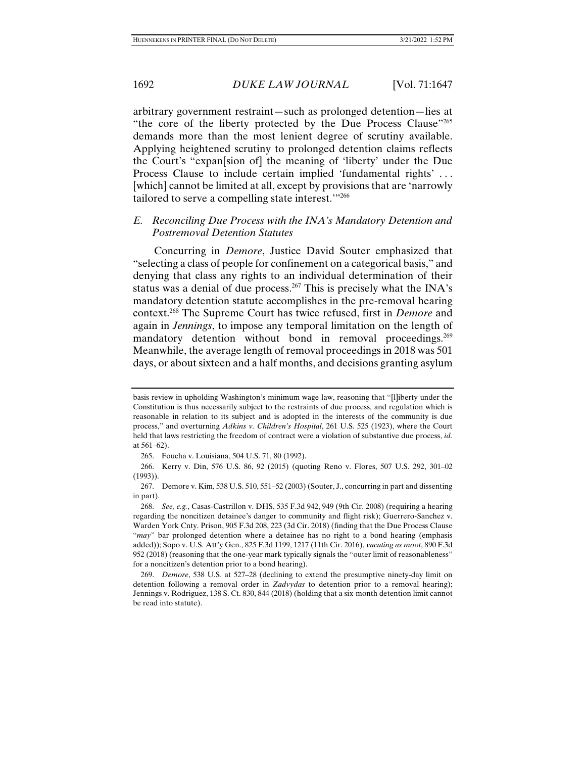arbitrary government restraint—such as prolonged detention—lies at "the core of the liberty protected by the Due Process Clause"[265] demands more than the most lenient degree of scrutiny available. Applying heightened scrutiny to prolonged detention claims reflects the Court's "expan[sion of] the meaning of 'liberty' under the Due Process Clause to include certain implied 'fundamental rights' . . . [which] cannot be limited at all, except by provisions that are 'narrowly tailored to serve a compelling state interest.'"[266]

### *E. Reconciling Due Process with the INA's Mandatory Detention and Postremoval Detention Statutes*

Concurring in *Demore*, Justice David Souter emphasized that "selecting a class of people for confinement on a categorical basis," and denying that class any rights to an individual determination of their status was a denial of due process.[267] This is precisely what the INA's mandatory detention statute accomplishes in the pre-removal hearing context.[268] The Supreme Court has twice refused, first in *Demore* and again in *Jennings*, to impose any temporal limitation on the length of mandatory detention without bond in removal proceedings.[269] Meanwhile, the average length of removal proceedings in 2018 was 501 days, or about sixteen and a half months, and decisions granting asylum

---

basis review in upholding Washington's minimum wage law, reasoning that "[l]iberty under the Constitution is thus necessarily subject to the restraints of due process, and regulation which is reasonable in relation to its subject and is adopted in the interests of the community is due process," and overturning *Adkins v. Children's Hospital*, 261 U.S. 525 (1923), where the Court held that laws restricting the freedom of contract were a violation of substantive due process, *id.* at 561–62).

265. Foucha v. Louisiana, 504 U.S. 71, 80 (1992).

266. Kerry v. Din, 576 U.S. 86, 92 (2015) (quoting Reno v. Flores, 507 U.S. 292, 301–02 (1993)).

267. Demore v. Kim, 538 U.S. 510, 551–52 (2003) (Souter, J., concurring in part and dissenting in part).

268. *See, e.g.*, Casas-Castrillon v. DHS, 535 F.3d 942, 949 (9th Cir. 2008) (requiring a hearing regarding the noncitizen detainee's danger to community and flight risk); Guerrero-Sanchez v. Warden York Cnty. Prison, 905 F.3d 208, 223 (3d Cir. 2018) (finding that the Due Process Clause "*may*" bar prolonged detention where a detainee has no right to a bond hearing (emphasis added)); Sopo v. U.S. Att'y Gen., 825 F.3d 1199, 1217 (11th Cir. 2016), *vacating as moot*, 890 F.3d 952 (2018) (reasoning that the one-year mark typically signals the "outer limit of reasonableness" for a noncitizen's detention prior to a bond hearing).

269. *Demore*, 538 U.S. at 527–28 (declining to extend the presumptive ninety-day limit on detention following a removal order in *Zadvydas* to detention prior to a removal hearing); Jennings v. Rodriguez, 138 S. Ct. 830, 844 (2018) (holding that a six-month detention limit cannot be read into statute).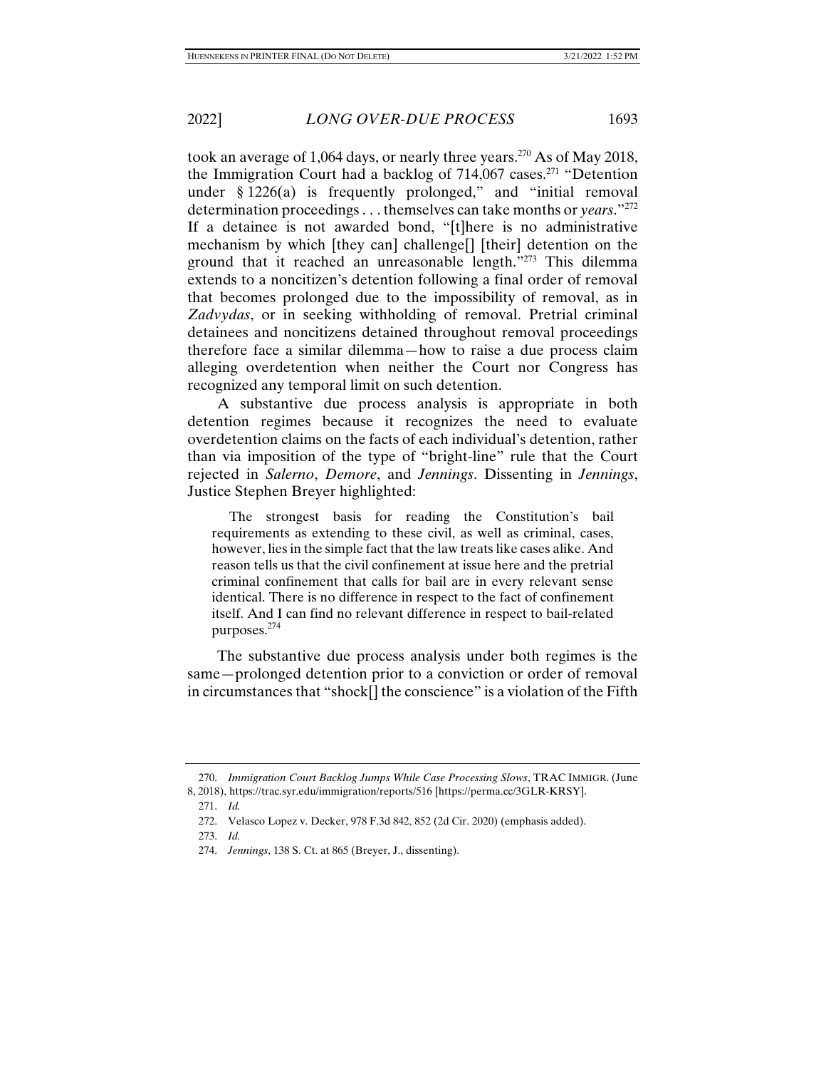took an average of 1,064 days, or nearly three years.[270] As of May 2018, the Immigration Court had a backlog of 714,067 cases.[271] "Detention under § 1226(a) is frequently prolonged," and "initial removal determination proceedings . . . themselves can take months or *years*."[272] If a detainee is not awarded bond, "[t]here is no administrative mechanism by which [they can] challenge[] [their] detention on the ground that it reached an unreasonable length."[273] This dilemma extends to a noncitizen's detention following a final order of removal that becomes prolonged due to the impossibility of removal, as in *Zadvydas*, or in seeking withholding of removal. Pretrial criminal detainees and noncitizens detained throughout removal proceedings therefore face a similar dilemma—how to raise a due process claim alleging overdetention when neither the Court nor Congress has recognized any temporal limit on such detention.

A substantive due process analysis is appropriate in both detention regimes because it recognizes the need to evaluate overdetention claims on the facts of each individual's detention, rather than via imposition of the type of "bright-line" rule that the Court rejected in *Salerno*, *Demore*, and *Jennings*. Dissenting in *Jennings*, Justice Stephen Breyer highlighted:

> The strongest basis for reading the Constitution's bail requirements as extending to these civil, as well as criminal, cases, however, lies in the simple fact that the law treats like cases alike. And reason tells us that the civil confinement at issue here and the pretrial criminal confinement that calls for bail are in every relevant sense identical. There is no difference in respect to the fact of confinement itself. And I can find no relevant difference in respect to bail-related purposes.[274]

The substantive due process analysis under both regimes is the same—prolonged detention prior to a conviction or order of removal in circumstances that "shock[] the conscience" is a violation of the Fifth

---

270. *Immigration Court Backlog Jumps While Case Processing Slows*, TRAC IMMIGR. (June 8, 2018), https://trac.syr.edu/immigration/reports/516 [https://perma.cc/3GLR-KRSY].

271. *Id.*

272. Velasco Lopez v. Decker, 978 F.3d 842, 852 (2d Cir. 2020) (emphasis added).

273. *Id.*

274. *Jennings*, 138 S. Ct. at 865 (Breyer, J., dissenting).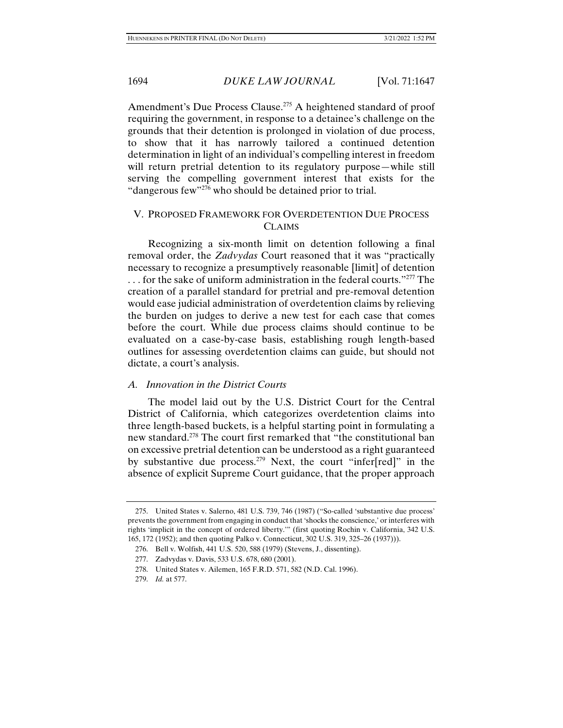Amendment's Due Process Clause.[275] A heightened standard of proof requiring the government, in response to a detainee's challenge on the grounds that their detention is prolonged in violation of due process, to show that it has narrowly tailored a continued detention determination in light of an individual's compelling interest in freedom will return pretrial detention to its regulatory purpose—while still serving the compelling government interest that exists for the "dangerous few"[276] who should be detained prior to trial.

## V. PROPOSED FRAMEWORK FOR OVERDETENTION DUE PROCESS CLAIMS

Recognizing a six-month limit on detention following a final removal order, the *Zadvydas* Court reasoned that it was "practically necessary to recognize a presumptively reasonable [limit] of detention . . . for the sake of uniform administration in the federal courts."[277] The creation of a parallel standard for pretrial and pre-removal detention would ease judicial administration of overdetention claims by relieving the burden on judges to derive a new test for each case that comes before the court. While due process claims should continue to be evaluated on a case-by-case basis, establishing rough length-based outlines for assessing overdetention claims can guide, but should not dictate, a court's analysis.

### *A. Innovation in the District Courts*

The model laid out by the U.S. District Court for the Central District of California, which categorizes overdetention claims into three length-based buckets, is a helpful starting point in formulating a new standard.[278] The court first remarked that "the constitutional ban on excessive pretrial detention can be understood as a right guaranteed by substantive due process.[279] Next, the court "infer[red]" in the absence of explicit Supreme Court guidance, that the proper approach

---

275. United States v. Salerno, 481 U.S. 739, 746 (1987) ("So-called 'substantive due process' prevents the government from engaging in conduct that 'shocks the conscience,' or interferes with rights 'implicit in the concept of ordered liberty.'" (first quoting Rochin v. California, 342 U.S. 165, 172 (1952); and then quoting Palko v. Connecticut, 302 U.S. 319, 325–26 (1937))).

276. Bell v. Wolfish, 441 U.S. 520, 588 (1979) (Stevens, J., dissenting).

277. Zadvydas v. Davis, 533 U.S. 678, 680 (2001).

278. United States v. Ailemen, 165 F.R.D. 571, 582 (N.D. Cal. 1996).

279. *Id.* at 577.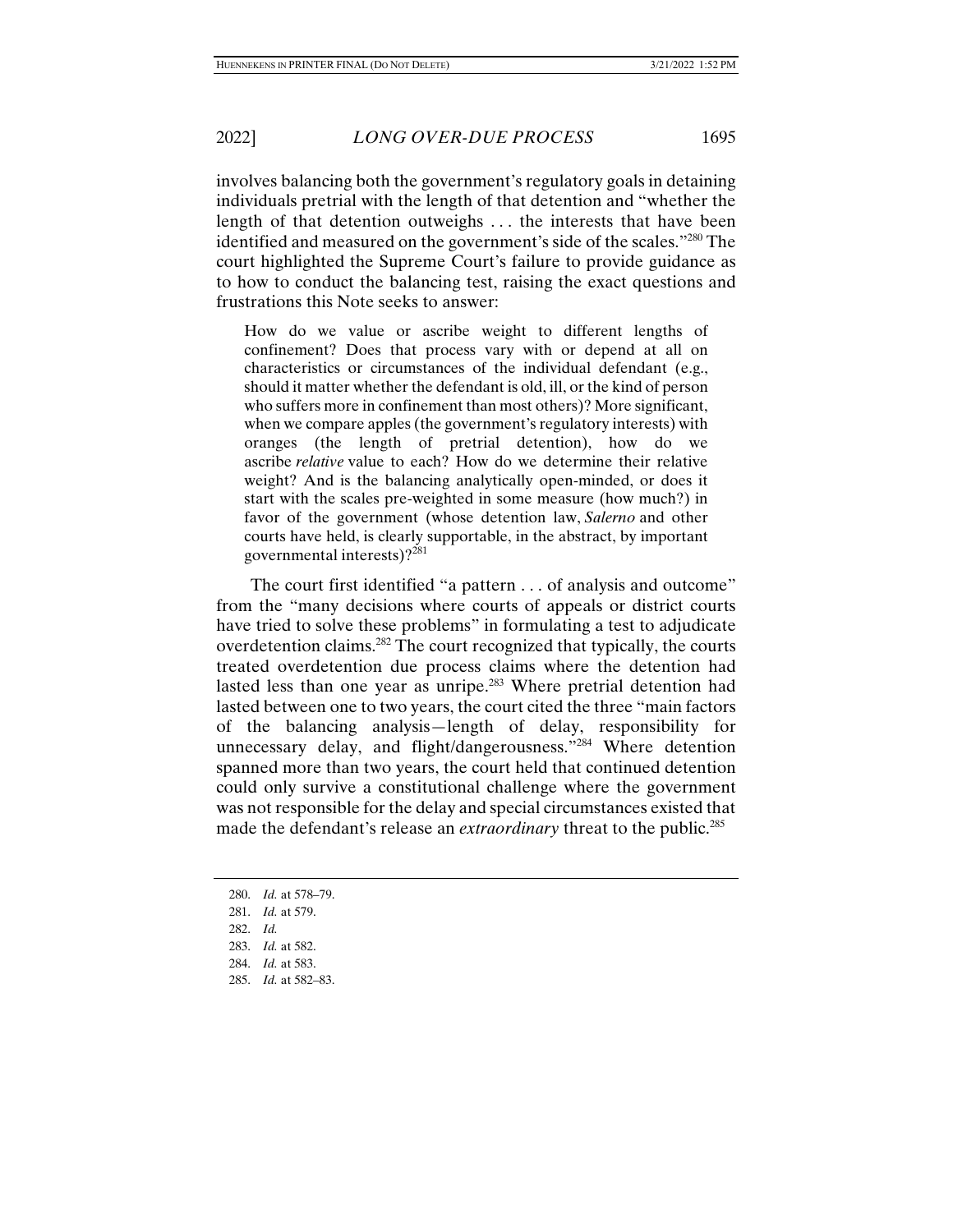involves balancing both the government's regulatory goals in detaining individuals pretrial with the length of that detention and "whether the length of that detention outweighs . . . the interests that have been identified and measured on the government's side of the scales."[280] The court highlighted the Supreme Court's failure to provide guidance as to how to conduct the balancing test, raising the exact questions and frustrations this Note seeks to answer:

> How do we value or ascribe weight to different lengths of confinement? Does that process vary with or depend at all on characteristics or circumstances of the individual defendant (e.g., should it matter whether the defendant is old, ill, or the kind of person who suffers more in confinement than most others)? More significant, when we compare apples (the government's regulatory interests) with oranges (the length of pretrial detention), how do we ascribe *relative* value to each? How do we determine their relative weight? And is the balancing analytically open-minded, or does it start with the scales pre-weighted in some measure (how much?) in favor of the government (whose detention law, *Salerno* and other courts have held, is clearly supportable, in the abstract, by important governmental interests)?[281]

The court first identified "a pattern . . . of analysis and outcome" from the "many decisions where courts of appeals or district courts have tried to solve these problems" in formulating a test to adjudicate overdetention claims.[282] The court recognized that typically, the courts treated overdetention due process claims where the detention had lasted less than one year as unripe.[283] Where pretrial detention had lasted between one to two years, the court cited the three "main factors of the balancing analysis—length of delay, responsibility for unnecessary delay, and flight/dangerousness."[284] Where detention spanned more than two years, the court held that continued detention could only survive a constitutional challenge where the government was not responsible for the delay and special circumstances existed that made the defendant's release an *extraordinary* threat to the public.[285]

---

280. *Id.* at 578–79.

281. *Id.* at 579.

282. *Id.*

283. *Id.* at 582.

284. *Id.* at 583.

285. *Id.* at 582–83.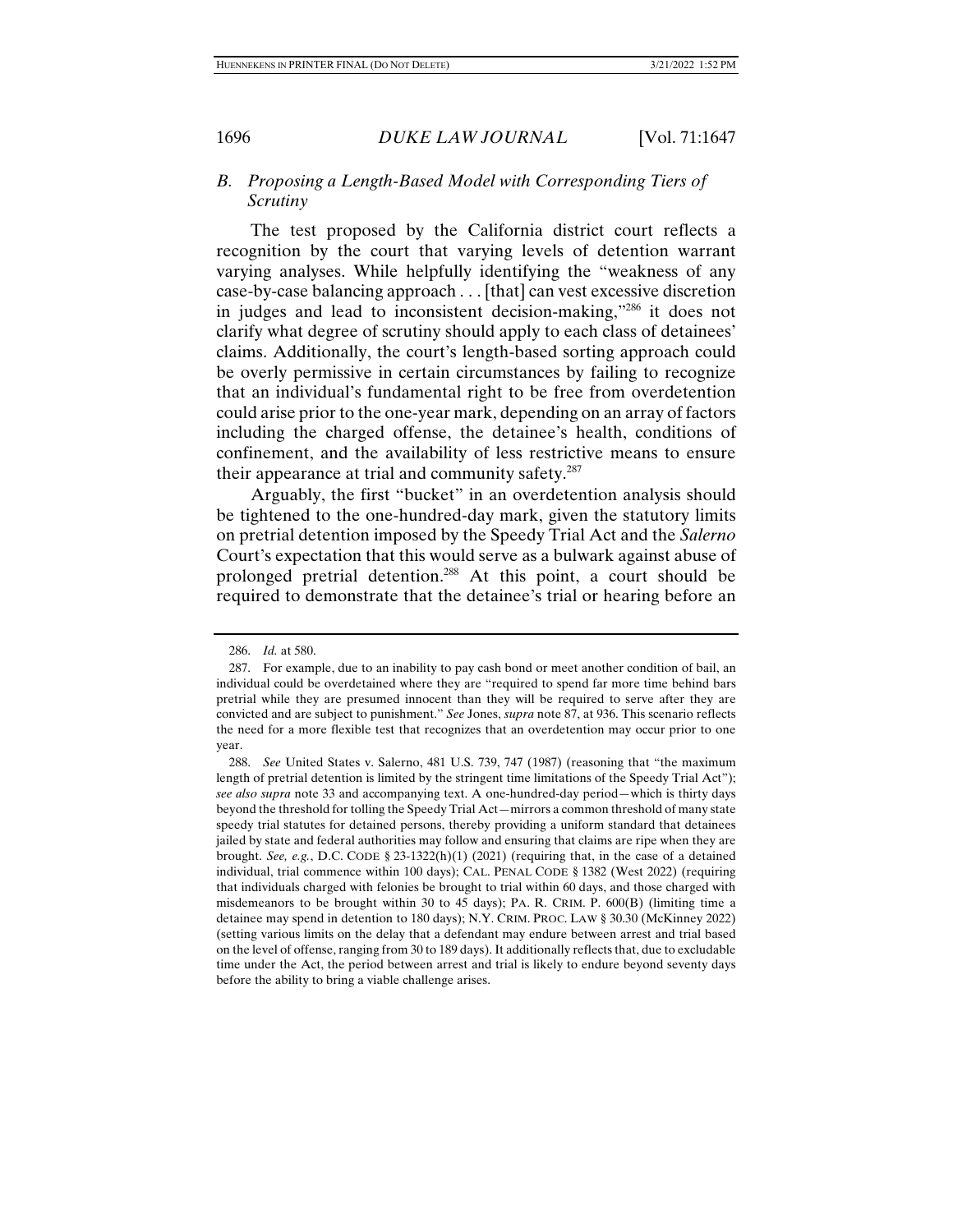### *B. Proposing a Length-Based Model with Corresponding Tiers of Scrutiny*

The test proposed by the California district court reflects a recognition by the court that varying levels of detention warrant varying analyses. While helpfully identifying the "weakness of any case-by-case balancing approach . . . [that] can vest excessive discretion in judges and lead to inconsistent decision-making,"[286] it does not clarify what degree of scrutiny should apply to each class of detainees' claims. Additionally, the court's length-based sorting approach could be overly permissive in certain circumstances by failing to recognize that an individual's fundamental right to be free from overdetention could arise prior to the one-year mark, depending on an array of factors including the charged offense, the detainee's health, conditions of confinement, and the availability of less restrictive means to ensure their appearance at trial and community safety.[287]

Arguably, the first "bucket" in an overdetention analysis should be tightened to the one-hundred-day mark, given the statutory limits on pretrial detention imposed by the Speedy Trial Act and the *Salerno* Court's expectation that this would serve as a bulwark against abuse of prolonged pretrial detention.[288] At this point, a court should be required to demonstrate that the detainee's trial or hearing before an

---

286. *Id.* at 580.

287. For example, due to an inability to pay cash bond or meet another condition of bail, an individual could be overdetained where they are "required to spend far more time behind bars pretrial while they are presumed innocent than they will be required to serve after they are convicted and are subject to punishment." *See* Jones, *supra* note 87, at 936. This scenario reflects the need for a more flexible test that recognizes that an overdetention may occur prior to one year.

288. *See* United States v. Salerno, 481 U.S. 739, 747 (1987) (reasoning that "the maximum length of pretrial detention is limited by the stringent time limitations of the Speedy Trial Act"); *see also supra* note 33 and accompanying text. A one-hundred-day period—which is thirty days beyond the threshold for tolling the Speedy Trial Act—mirrors a common threshold of many state speedy trial statutes for detained persons, thereby providing a uniform standard that detainees jailed by state and federal authorities may follow and ensuring that claims are ripe when they are brought. *See, e.g.*, D.C. CODE § 23-1322(h)(1) (2021) (requiring that, in the case of a detained individual, trial commence within 100 days); CAL. PENAL CODE § 1382 (West 2022) (requiring that individuals charged with felonies be brought to trial within 60 days, and those charged with misdemeanors to be brought within 30 to 45 days); PA. R. CRIM. P. 600(B) (limiting time a detainee may spend in detention to 180 days); N.Y. CRIM. PROC. LAW § 30.30 (McKinney 2022) (setting various limits on the delay that a defendant may endure between arrest and trial based on the level of offense, ranging from 30 to 189 days). It additionally reflects that, due to excludable time under the Act, the period between arrest and trial is likely to endure beyond seventy days before the ability to bring a viable challenge arises.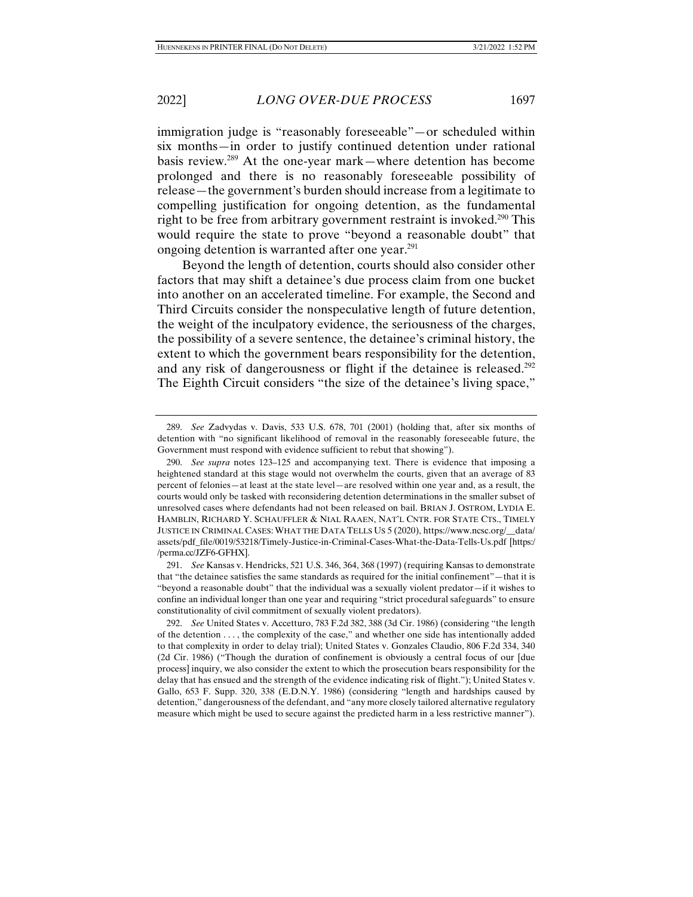immigration judge is "reasonably foreseeable"—or scheduled within six months—in order to justify continued detention under rational basis review.[289] At the one-year mark—where detention has become prolonged and there is no reasonably foreseeable possibility of release—the government's burden should increase from a legitimate to compelling justification for ongoing detention, as the fundamental right to be free from arbitrary government restraint is invoked.[290] This would require the state to prove "beyond a reasonable doubt" that ongoing detention is warranted after one year.[291]

Beyond the length of detention, courts should also consider other factors that may shift a detainee's due process claim from one bucket into another on an accelerated timeline. For example, the Second and Third Circuits consider the nonspeculative length of future detention, the weight of the inculpatory evidence, the seriousness of the charges, the possibility of a severe sentence, the detainee's criminal history, the extent to which the government bears responsibility for the detention, and any risk of dangerousness or flight if the detainee is released.[292] The Eighth Circuit considers "the size of the detainee's living space,"

---

289. *See* Zadvydas v. Davis, 533 U.S. 678, 701 (2001) (holding that, after six months of detention with "no significant likelihood of removal in the reasonably foreseeable future, the Government must respond with evidence sufficient to rebut that showing").

290. *See supra* notes 123–125 and accompanying text. There is evidence that imposing a heightened standard at this stage would not overwhelm the courts, given that an average of 83 percent of felonies—at least at the state level—are resolved within one year and, as a result, the courts would only be tasked with reconsidering detention determinations in the smaller subset of unresolved cases where defendants had not been released on bail. BRIAN J. OSTROM, LYDIA E. HAMBLIN, RICHARD Y. SCHAUFFLER & NIAL RAAEN, NAT'L CNTR. FOR STATE CTS., TIMELY JUSTICE IN CRIMINAL CASES: WHAT THE DATA TELLS US 5 (2020), https://www.ncsc.org/__data/assets/pdf_file/0019/53218/Timely-Justice-in-Criminal-Cases-What-the-Data-Tells-Us.pdf [https://perma.cc/JZF6-GFHX].

291. *See* Kansas v. Hendricks, 521 U.S. 346, 364, 368 (1997) (requiring Kansas to demonstrate that "the detainee satisfies the same standards as required for the initial confinement"—that it is "beyond a reasonable doubt" that the individual was a sexually violent predator—if it wishes to confine an individual longer than one year and requiring "strict procedural safeguards" to ensure constitutionality of civil commitment of sexually violent predators).

292. *See* United States v. Accetturo, 783 F.2d 382, 388 (3d Cir. 1986) (considering "the length of the detention . . . , the complexity of the case," and whether one side has intentionally added to that complexity in order to delay trial); United States v. Gonzales Claudio, 806 F.2d 334, 340 (2d Cir. 1986) ("Though the duration of confinement is obviously a central focus of our [due process] inquiry, we also consider the extent to which the prosecution bears responsibility for the delay that has ensued and the strength of the evidence indicating risk of flight."); United States v. Gallo, 653 F. Supp. 320, 338 (E.D.N.Y. 1986) (considering "length and hardships caused by detention," dangerousness of the defendant, and "any more closely tailored alternative regulatory measure which might be used to secure against the predicted harm in a less restrictive manner").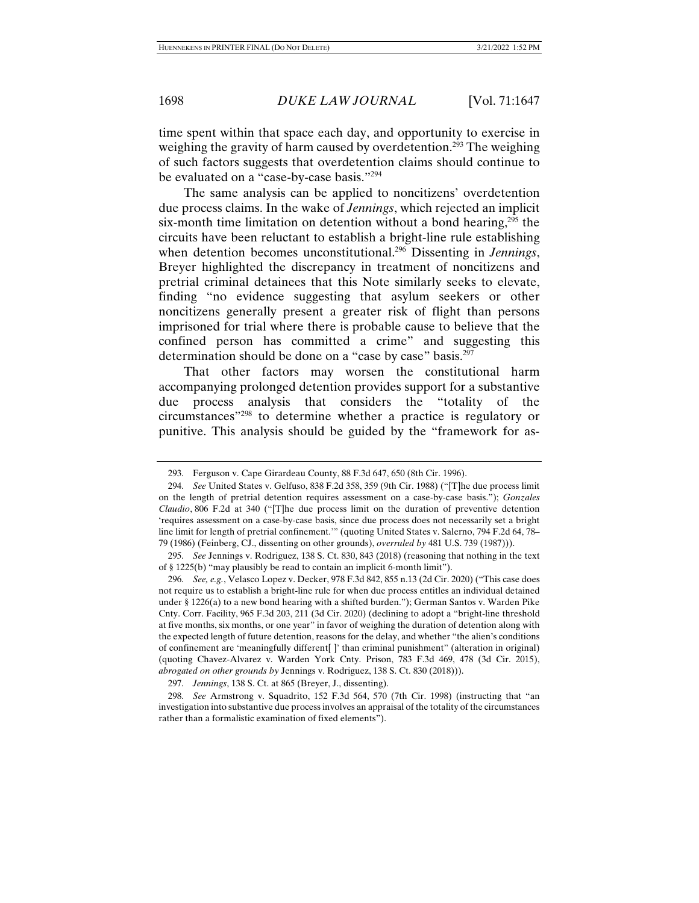time spent within that space each day, and opportunity to exercise in weighing the gravity of harm caused by overdetention.[293] The weighing of such factors suggests that overdetention claims should continue to be evaluated on a "case-by-case basis."[294]

The same analysis can be applied to noncitizens' overdetention due process claims. In the wake of *Jennings*, which rejected an implicit six-month time limitation on detention without a bond hearing,[295] the circuits have been reluctant to establish a bright-line rule establishing when detention becomes unconstitutional.[296] Dissenting in *Jennings*, Breyer highlighted the discrepancy in treatment of noncitizens and pretrial criminal detainees that this Note similarly seeks to elevate, finding "no evidence suggesting that asylum seekers or other noncitizens generally present a greater risk of flight than persons imprisoned for trial where there is probable cause to believe that the confined person has committed a crime" and suggesting this determination should be done on a "case by case" basis.[297]

That other factors may worsen the constitutional harm accompanying prolonged detention provides support for a substantive due process analysis that considers the "totality of the circumstances"[298] to determine whether a practice is regulatory or punitive. This analysis should be guided by the "framework for as-

---

293. Ferguson v. Cape Girardeau County, 88 F.3d 647, 650 (8th Cir. 1996).

294. *See* United States v. Gelfuso, 838 F.2d 358, 359 (9th Cir. 1988) ("[T]he due process limit on the length of pretrial detention requires assessment on a case-by-case basis."); *Gonzales Claudio*, 806 F.2d at 340 ("[T]he due process limit on the duration of preventive detention 'requires assessment on a case-by-case basis, since due process does not necessarily set a bright line limit for length of pretrial confinement.'" (quoting United States v. Salerno, 794 F.2d 64, 78–79 (1986) (Feinberg, CJ., dissenting on other grounds), *overruled by* 481 U.S. 739 (1987))).

295. *See* Jennings v. Rodriguez, 138 S. Ct. 830, 843 (2018) (reasoning that nothing in the text of § 1225(b) "may plausibly be read to contain an implicit 6-month limit").

296. *See, e.g.*, Velasco Lopez v. Decker, 978 F.3d 842, 855 n.13 (2d Cir. 2020) ("This case does not require us to establish a bright-line rule for when due process entitles an individual detained under § 1226(a) to a new bond hearing with a shifted burden."); German Santos v. Warden Pike Cnty. Corr. Facility, 965 F.3d 203, 211 (3d Cir. 2020) (declining to adopt a "bright-line threshold at five months, six months, or one year" in favor of weighing the duration of detention along with the expected length of future detention, reasons for the delay, and whether "the alien's conditions of confinement are 'meaningfully different[ ]' than criminal punishment" (alteration in original) (quoting Chavez-Alvarez v. Warden York Cnty. Prison, 783 F.3d 469, 478 (3d Cir. 2015), *abrogated on other grounds by* Jennings v. Rodriguez, 138 S. Ct. 830 (2018))).

297. *Jennings*, 138 S. Ct. at 865 (Breyer, J., dissenting).

298. *See* Armstrong v. Squadrito, 152 F.3d 564, 570 (7th Cir. 1998) (instructing that "an investigation into substantive due process involves an appraisal of the totality of the circumstances rather than a formalistic examination of fixed elements").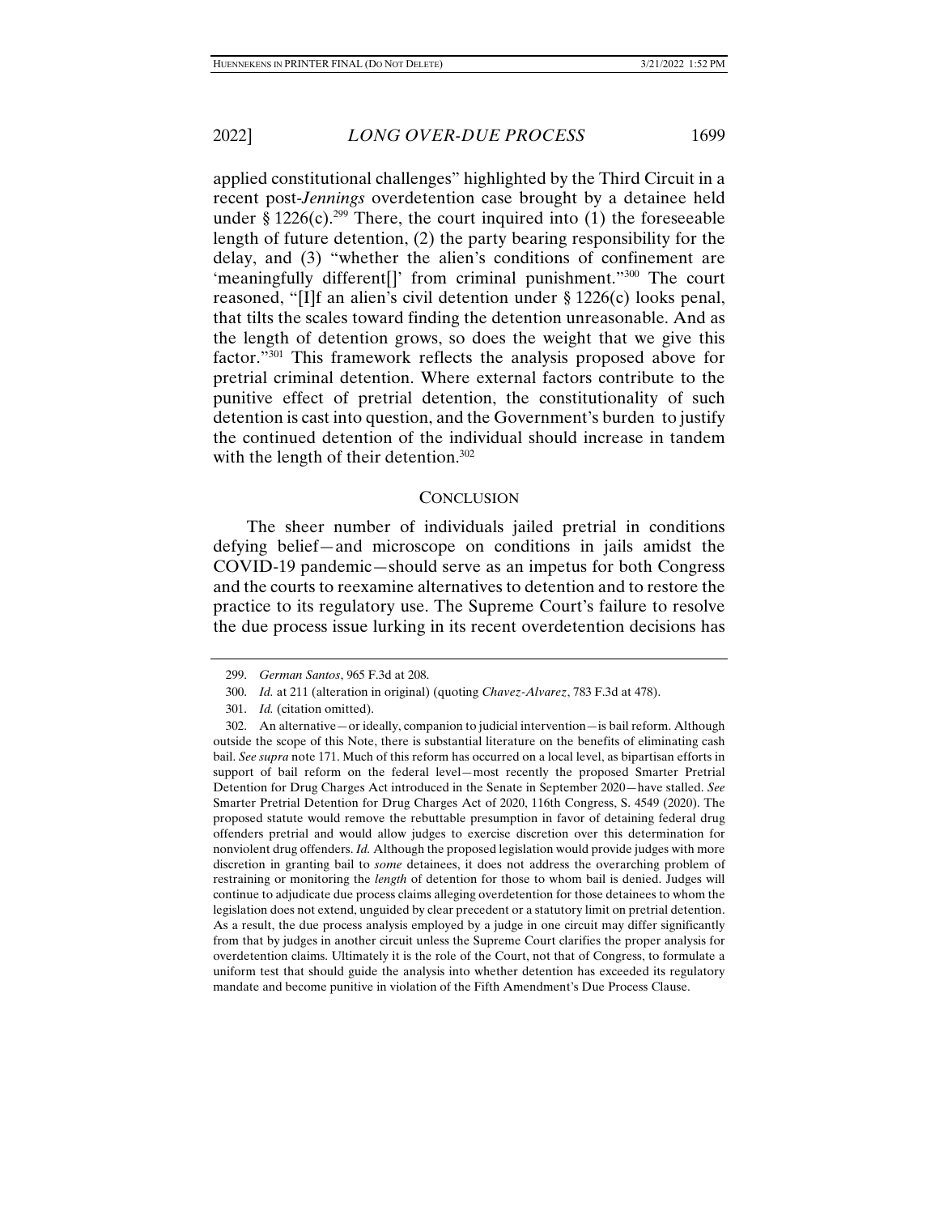applied constitutional challenges" highlighted by the Third Circuit in a recent post-*Jennings* overdetention case brought by a detainee held under § 1226(c).[299] There, the court inquired into (1) the foreseeable length of future detention, (2) the party bearing responsibility for the delay, and (3) "whether the alien's conditions of confinement are 'meaningfully different[]' from criminal punishment."[300] The court reasoned, "[I]f an alien's civil detention under § 1226(c) looks penal, that tilts the scales toward finding the detention unreasonable. And as the length of detention grows, so does the weight that we give this factor."[301] This framework reflects the analysis proposed above for pretrial criminal detention. Where external factors contribute to the punitive effect of pretrial detention, the constitutionality of such detention is cast into question, and the Government's burden to justify the continued detention of the individual should increase in tandem with the length of their detention.[302]

## CONCLUSION

The sheer number of individuals jailed pretrial in conditions defying belief—and microscope on conditions in jails amidst the COVID-19 pandemic—should serve as an impetus for both Congress and the courts to reexamine alternatives to detention and to restore the practice to its regulatory use. The Supreme Court's failure to resolve the due process issue lurking in its recent overdetention decisions has

---

299. *German Santos*, 965 F.3d at 208.

300. *Id.* at 211 (alteration in original) (quoting *Chavez-Alvarez*, 783 F.3d at 478).

301. *Id.* (citation omitted).

302. An alternative—or ideally, companion to judicial intervention—is bail reform. Although outside the scope of this Note, there is substantial literature on the benefits of eliminating cash bail. *See supra* note 171. Much of this reform has occurred on a local level, as bipartisan efforts in support of bail reform on the federal level—most recently the proposed Smarter Pretrial Detention for Drug Charges Act introduced in the Senate in September 2020—have stalled. *See* Smarter Pretrial Detention for Drug Charges Act of 2020, 116th Congress, S. 4549 (2020). The proposed statute would remove the rebuttable presumption in favor of detaining federal drug offenders pretrial and would allow judges to exercise discretion over this determination for nonviolent drug offenders. *Id.* Although the proposed legislation would provide judges with more discretion in granting bail to *some* detainees, it does not address the overarching problem of restraining or monitoring the *length* of detention for those to whom bail is denied. Judges will continue to adjudicate due process claims alleging overdetention for those detainees to whom the legislation does not extend, unguided by clear precedent or a statutory limit on pretrial detention. As a result, the due process analysis employed by a judge in one circuit may differ significantly from that by judges in another circuit unless the Supreme Court clarifies the proper analysis for overdetention claims. Ultimately it is the role of the Court, not that of Congress, to formulate a uniform test that should guide the analysis into whether detention has exceeded its regulatory mandate and become punitive in violation of the Fifth Amendment's Due Process Clause.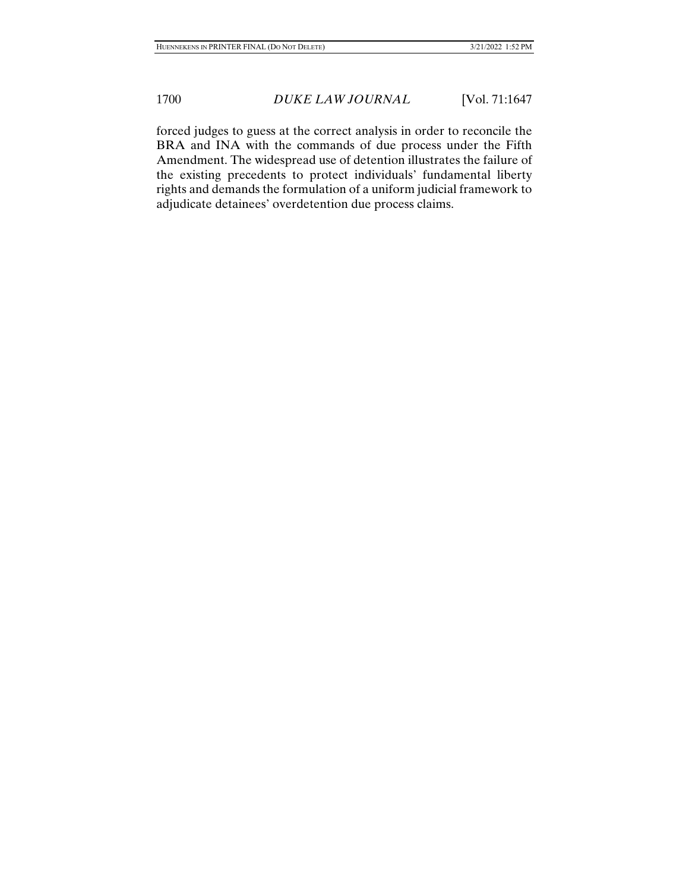forced judges to guess at the correct analysis in order to reconcile the BRA and INA with the commands of due process under the Fifth Amendment. The widespread use of detention illustrates the failure of the existing precedents to protect individuals' fundamental liberty rights and demands the formulation of a uniform judicial framework to adjudicate detainees' overdetention due process claims.